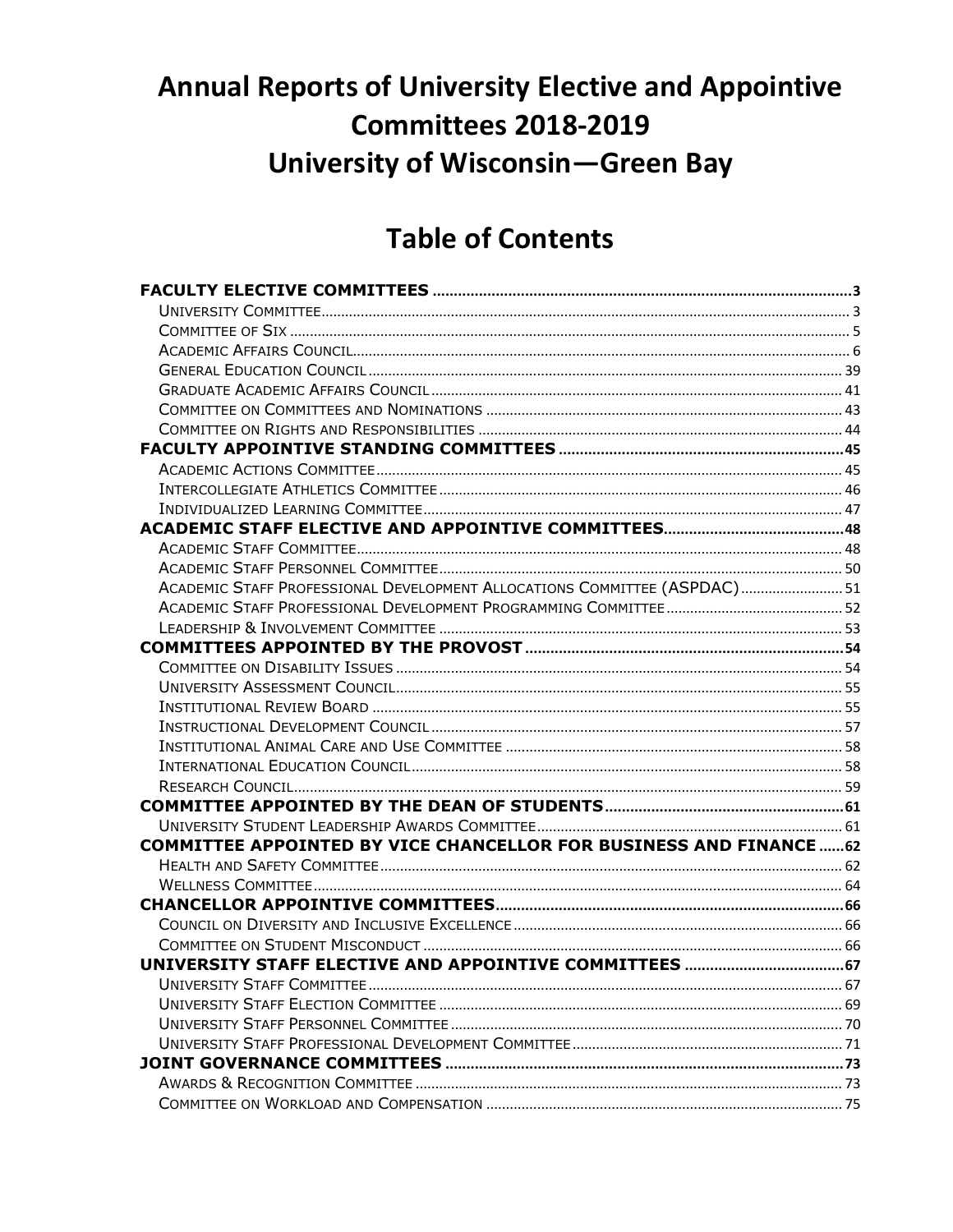# Annual Reports of University Elective and Appointive Committees 2018-2019
# University of Wisconsin—Green Bay

## Table of Contents

**FACULTY ELECTIVE COMMITTEES** ..... 3
- University Committee ..... 3
- Committee of Six ..... 5
- Academic Affairs Council ..... 6
- General Education Council ..... 39
- Graduate Academic Affairs Council ..... 41
- Committee on Committees and Nominations ..... 43
- Committee on Rights and Responsibilities ..... 44

**FACULTY APPOINTIVE STANDING COMMITTEES** ..... 45
- Academic Actions Committee ..... 45
- Intercollegiate Athletics Committee ..... 46
- Individualized Learning Committee ..... 47

**ACADEMIC STAFF ELECTIVE AND APPOINTIVE COMMITTEES** ..... 48
- Academic Staff Committee ..... 48
- Academic Staff Personnel Committee ..... 50
- Academic Staff Professional Development Allocations Committee (ASPDAC) ..... 51
- Academic Staff Professional Development Programming Committee ..... 52
- Leadership & Involvement Committee ..... 53

**COMMITTEES APPOINTED BY THE PROVOST** ..... 54
- Committee on Disability Issues ..... 54
- University Assessment Council ..... 55
- Institutional Review Board ..... 55
- Instructional Development Council ..... 57
- Institutional Animal Care and Use Committee ..... 58
- International Education Council ..... 58
- Research Council ..... 59

**COMMITTEE APPOINTED BY THE DEAN OF STUDENTS** ..... 61
- University Student Leadership Awards Committee ..... 61

**COMMITTEE APPOINTED BY VICE CHANCELLOR FOR BUSINESS AND FINANCE** ..... 62
- Health and Safety Committee ..... 62
- Wellness Committee ..... 64

**CHANCELLOR APPOINTIVE COMMITTEES** ..... 66
- Council on Diversity and Inclusive Excellence ..... 66
- Committee on Student Misconduct ..... 66

**UNIVERSITY STAFF ELECTIVE AND APPOINTIVE COMMITTEES** ..... 67
- University Staff Committee ..... 67
- University Staff Election Committee ..... 69
- University Staff Personnel Committee ..... 70
- University Staff Professional Development Committee ..... 71

**JOINT GOVERNANCE COMMITTEES** ..... 73
- Awards & Recognition Committee ..... 73
- Committee on Workload and Compensation ..... 75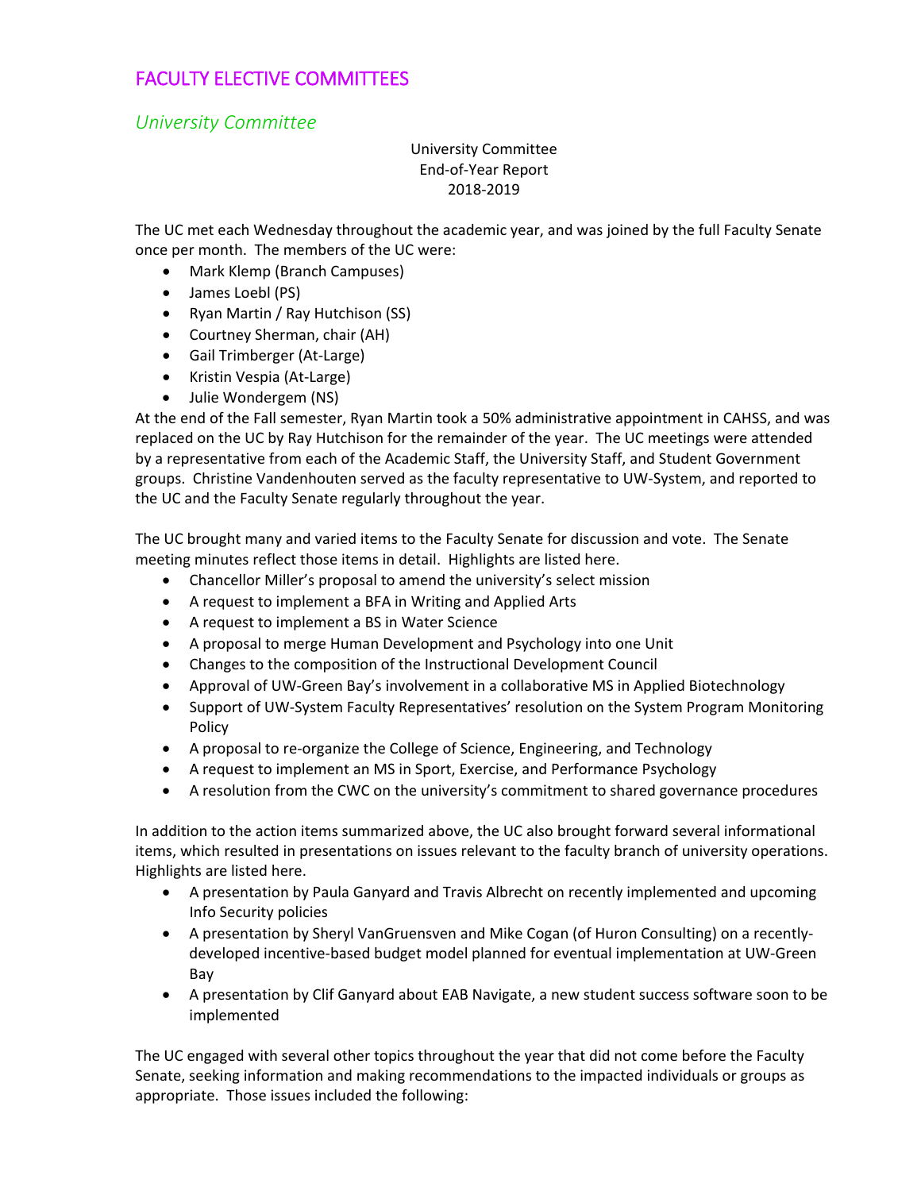# FACULTY ELECTIVE COMMITTEES

## *University Committee*

University Committee
End-of-Year Report
2018-2019

The UC met each Wednesday throughout the academic year, and was joined by the full Faculty Senate once per month. The members of the UC were:

- Mark Klemp (Branch Campuses)
- James Loebl (PS)
- Ryan Martin / Ray Hutchison (SS)
- Courtney Sherman, chair (AH)
- Gail Trimberger (At-Large)
- Kristin Vespia (At-Large)
- Julie Wondergem (NS)

At the end of the Fall semester, Ryan Martin took a 50% administrative appointment in CAHSS, and was replaced on the UC by Ray Hutchison for the remainder of the year. The UC meetings were attended by a representative from each of the Academic Staff, the University Staff, and Student Government groups. Christine Vandenhouten served as the faculty representative to UW-System, and reported to the UC and the Faculty Senate regularly throughout the year.

The UC brought many and varied items to the Faculty Senate for discussion and vote. The Senate meeting minutes reflect those items in detail. Highlights are listed here.

- Chancellor Miller's proposal to amend the university's select mission
- A request to implement a BFA in Writing and Applied Arts
- A request to implement a BS in Water Science
- A proposal to merge Human Development and Psychology into one Unit
- Changes to the composition of the Instructional Development Council
- Approval of UW-Green Bay's involvement in a collaborative MS in Applied Biotechnology
- Support of UW-System Faculty Representatives' resolution on the System Program Monitoring Policy
- A proposal to re-organize the College of Science, Engineering, and Technology
- A request to implement an MS in Sport, Exercise, and Performance Psychology
- A resolution from the CWC on the university's commitment to shared governance procedures

In addition to the action items summarized above, the UC also brought forward several informational items, which resulted in presentations on issues relevant to the faculty branch of university operations. Highlights are listed here.

- A presentation by Paula Ganyard and Travis Albrecht on recently implemented and upcoming Info Security policies
- A presentation by Sheryl VanGruensven and Mike Cogan (of Huron Consulting) on a recently-developed incentive-based budget model planned for eventual implementation at UW-Green Bay
- A presentation by Clif Ganyard about EAB Navigate, a new student success software soon to be implemented

The UC engaged with several other topics throughout the year that did not come before the Faculty Senate, seeking information and making recommendations to the impacted individuals or groups as appropriate. Those issues included the following: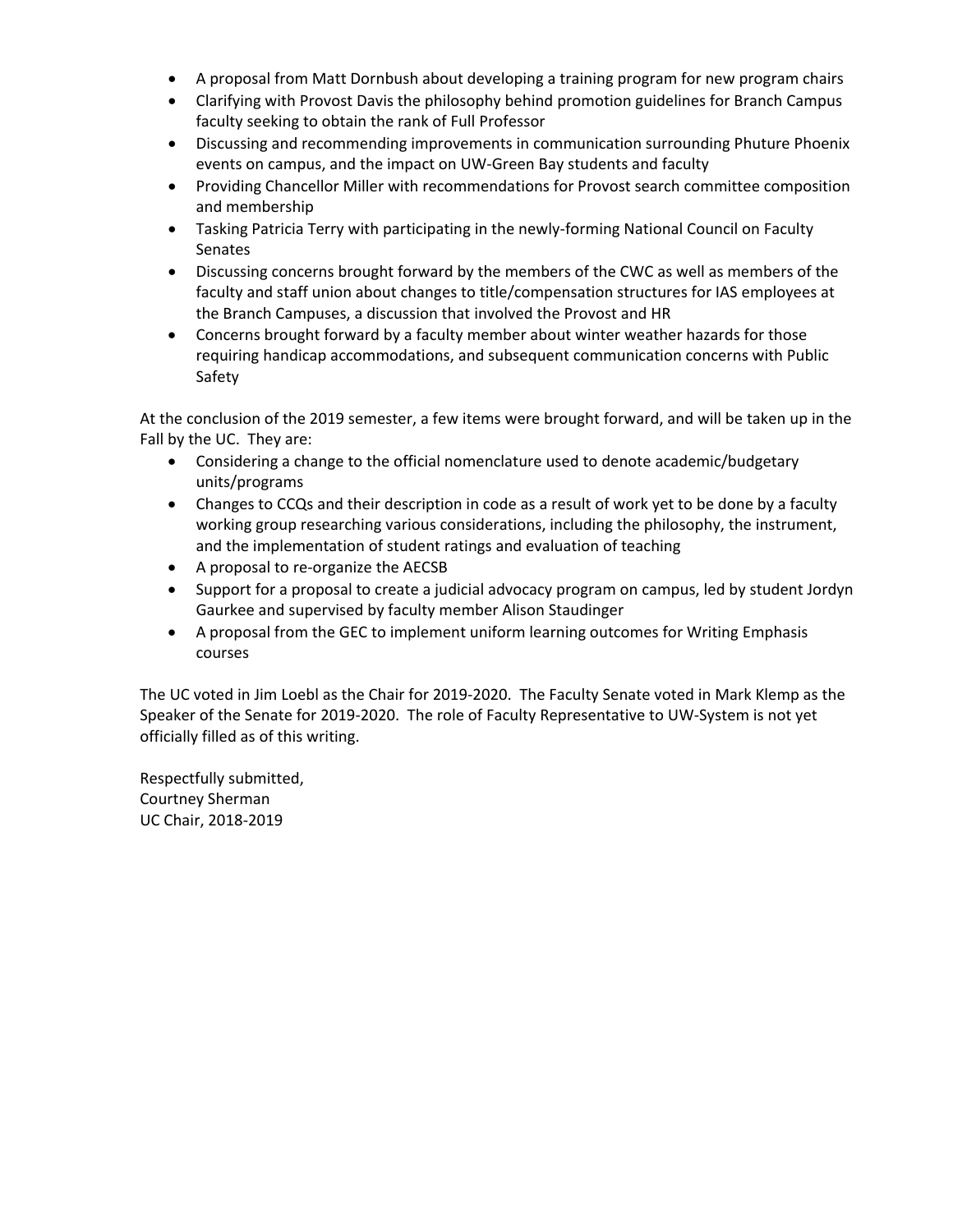- A proposal from Matt Dornbush about developing a training program for new program chairs
- Clarifying with Provost Davis the philosophy behind promotion guidelines for Branch Campus faculty seeking to obtain the rank of Full Professor
- Discussing and recommending improvements in communication surrounding Phuture Phoenix events on campus, and the impact on UW-Green Bay students and faculty
- Providing Chancellor Miller with recommendations for Provost search committee composition and membership
- Tasking Patricia Terry with participating in the newly-forming National Council on Faculty Senates
- Discussing concerns brought forward by the members of the CWC as well as members of the faculty and staff union about changes to title/compensation structures for IAS employees at the Branch Campuses, a discussion that involved the Provost and HR
- Concerns brought forward by a faculty member about winter weather hazards for those requiring handicap accommodations, and subsequent communication concerns with Public Safety

At the conclusion of the 2019 semester, a few items were brought forward, and will be taken up in the Fall by the UC. They are:

- Considering a change to the official nomenclature used to denote academic/budgetary units/programs
- Changes to CCQs and their description in code as a result of work yet to be done by a faculty working group researching various considerations, including the philosophy, the instrument, and the implementation of student ratings and evaluation of teaching
- A proposal to re-organize the AECSB
- Support for a proposal to create a judicial advocacy program on campus, led by student Jordyn Gaurkee and supervised by faculty member Alison Staudinger
- A proposal from the GEC to implement uniform learning outcomes for Writing Emphasis courses

The UC voted in Jim Loebl as the Chair for 2019-2020. The Faculty Senate voted in Mark Klemp as the Speaker of the Senate for 2019-2020. The role of Faculty Representative to UW-System is not yet officially filled as of this writing.

Respectfully submitted,
Courtney Sherman
UC Chair, 2018-2019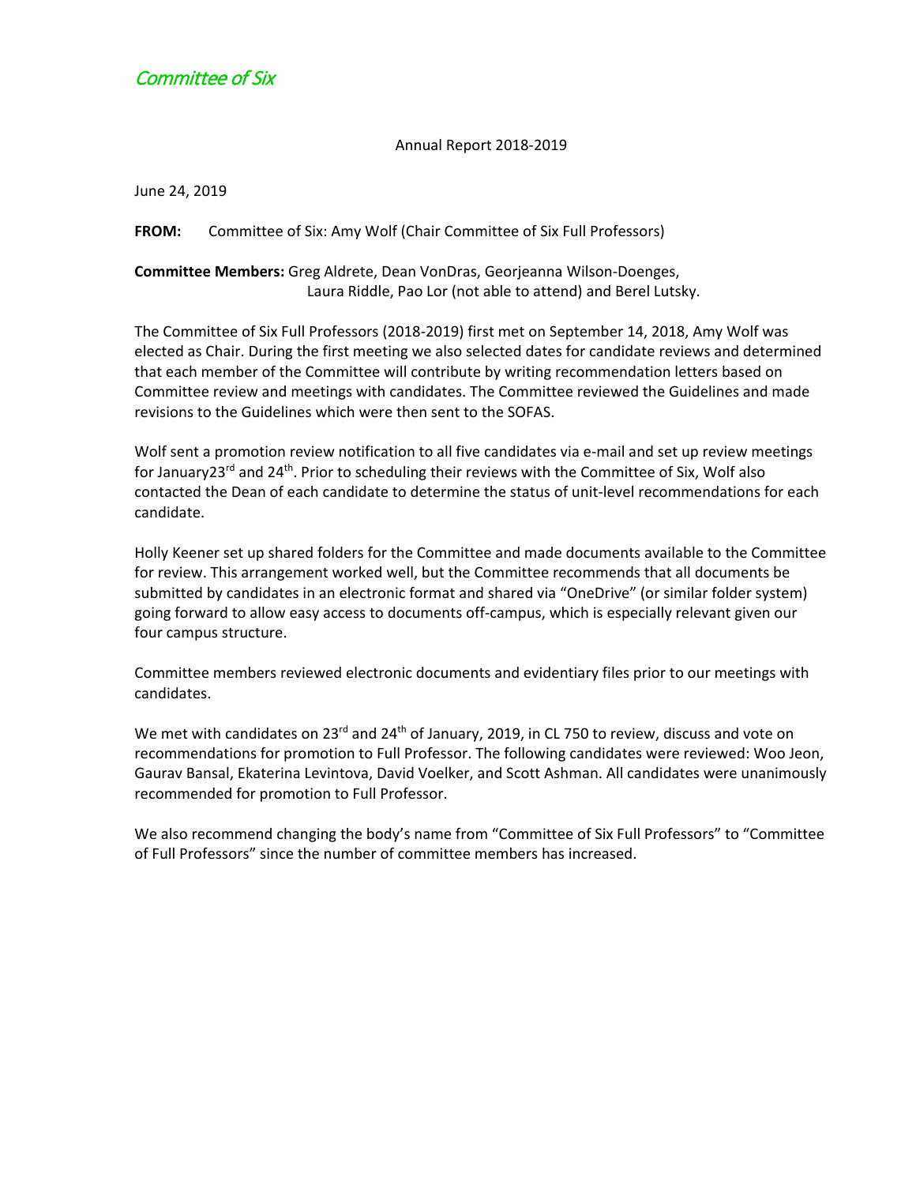*Committee of Six*

Annual Report 2018-2019

June 24, 2019

**FROM:** Committee of Six: Amy Wolf (Chair Committee of Six Full Professors)

**Committee Members:** Greg Aldrete, Dean VonDras, Georjeanna Wilson-Doenges, Laura Riddle, Pao Lor (not able to attend) and Berel Lutsky.

The Committee of Six Full Professors (2018-2019) first met on September 14, 2018, Amy Wolf was elected as Chair. During the first meeting we also selected dates for candidate reviews and determined that each member of the Committee will contribute by writing recommendation letters based on Committee review and meetings with candidates. The Committee reviewed the Guidelines and made revisions to the Guidelines which were then sent to the SOFAS.

Wolf sent a promotion review notification to all five candidates via e-mail and set up review meetings for January23rd and 24th. Prior to scheduling their reviews with the Committee of Six, Wolf also contacted the Dean of each candidate to determine the status of unit-level recommendations for each candidate.

Holly Keener set up shared folders for the Committee and made documents available to the Committee for review. This arrangement worked well, but the Committee recommends that all documents be submitted by candidates in an electronic format and shared via "OneDrive" (or similar folder system) going forward to allow easy access to documents off-campus, which is especially relevant given our four campus structure.

Committee members reviewed electronic documents and evidentiary files prior to our meetings with candidates.

We met with candidates on 23rd and 24th of January, 2019, in CL 750 to review, discuss and vote on recommendations for promotion to Full Professor. The following candidates were reviewed: Woo Jeon, Gaurav Bansal, Ekaterina Levintova, David Voelker, and Scott Ashman. All candidates were unanimously recommended for promotion to Full Professor.

We also recommend changing the body's name from "Committee of Six Full Professors" to "Committee of Full Professors" since the number of committee members has increased.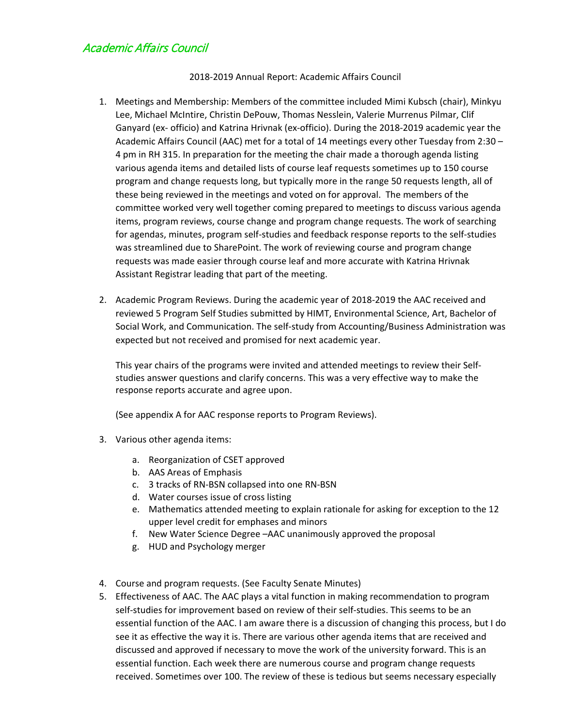# Academic Affairs Council

2018-2019 Annual Report: Academic Affairs Council

1. Meetings and Membership: Members of the committee included Mimi Kubsch (chair), Minkyu Lee, Michael McIntire, Christin DePouw, Thomas Nesslein, Valerie Murrenus Pilmar, Clif Ganyard (ex- officio) and Katrina Hrivnak (ex-officio). During the 2018-2019 academic year the Academic Affairs Council (AAC) met for a total of 14 meetings every other Tuesday from 2:30 – 4 pm in RH 315. In preparation for the meeting the chair made a thorough agenda listing various agenda items and detailed lists of course leaf requests sometimes up to 150 course program and change requests long, but typically more in the range 50 requests length, all of these being reviewed in the meetings and voted on for approval. The members of the committee worked very well together coming prepared to meetings to discuss various agenda items, program reviews, course change and program change requests. The work of searching for agendas, minutes, program self-studies and feedback response reports to the self-studies was streamlined due to SharePoint. The work of reviewing course and program change requests was made easier through course leaf and more accurate with Katrina Hrivnak Assistant Registrar leading that part of the meeting.

2. Academic Program Reviews. During the academic year of 2018-2019 the AAC received and reviewed 5 Program Self Studies submitted by HIMT, Environmental Science, Art, Bachelor of Social Work, and Communication. The self-study from Accounting/Business Administration was expected but not received and promised for next academic year.

   This year chairs of the programs were invited and attended meetings to review their Self-studies answer questions and clarify concerns. This was a very effective way to make the response reports accurate and agree upon.

   (See appendix A for AAC response reports to Program Reviews).

3. Various other agenda items:
   a. Reorganization of CSET approved
   b. AAS Areas of Emphasis
   c. 3 tracks of RN-BSN collapsed into one RN-BSN
   d. Water courses issue of cross listing
   e. Mathematics attended meeting to explain rationale for asking for exception to the 12 upper level credit for emphases and minors
   f. New Water Science Degree –AAC unanimously approved the proposal
   g. HUD and Psychology merger

4. Course and program requests. (See Faculty Senate Minutes)
5. Effectiveness of AAC. The AAC plays a vital function in making recommendation to program self-studies for improvement based on review of their self-studies. This seems to be an essential function of the AAC. I am aware there is a discussion of changing this process, but I do see it as effective the way it is. There are various other agenda items that are received and discussed and approved if necessary to move the work of the university forward. This is an essential function. Each week there are numerous course and program change requests received. Sometimes over 100. The review of these is tedious but seems necessary especially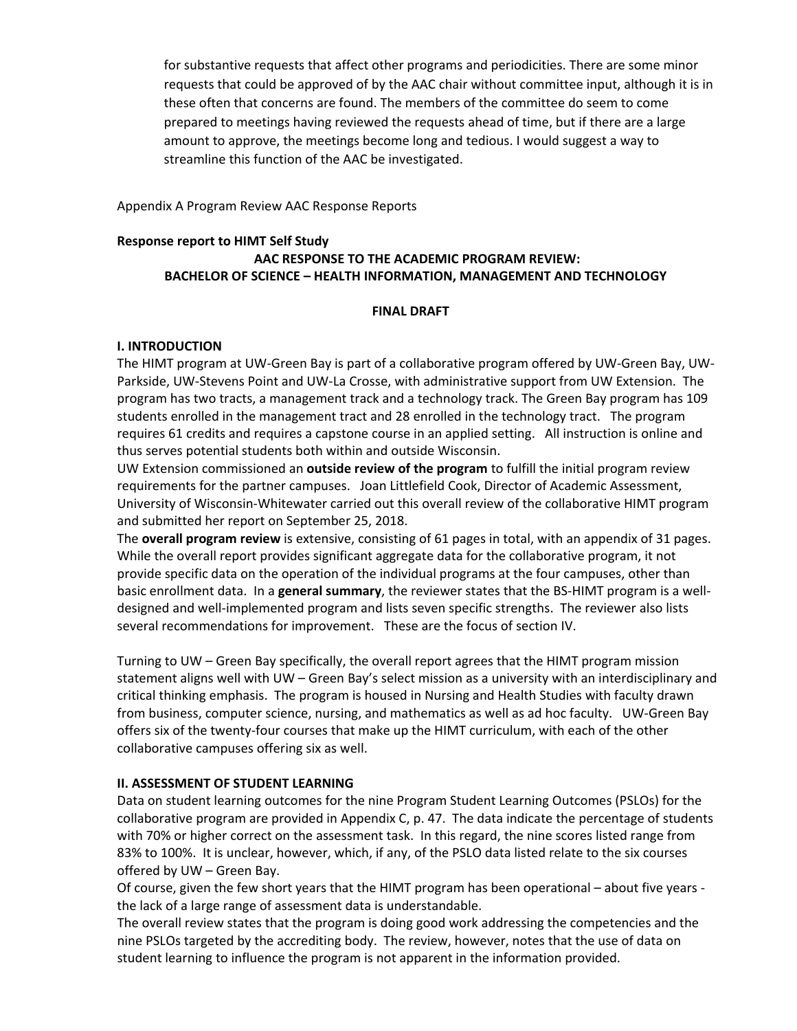for substantive requests that affect other programs and periodicities. There are some minor requests that could be approved of by the AAC chair without committee input, although it is in these often that concerns are found. The members of the committee do seem to come prepared to meetings having reviewed the requests ahead of time, but if there are a large amount to approve, the meetings become long and tedious. I would suggest a way to streamline this function of the AAC be investigated.

Appendix A Program Review AAC Response Reports

**Response report to HIMT Self Study**

**AAC RESPONSE TO THE ACADEMIC PROGRAM REVIEW:
BACHELOR OF SCIENCE – HEALTH INFORMATION, MANAGEMENT AND TECHNOLOGY**

**FINAL DRAFT**

**I. INTRODUCTION**

The HIMT program at UW-Green Bay is part of a collaborative program offered by UW-Green Bay, UW-Parkside, UW-Stevens Point and UW-La Crosse, with administrative support from UW Extension. The program has two tracts, a management track and a technology track. The Green Bay program has 109 students enrolled in the management tract and 28 enrolled in the technology tract. The program requires 61 credits and requires a capstone course in an applied setting. All instruction is online and thus serves potential students both within and outside Wisconsin.

UW Extension commissioned an **outside review of the program** to fulfill the initial program review requirements for the partner campuses. Joan Littlefield Cook, Director of Academic Assessment, University of Wisconsin-Whitewater carried out this overall review of the collaborative HIMT program and submitted her report on September 25, 2018.

The **overall program review** is extensive, consisting of 61 pages in total, with an appendix of 31 pages. While the overall report provides significant aggregate data for the collaborative program, it not provide specific data on the operation of the individual programs at the four campuses, other than basic enrollment data. In a **general summary**, the reviewer states that the BS-HIMT program is a well-designed and well-implemented program and lists seven specific strengths. The reviewer also lists several recommendations for improvement. These are the focus of section IV.

Turning to UW – Green Bay specifically, the overall report agrees that the HIMT program mission statement aligns well with UW – Green Bay's select mission as a university with an interdisciplinary and critical thinking emphasis. The program is housed in Nursing and Health Studies with faculty drawn from business, computer science, nursing, and mathematics as well as ad hoc faculty. UW-Green Bay offers six of the twenty-four courses that make up the HIMT curriculum, with each of the other collaborative campuses offering six as well.

**II. ASSESSMENT OF STUDENT LEARNING**

Data on student learning outcomes for the nine Program Student Learning Outcomes (PSLOs) for the collaborative program are provided in Appendix C, p. 47. The data indicate the percentage of students with 70% or higher correct on the assessment task. In this regard, the nine scores listed range from 83% to 100%. It is unclear, however, which, if any, of the PSLO data listed relate to the six courses offered by UW – Green Bay.

Of course, given the few short years that the HIMT program has been operational – about five years - the lack of a large range of assessment data is understandable.

The overall review states that the program is doing good work addressing the competencies and the nine PSLOs targeted by the accrediting body. The review, however, notes that the use of data on student learning to influence the program is not apparent in the information provided.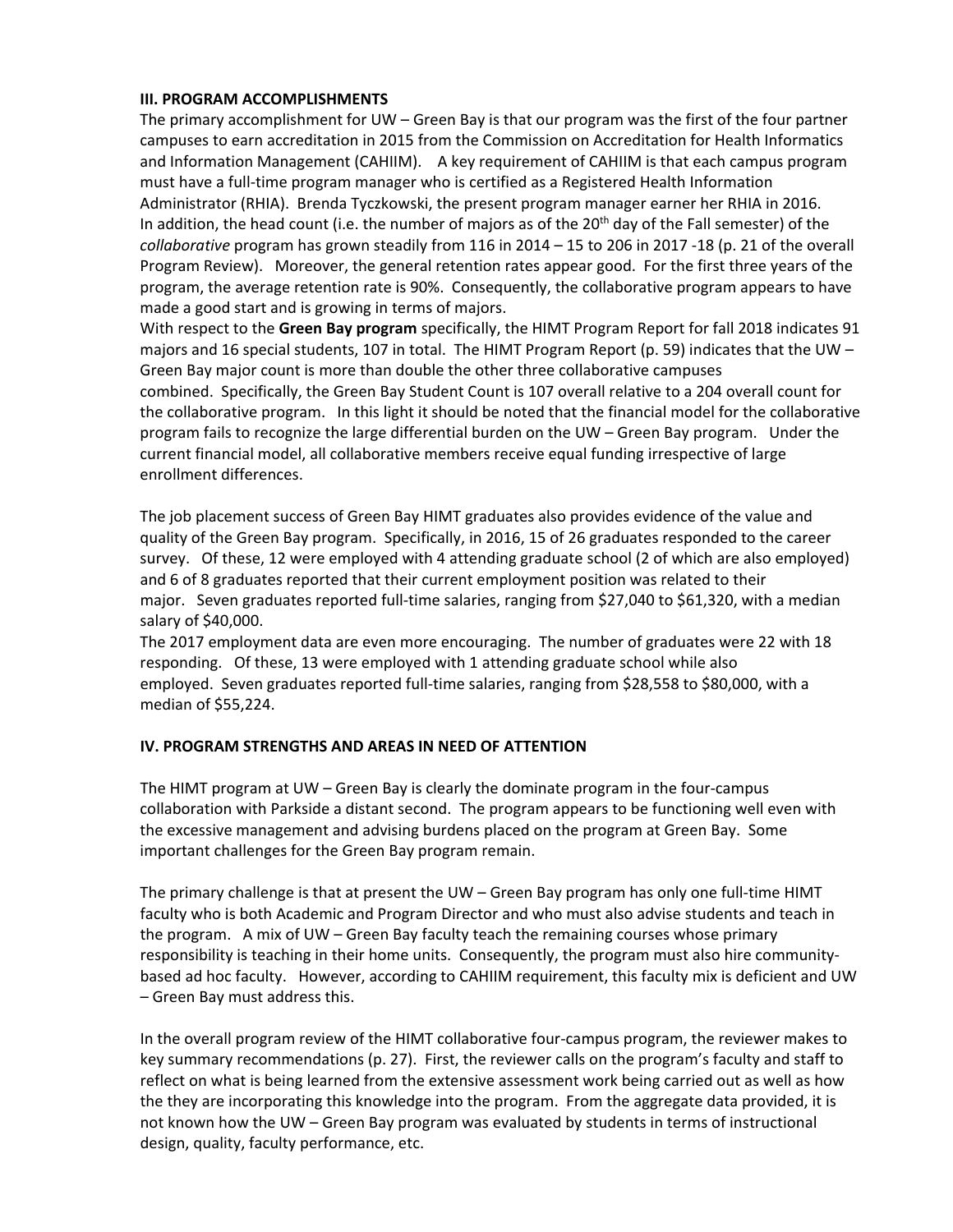**III. PROGRAM ACCOMPLISHMENTS**

The primary accomplishment for UW – Green Bay is that our program was the first of the four partner campuses to earn accreditation in 2015 from the Commission on Accreditation for Health Informatics and Information Management (CAHIIM). A key requirement of CAHIIM is that each campus program must have a full-time program manager who is certified as a Registered Health Information Administrator (RHIA). Brenda Tyczkowski, the present program manager earner her RHIA in 2016. In addition, the head count (i.e. the number of majors as of the 20th day of the Fall semester) of the *collaborative* program has grown steadily from 116 in 2014 – 15 to 206 in 2017 -18 (p. 21 of the overall Program Review). Moreover, the general retention rates appear good. For the first three years of the program, the average retention rate is 90%. Consequently, the collaborative program appears to have made a good start and is growing in terms of majors.

With respect to the **Green Bay program** specifically, the HIMT Program Report for fall 2018 indicates 91 majors and 16 special students, 107 in total. The HIMT Program Report (p. 59) indicates that the UW – Green Bay major count is more than double the other three collaborative campuses combined. Specifically, the Green Bay Student Count is 107 overall relative to a 204 overall count for the collaborative program. In this light it should be noted that the financial model for the collaborative program fails to recognize the large differential burden on the UW – Green Bay program. Under the current financial model, all collaborative members receive equal funding irrespective of large enrollment differences.

The job placement success of Green Bay HIMT graduates also provides evidence of the value and quality of the Green Bay program. Specifically, in 2016, 15 of 26 graduates responded to the career survey. Of these, 12 were employed with 4 attending graduate school (2 of which are also employed) and 6 of 8 graduates reported that their current employment position was related to their major. Seven graduates reported full-time salaries, ranging from $27,040 to $61,320, with a median salary of $40,000.

The 2017 employment data are even more encouraging. The number of graduates were 22 with 18 responding. Of these, 13 were employed with 1 attending graduate school while also employed. Seven graduates reported full-time salaries, ranging from $28,558 to $80,000, with a median of $55,224.

**IV. PROGRAM STRENGTHS AND AREAS IN NEED OF ATTENTION**

The HIMT program at UW – Green Bay is clearly the dominate program in the four-campus collaboration with Parkside a distant second. The program appears to be functioning well even with the excessive management and advising burdens placed on the program at Green Bay. Some important challenges for the Green Bay program remain.

The primary challenge is that at present the UW – Green Bay program has only one full-time HIMT faculty who is both Academic and Program Director and who must also advise students and teach in the program. A mix of UW – Green Bay faculty teach the remaining courses whose primary responsibility is teaching in their home units. Consequently, the program must also hire community-based ad hoc faculty. However, according to CAHIIM requirement, this faculty mix is deficient and UW – Green Bay must address this.

In the overall program review of the HIMT collaborative four-campus program, the reviewer makes to key summary recommendations (p. 27). First, the reviewer calls on the program's faculty and staff to reflect on what is being learned from the extensive assessment work being carried out as well as how the they are incorporating this knowledge into the program. From the aggregate data provided, it is not known how the UW – Green Bay program was evaluated by students in terms of instructional design, quality, faculty performance, etc.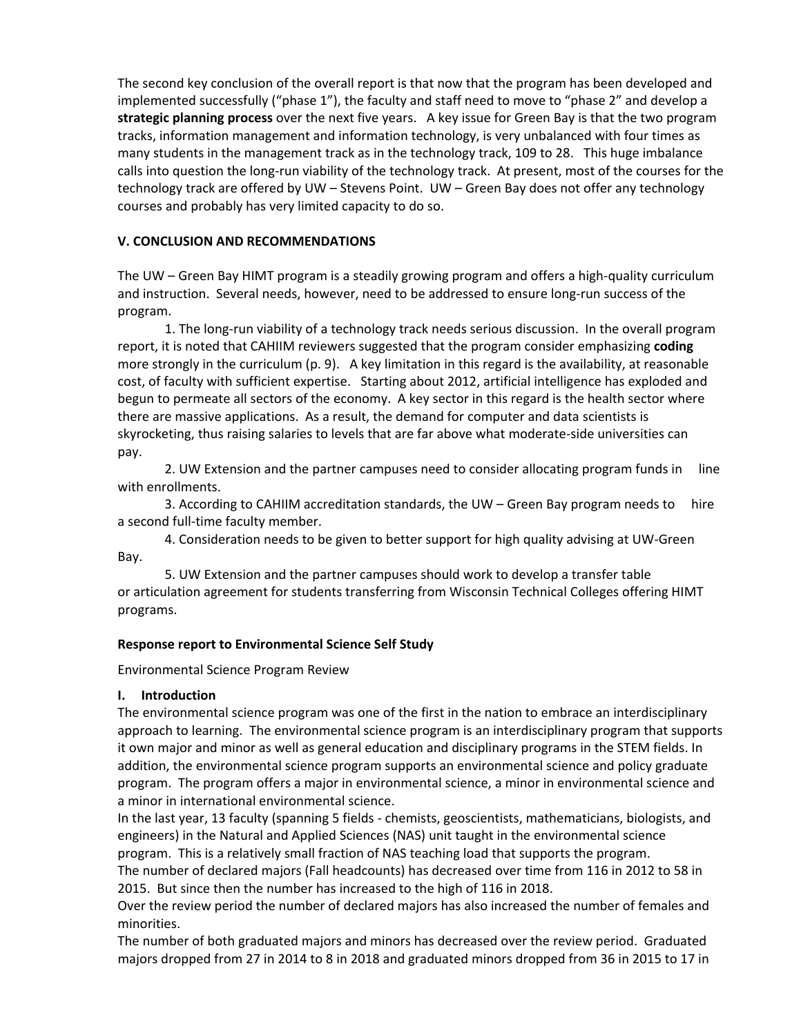The second key conclusion of the overall report is that now that the program has been developed and implemented successfully ("phase 1"), the faculty and staff need to move to "phase 2" and develop a **strategic planning process** over the next five years. A key issue for Green Bay is that the two program tracks, information management and information technology, is very unbalanced with four times as many students in the management track as in the technology track, 109 to 28. This huge imbalance calls into question the long-run viability of the technology track. At present, most of the courses for the technology track are offered by UW – Stevens Point. UW – Green Bay does not offer any technology courses and probably has very limited capacity to do so.

**V. CONCLUSION AND RECOMMENDATIONS**

The UW – Green Bay HIMT program is a steadily growing program and offers a high-quality curriculum and instruction. Several needs, however, need to be addressed to ensure long-run success of the program.

1. The long-run viability of a technology track needs serious discussion. In the overall program report, it is noted that CAHIIM reviewers suggested that the program consider emphasizing **coding** more strongly in the curriculum (p. 9). A key limitation in this regard is the availability, at reasonable cost, of faculty with sufficient expertise. Starting about 2012, artificial intelligence has exploded and begun to permeate all sectors of the economy. A key sector in this regard is the health sector where there are massive applications. As a result, the demand for computer and data scientists is skyrocketing, thus raising salaries to levels that are far above what moderate-side universities can pay.

2. UW Extension and the partner campuses need to consider allocating program funds in line with enrollments.

3. According to CAHIIM accreditation standards, the UW – Green Bay program needs to hire a second full-time faculty member.

4. Consideration needs to be given to better support for high quality advising at UW-Green Bay.

5. UW Extension and the partner campuses should work to develop a transfer table or articulation agreement for students transferring from Wisconsin Technical Colleges offering HIMT programs.

**Response report to Environmental Science Self Study**

Environmental Science Program Review

## I. Introduction

The environmental science program was one of the first in the nation to embrace an interdisciplinary approach to learning. The environmental science program is an interdisciplinary program that supports it own major and minor as well as general education and disciplinary programs in the STEM fields. In addition, the environmental science program supports an environmental science and policy graduate program. The program offers a major in environmental science, a minor in environmental science and a minor in international environmental science.

In the last year, 13 faculty (spanning 5 fields - chemists, geoscientists, mathematicians, biologists, and engineers) in the Natural and Applied Sciences (NAS) unit taught in the environmental science program. This is a relatively small fraction of NAS teaching load that supports the program.

The number of declared majors (Fall headcounts) has decreased over time from 116 in 2012 to 58 in 2015. But since then the number has increased to the high of 116 in 2018.

Over the review period the number of declared majors has also increased the number of females and minorities.

The number of both graduated majors and minors has decreased over the review period. Graduated majors dropped from 27 in 2014 to 8 in 2018 and graduated minors dropped from 36 in 2015 to 17 in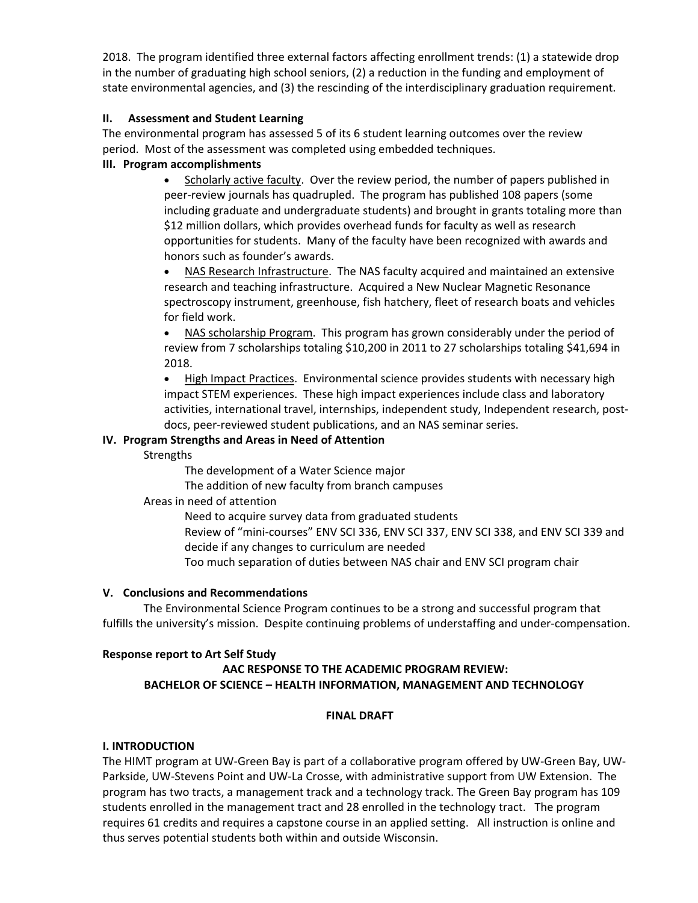2018. The program identified three external factors affecting enrollment trends: (1) a statewide drop in the number of graduating high school seniors, (2) a reduction in the funding and employment of state environmental agencies, and (3) the rescinding of the interdisciplinary graduation requirement.

### II. Assessment and Student Learning

The environmental program has assessed 5 of its 6 student learning outcomes over the review period. Most of the assessment was completed using embedded techniques.

### III. Program accomplishments

- Scholarly active faculty. Over the review period, the number of papers published in peer-review journals has quadrupled. The program has published 108 papers (some including graduate and undergraduate students) and brought in grants totaling more than $12 million dollars, which provides overhead funds for faculty as well as research opportunities for students. Many of the faculty have been recognized with awards and honors such as founder's awards.
- NAS Research Infrastructure. The NAS faculty acquired and maintained an extensive research and teaching infrastructure. Acquired a New Nuclear Magnetic Resonance spectroscopy instrument, greenhouse, fish hatchery, fleet of research boats and vehicles for field work.
- NAS scholarship Program. This program has grown considerably under the period of review from 7 scholarships totaling $10,200 in 2011 to 27 scholarships totaling $41,694 in 2018.
- High Impact Practices. Environmental science provides students with necessary high impact STEM experiences. These high impact experiences include class and laboratory activities, international travel, internships, independent study, Independent research, post-docs, peer-reviewed student publications, and an NAS seminar series.

### IV. Program Strengths and Areas in Need of Attention

Strengths

- The development of a Water Science major
- The addition of new faculty from branch campuses

Areas in need of attention

- Need to acquire survey data from graduated students
- Review of "mini-courses" ENV SCI 336, ENV SCI 337, ENV SCI 338, and ENV SCI 339 and decide if any changes to curriculum are needed
- Too much separation of duties between NAS chair and ENV SCI program chair

### V. Conclusions and Recommendations

The Environmental Science Program continues to be a strong and successful program that fulfills the university's mission. Despite continuing problems of understaffing and under-compensation.

**Response report to Art Self Study**

## AAC RESPONSE TO THE ACADEMIC PROGRAM REVIEW: BACHELOR OF SCIENCE – HEALTH INFORMATION, MANAGEMENT AND TECHNOLOGY

**FINAL DRAFT**

### I. INTRODUCTION

The HIMT program at UW-Green Bay is part of a collaborative program offered by UW-Green Bay, UW-Parkside, UW-Stevens Point and UW-La Crosse, with administrative support from UW Extension. The program has two tracts, a management track and a technology track. The Green Bay program has 109 students enrolled in the management tract and 28 enrolled in the technology tract. The program requires 61 credits and requires a capstone course in an applied setting. All instruction is online and thus serves potential students both within and outside Wisconsin.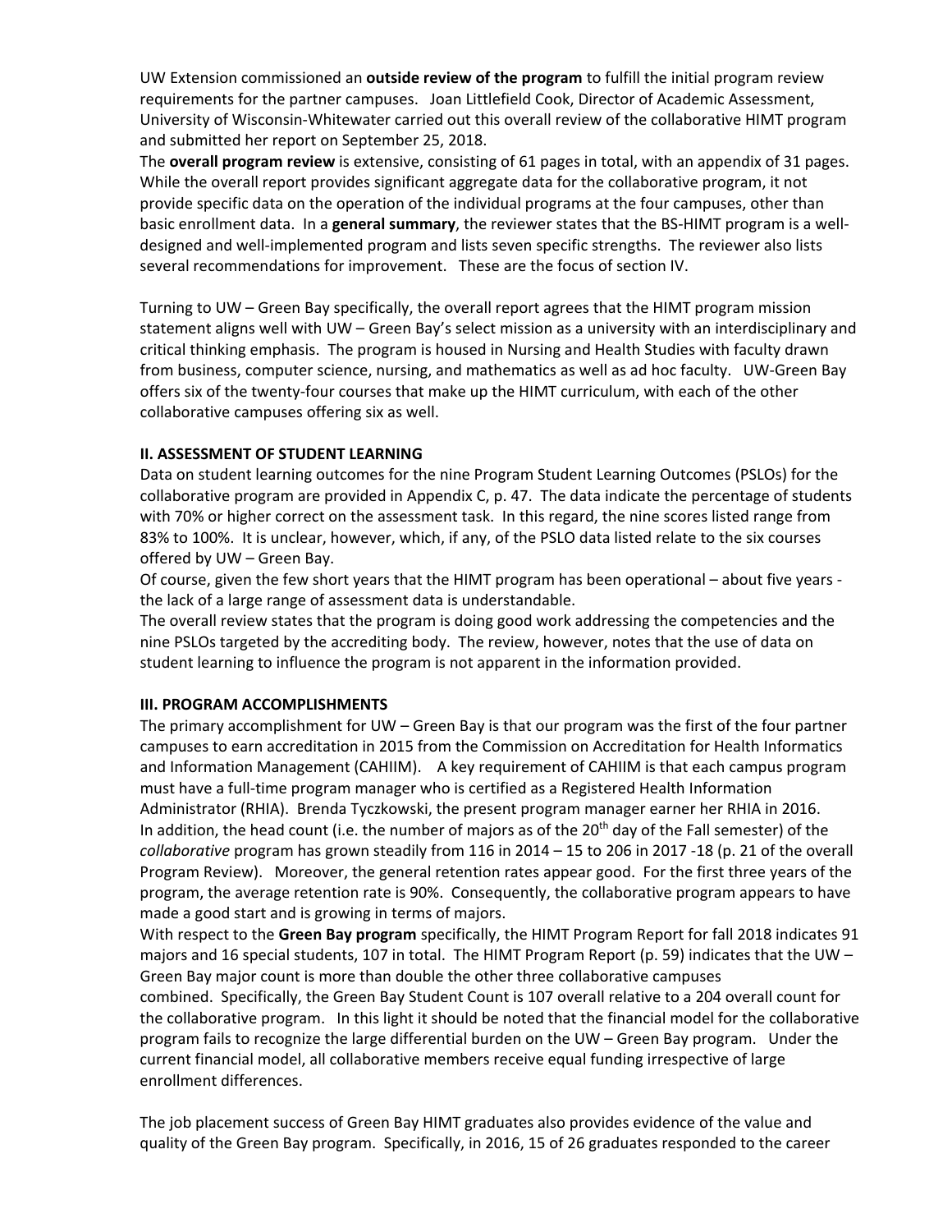UW Extension commissioned an **outside review of the program** to fulfill the initial program review requirements for the partner campuses. Joan Littlefield Cook, Director of Academic Assessment, University of Wisconsin-Whitewater carried out this overall review of the collaborative HIMT program and submitted her report on September 25, 2018.

The **overall program review** is extensive, consisting of 61 pages in total, with an appendix of 31 pages. While the overall report provides significant aggregate data for the collaborative program, it not provide specific data on the operation of the individual programs at the four campuses, other than basic enrollment data. In a **general summary**, the reviewer states that the BS-HIMT program is a well-designed and well-implemented program and lists seven specific strengths. The reviewer also lists several recommendations for improvement. These are the focus of section IV.

Turning to UW – Green Bay specifically, the overall report agrees that the HIMT program mission statement aligns well with UW – Green Bay's select mission as a university with an interdisciplinary and critical thinking emphasis. The program is housed in Nursing and Health Studies with faculty drawn from business, computer science, nursing, and mathematics as well as ad hoc faculty. UW-Green Bay offers six of the twenty-four courses that make up the HIMT curriculum, with each of the other collaborative campuses offering six as well.

**II. ASSESSMENT OF STUDENT LEARNING**

Data on student learning outcomes for the nine Program Student Learning Outcomes (PSLOs) for the collaborative program are provided in Appendix C, p. 47. The data indicate the percentage of students with 70% or higher correct on the assessment task. In this regard, the nine scores listed range from 83% to 100%. It is unclear, however, which, if any, of the PSLO data listed relate to the six courses offered by UW – Green Bay.

Of course, given the few short years that the HIMT program has been operational – about five years - the lack of a large range of assessment data is understandable.

The overall review states that the program is doing good work addressing the competencies and the nine PSLOs targeted by the accrediting body. The review, however, notes that the use of data on student learning to influence the program is not apparent in the information provided.

**III. PROGRAM ACCOMPLISHMENTS**

The primary accomplishment for UW – Green Bay is that our program was the first of the four partner campuses to earn accreditation in 2015 from the Commission on Accreditation for Health Informatics and Information Management (CAHIIM). A key requirement of CAHIIM is that each campus program must have a full-time program manager who is certified as a Registered Health Information Administrator (RHIA). Brenda Tyczkowski, the present program manager earner her RHIA in 2016.

In addition, the head count (i.e. the number of majors as of the 20th day of the Fall semester) of the *collaborative* program has grown steadily from 116 in 2014 – 15 to 206 in 2017 -18 (p. 21 of the overall Program Review). Moreover, the general retention rates appear good. For the first three years of the program, the average retention rate is 90%. Consequently, the collaborative program appears to have made a good start and is growing in terms of majors.

With respect to the **Green Bay program** specifically, the HIMT Program Report for fall 2018 indicates 91 majors and 16 special students, 107 in total. The HIMT Program Report (p. 59) indicates that the UW – Green Bay major count is more than double the other three collaborative campuses combined. Specifically, the Green Bay Student Count is 107 overall relative to a 204 overall count for the collaborative program. In this light it should be noted that the financial model for the collaborative program fails to recognize the large differential burden on the UW – Green Bay program. Under the current financial model, all collaborative members receive equal funding irrespective of large enrollment differences.

The job placement success of Green Bay HIMT graduates also provides evidence of the value and quality of the Green Bay program. Specifically, in 2016, 15 of 26 graduates responded to the career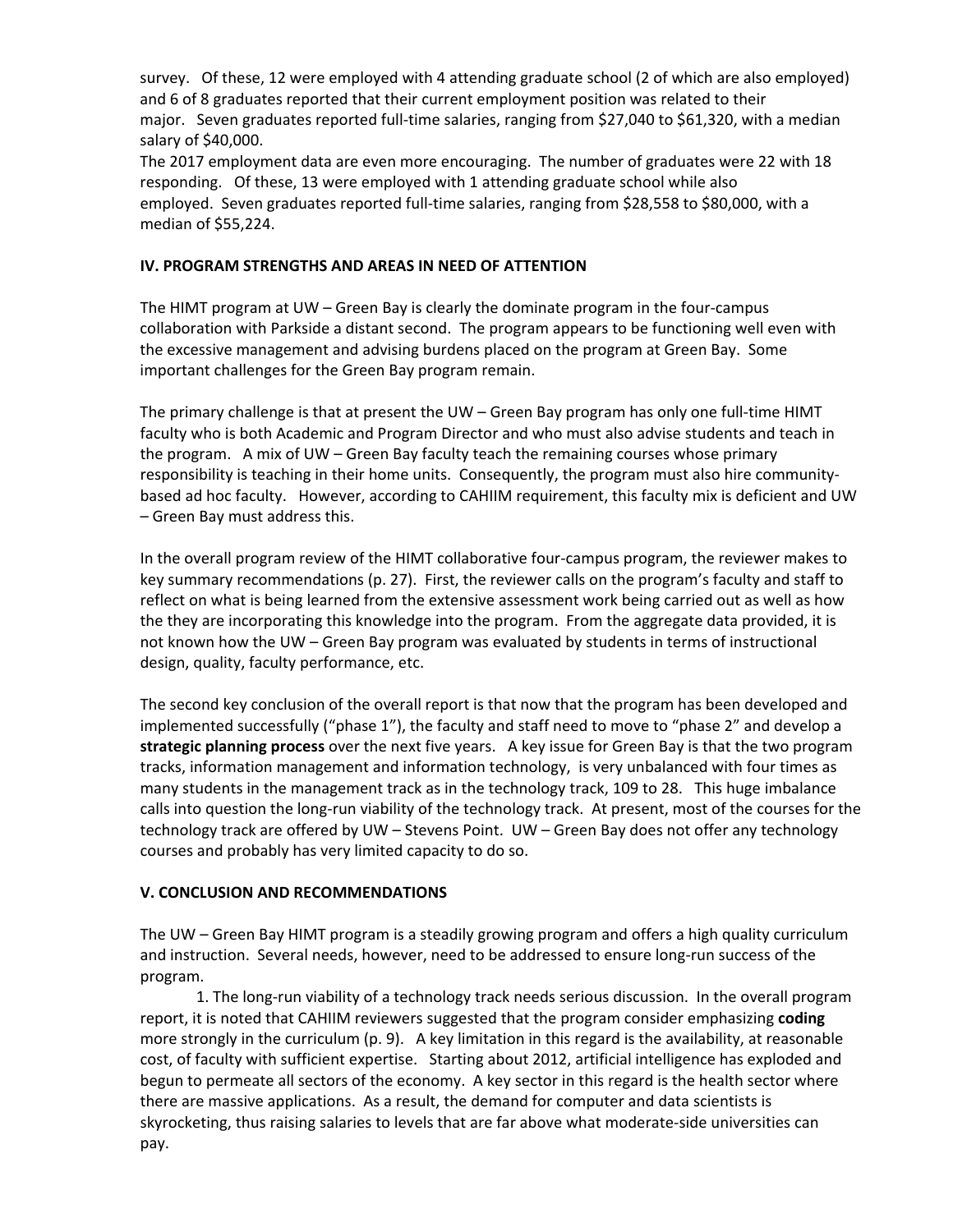survey. Of these, 12 were employed with 4 attending graduate school (2 of which are also employed) and 6 of 8 graduates reported that their current employment position was related to their major. Seven graduates reported full-time salaries, ranging from $27,040 to $61,320, with a median salary of $40,000.

The 2017 employment data are even more encouraging. The number of graduates were 22 with 18 responding. Of these, 13 were employed with 1 attending graduate school while also employed. Seven graduates reported full-time salaries, ranging from $28,558 to $80,000, with a median of $55,224.

## IV. PROGRAM STRENGTHS AND AREAS IN NEED OF ATTENTION

The HIMT program at UW – Green Bay is clearly the dominate program in the four-campus collaboration with Parkside a distant second. The program appears to be functioning well even with the excessive management and advising burdens placed on the program at Green Bay. Some important challenges for the Green Bay program remain.

The primary challenge is that at present the UW – Green Bay program has only one full-time HIMT faculty who is both Academic and Program Director and who must also advise students and teach in the program. A mix of UW – Green Bay faculty teach the remaining courses whose primary responsibility is teaching in their home units. Consequently, the program must also hire community-based ad hoc faculty. However, according to CAHIIM requirement, this faculty mix is deficient and UW – Green Bay must address this.

In the overall program review of the HIMT collaborative four-campus program, the reviewer makes to key summary recommendations (p. 27). First, the reviewer calls on the program's faculty and staff to reflect on what is being learned from the extensive assessment work being carried out as well as how the they are incorporating this knowledge into the program. From the aggregate data provided, it is not known how the UW – Green Bay program was evaluated by students in terms of instructional design, quality, faculty performance, etc.

The second key conclusion of the overall report is that now that the program has been developed and implemented successfully ("phase 1"), the faculty and staff need to move to "phase 2" and develop a **strategic planning process** over the next five years. A key issue for Green Bay is that the two program tracks, information management and information technology, is very unbalanced with four times as many students in the management track as in the technology track, 109 to 28. This huge imbalance calls into question the long-run viability of the technology track. At present, most of the courses for the technology track are offered by UW – Stevens Point. UW – Green Bay does not offer any technology courses and probably has very limited capacity to do so.

## V. CONCLUSION AND RECOMMENDATIONS

The UW – Green Bay HIMT program is a steadily growing program and offers a high quality curriculum and instruction. Several needs, however, need to be addressed to ensure long-run success of the program.

1. The long-run viability of a technology track needs serious discussion. In the overall program report, it is noted that CAHIIM reviewers suggested that the program consider emphasizing **coding** more strongly in the curriculum (p. 9). A key limitation in this regard is the availability, at reasonable cost, of faculty with sufficient expertise. Starting about 2012, artificial intelligence has exploded and begun to permeate all sectors of the economy. A key sector in this regard is the health sector where there are massive applications. As a result, the demand for computer and data scientists is skyrocketing, thus raising salaries to levels that are far above what moderate-side universities can pay.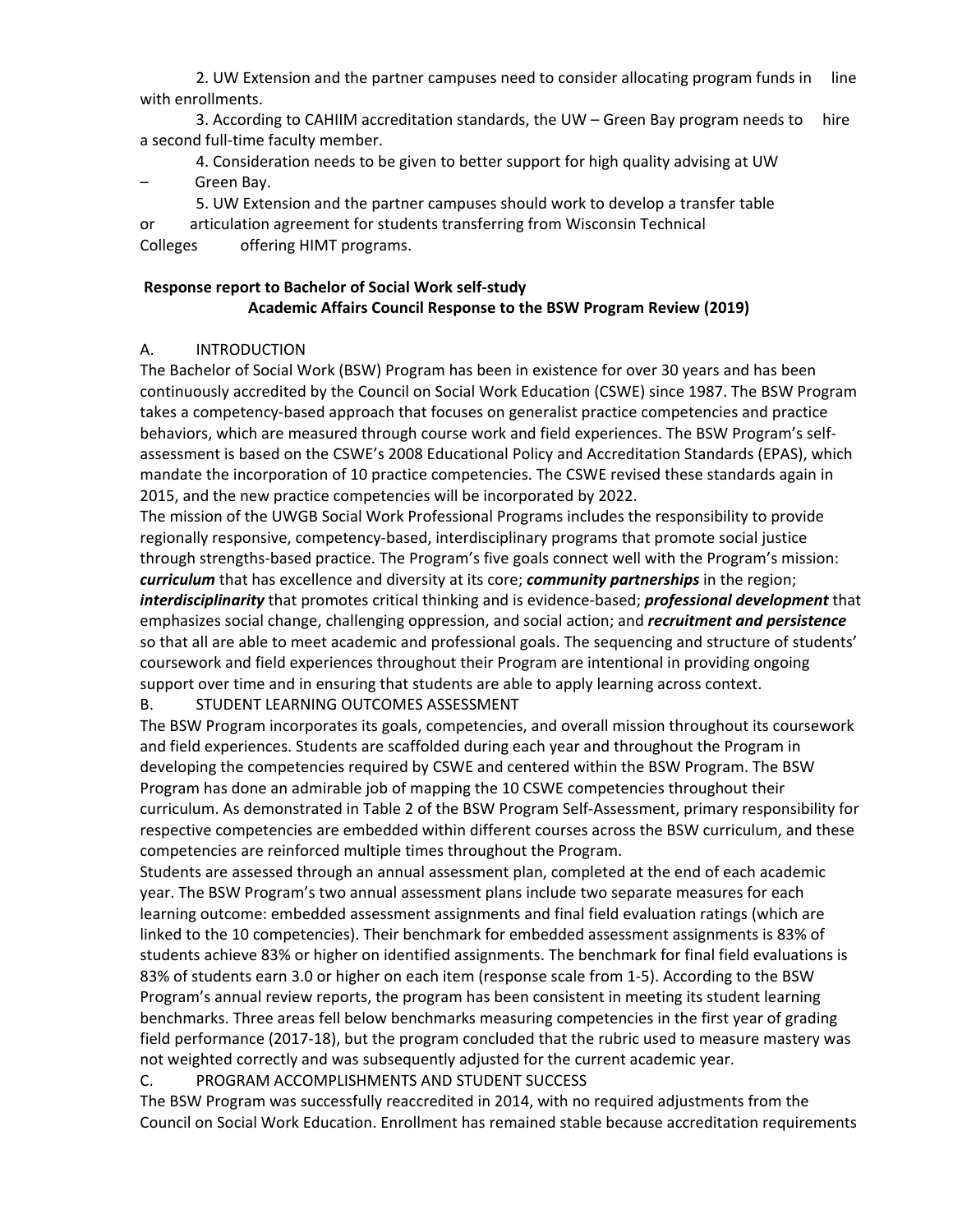2. UW Extension and the partner campuses need to consider allocating program funds in line with enrollments.

3. According to CAHIIM accreditation standards, the UW – Green Bay program needs to hire a second full-time faculty member.

4. Consideration needs to be given to better support for high quality advising at UW – Green Bay.

5. UW Extension and the partner campuses should work to develop a transfer table or articulation agreement for students transferring from Wisconsin Technical Colleges offering HIMT programs.

## Response report to Bachelor of Social Work self-study

### Academic Affairs Council Response to the BSW Program Review (2019)

A. INTRODUCTION

The Bachelor of Social Work (BSW) Program has been in existence for over 30 years and has been continuously accredited by the Council on Social Work Education (CSWE) since 1987. The BSW Program takes a competency-based approach that focuses on generalist practice competencies and practice behaviors, which are measured through course work and field experiences. The BSW Program's self-assessment is based on the CSWE's 2008 Educational Policy and Accreditation Standards (EPAS), which mandate the incorporation of 10 practice competencies. The CSWE revised these standards again in 2015, and the new practice competencies will be incorporated by 2022.

The mission of the UWGB Social Work Professional Programs includes the responsibility to provide regionally responsive, competency-based, interdisciplinary programs that promote social justice through strengths-based practice. The Program's five goals connect well with the Program's mission: ***curriculum*** that has excellence and diversity at its core; ***community partnerships*** in the region; ***interdisciplinarity*** that promotes critical thinking and is evidence-based; ***professional development*** that emphasizes social change, challenging oppression, and social action; and ***recruitment and persistence*** so that all are able to meet academic and professional goals. The sequencing and structure of students' coursework and field experiences throughout their Program are intentional in providing ongoing support over time and in ensuring that students are able to apply learning across context.

B. STUDENT LEARNING OUTCOMES ASSESSMENT

The BSW Program incorporates its goals, competencies, and overall mission throughout its coursework and field experiences. Students are scaffolded during each year and throughout the Program in developing the competencies required by CSWE and centered within the BSW Program. The BSW Program has done an admirable job of mapping the 10 CSWE competencies throughout their curriculum. As demonstrated in Table 2 of the BSW Program Self-Assessment, primary responsibility for respective competencies are embedded within different courses across the BSW curriculum, and these competencies are reinforced multiple times throughout the Program.

Students are assessed through an annual assessment plan, completed at the end of each academic year. The BSW Program's two annual assessment plans include two separate measures for each learning outcome: embedded assessment assignments and final field evaluation ratings (which are linked to the 10 competencies). Their benchmark for embedded assessment assignments is 83% of students achieve 83% or higher on identified assignments. The benchmark for final field evaluations is 83% of students earn 3.0 or higher on each item (response scale from 1-5). According to the BSW Program's annual review reports, the program has been consistent in meeting its student learning benchmarks. Three areas fell below benchmarks measuring competencies in the first year of grading field performance (2017-18), but the program concluded that the rubric used to measure mastery was not weighted correctly and was subsequently adjusted for the current academic year.

C. PROGRAM ACCOMPLISHMENTS AND STUDENT SUCCESS

The BSW Program was successfully reaccredited in 2014, with no required adjustments from the Council on Social Work Education. Enrollment has remained stable because accreditation requirements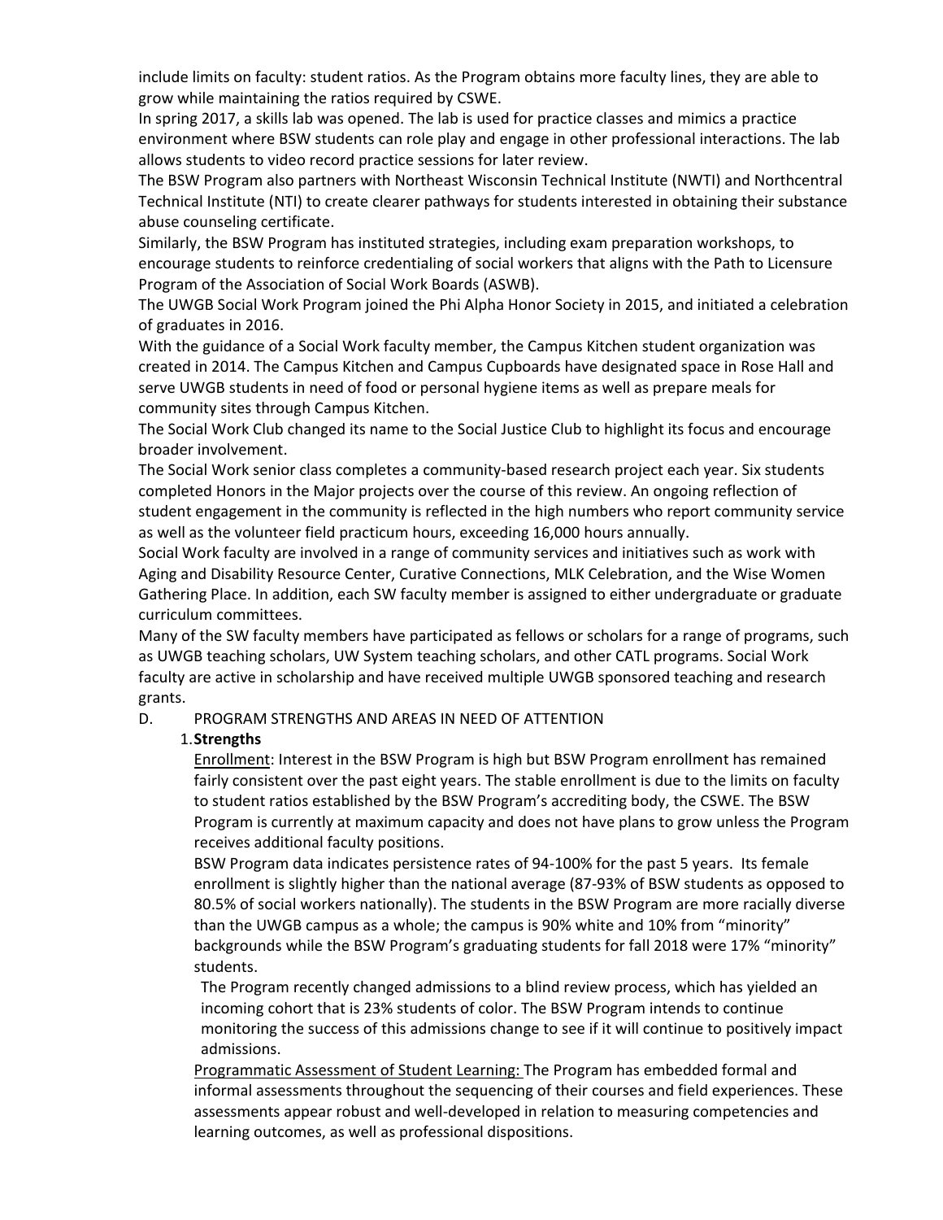include limits on faculty: student ratios. As the Program obtains more faculty lines, they are able to grow while maintaining the ratios required by CSWE.

In spring 2017, a skills lab was opened. The lab is used for practice classes and mimics a practice environment where BSW students can role play and engage in other professional interactions. The lab allows students to video record practice sessions for later review.

The BSW Program also partners with Northeast Wisconsin Technical Institute (NWTI) and Northcentral Technical Institute (NTI) to create clearer pathways for students interested in obtaining their substance abuse counseling certificate.

Similarly, the BSW Program has instituted strategies, including exam preparation workshops, to encourage students to reinforce credentialing of social workers that aligns with the Path to Licensure Program of the Association of Social Work Boards (ASWB).

The UWGB Social Work Program joined the Phi Alpha Honor Society in 2015, and initiated a celebration of graduates in 2016.

With the guidance of a Social Work faculty member, the Campus Kitchen student organization was created in 2014. The Campus Kitchen and Campus Cupboards have designated space in Rose Hall and serve UWGB students in need of food or personal hygiene items as well as prepare meals for community sites through Campus Kitchen.

The Social Work Club changed its name to the Social Justice Club to highlight its focus and encourage broader involvement.

The Social Work senior class completes a community-based research project each year. Six students completed Honors in the Major projects over the course of this review. An ongoing reflection of student engagement in the community is reflected in the high numbers who report community service as well as the volunteer field practicum hours, exceeding 16,000 hours annually.

Social Work faculty are involved in a range of community services and initiatives such as work with Aging and Disability Resource Center, Curative Connections, MLK Celebration, and the Wise Women Gathering Place. In addition, each SW faculty member is assigned to either undergraduate or graduate curriculum committees.

Many of the SW faculty members have participated as fellows or scholars for a range of programs, such as UWGB teaching scholars, UW System teaching scholars, and other CATL programs. Social Work faculty are active in scholarship and have received multiple UWGB sponsored teaching and research grants.

D. PROGRAM STRENGTHS AND AREAS IN NEED OF ATTENTION

1. **Strengths**

Enrollment: Interest in the BSW Program is high but BSW Program enrollment has remained fairly consistent over the past eight years. The stable enrollment is due to the limits on faculty to student ratios established by the BSW Program's accrediting body, the CSWE. The BSW Program is currently at maximum capacity and does not have plans to grow unless the Program receives additional faculty positions.

BSW Program data indicates persistence rates of 94-100% for the past 5 years. Its female enrollment is slightly higher than the national average (87-93% of BSW students as opposed to 80.5% of social workers nationally). The students in the BSW Program are more racially diverse than the UWGB campus as a whole; the campus is 90% white and 10% from "minority" backgrounds while the BSW Program's graduating students for fall 2018 were 17% "minority" students.

The Program recently changed admissions to a blind review process, which has yielded an incoming cohort that is 23% students of color. The BSW Program intends to continue monitoring the success of this admissions change to see if it will continue to positively impact admissions.

Programmatic Assessment of Student Learning: The Program has embedded formal and informal assessments throughout the sequencing of their courses and field experiences. These assessments appear robust and well-developed in relation to measuring competencies and learning outcomes, as well as professional dispositions.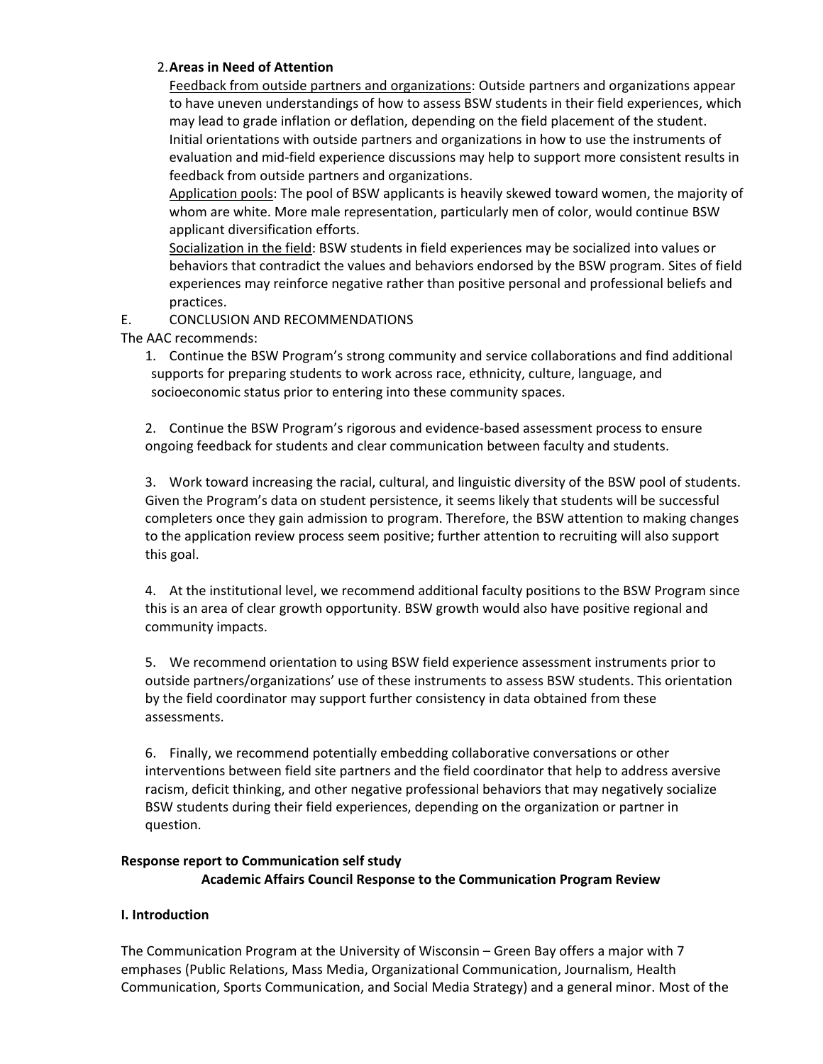2. **Areas in Need of Attention**

<u>Feedback from outside partners and organizations</u>: Outside partners and organizations appear to have uneven understandings of how to assess BSW students in their field experiences, which may lead to grade inflation or deflation, depending on the field placement of the student. Initial orientations with outside partners and organizations in how to use the instruments of evaluation and mid-field experience discussions may help to support more consistent results in feedback from outside partners and organizations.

<u>Application pools</u>: The pool of BSW applicants is heavily skewed toward women, the majority of whom are white. More male representation, particularly men of color, would continue BSW applicant diversification efforts.

<u>Socialization in the field</u>: BSW students in field experiences may be socialized into values or behaviors that contradict the values and behaviors endorsed by the BSW program. Sites of field experiences may reinforce negative rather than positive personal and professional beliefs and practices.

E. CONCLUSION AND RECOMMENDATIONS

The AAC recommends:

1. Continue the BSW Program's strong community and service collaborations and find additional supports for preparing students to work across race, ethnicity, culture, language, and socioeconomic status prior to entering into these community spaces.

2. Continue the BSW Program's rigorous and evidence-based assessment process to ensure ongoing feedback for students and clear communication between faculty and students.

3. Work toward increasing the racial, cultural, and linguistic diversity of the BSW pool of students. Given the Program's data on student persistence, it seems likely that students will be successful completers once they gain admission to program. Therefore, the BSW attention to making changes to the application review process seem positive; further attention to recruiting will also support this goal.

4. At the institutional level, we recommend additional faculty positions to the BSW Program since this is an area of clear growth opportunity. BSW growth would also have positive regional and community impacts.

5. We recommend orientation to using BSW field experience assessment instruments prior to outside partners/organizations' use of these instruments to assess BSW students. This orientation by the field coordinator may support further consistency in data obtained from these assessments.

6. Finally, we recommend potentially embedding collaborative conversations or other interventions between field site partners and the field coordinator that help to address aversive racism, deficit thinking, and other negative professional behaviors that may negatively socialize BSW students during their field experiences, depending on the organization or partner in question.

**Response report to Communication self study**

**Academic Affairs Council Response to the Communication Program Review**

**I. Introduction**

The Communication Program at the University of Wisconsin – Green Bay offers a major with 7 emphases (Public Relations, Mass Media, Organizational Communication, Journalism, Health Communication, Sports Communication, and Social Media Strategy) and a general minor. Most of the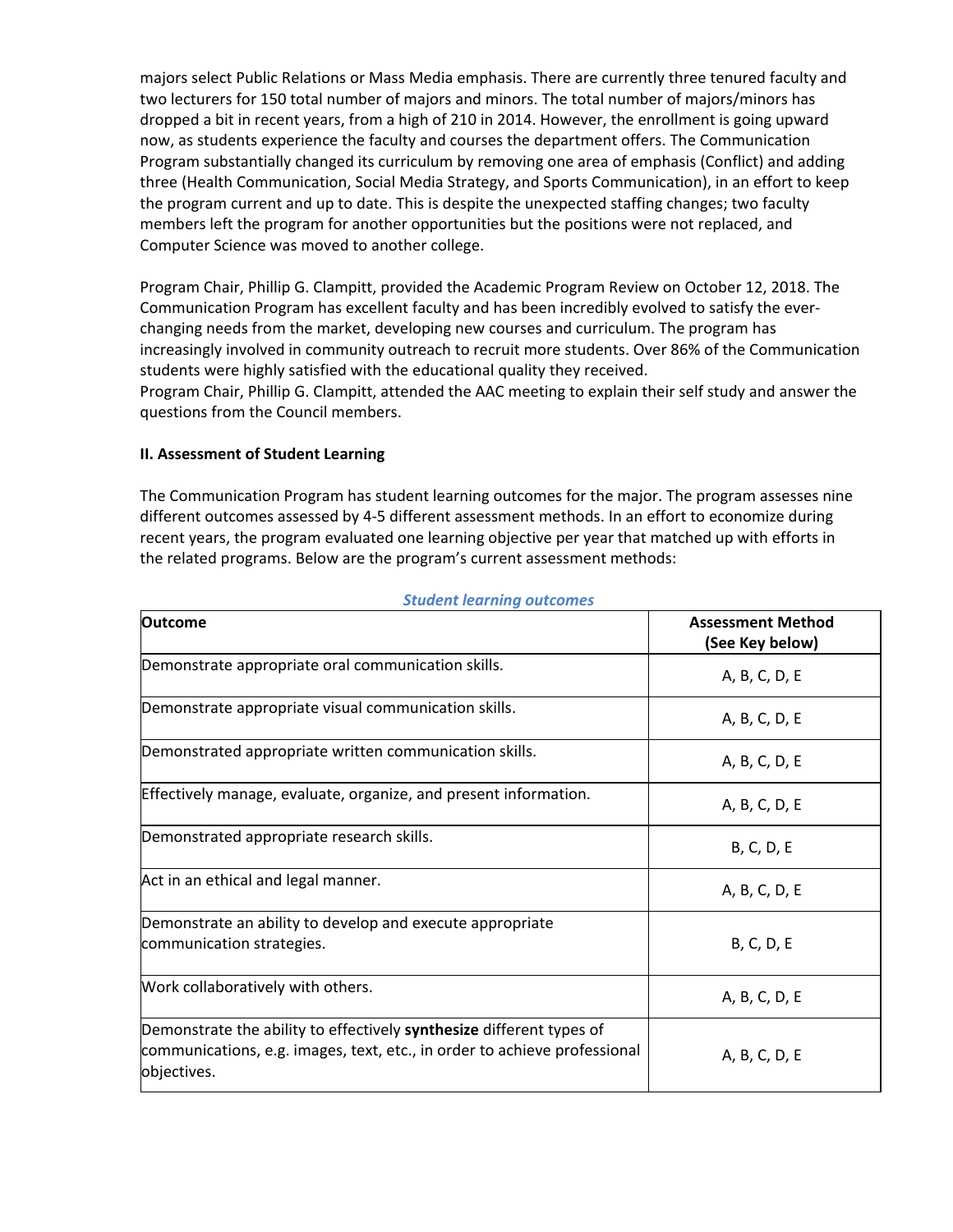majors select Public Relations or Mass Media emphasis. There are currently three tenured faculty and two lecturers for 150 total number of majors and minors. The total number of majors/minors has dropped a bit in recent years, from a high of 210 in 2014. However, the enrollment is going upward now, as students experience the faculty and courses the department offers. The Communication Program substantially changed its curriculum by removing one area of emphasis (Conflict) and adding three (Health Communication, Social Media Strategy, and Sports Communication), in an effort to keep the program current and up to date. This is despite the unexpected staffing changes; two faculty members left the program for another opportunities but the positions were not replaced, and Computer Science was moved to another college.

Program Chair, Phillip G. Clampitt, provided the Academic Program Review on October 12, 2018. The Communication Program has excellent faculty and has been incredibly evolved to satisfy the ever-changing needs from the market, developing new courses and curriculum. The program has increasingly involved in community outreach to recruit more students. Over 86% of the Communication students were highly satisfied with the educational quality they received.
Program Chair, Phillip G. Clampitt, attended the AAC meeting to explain their self study and answer the questions from the Council members.

**II. Assessment of Student Learning**

The Communication Program has student learning outcomes for the major. The program assesses nine different outcomes assessed by 4-5 different assessment methods. In an effort to economize during recent years, the program evaluated one learning objective per year that matched up with efforts in the related programs. Below are the program's current assessment methods:

***Student learning outcomes***

| Outcome | Assessment Method (See Key below) |
|---|---|
| Demonstrate appropriate oral communication skills. | A, B, C, D, E |
| Demonstrate appropriate visual communication skills. | A, B, C, D, E |
| Demonstrated appropriate written communication skills. | A, B, C, D, E |
| Effectively manage, evaluate, organize, and present information. | A, B, C, D, E |
| Demonstrated appropriate research skills. | B, C, D, E |
| Act in an ethical and legal manner. | A, B, C, D, E |
| Demonstrate an ability to develop and execute appropriate communication strategies. | B, C, D, E |
| Work collaboratively with others. | A, B, C, D, E |
| Demonstrate the ability to effectively **synthesize** different types of communications, e.g. images, text, etc., in order to achieve professional objectives. | A, B, C, D, E |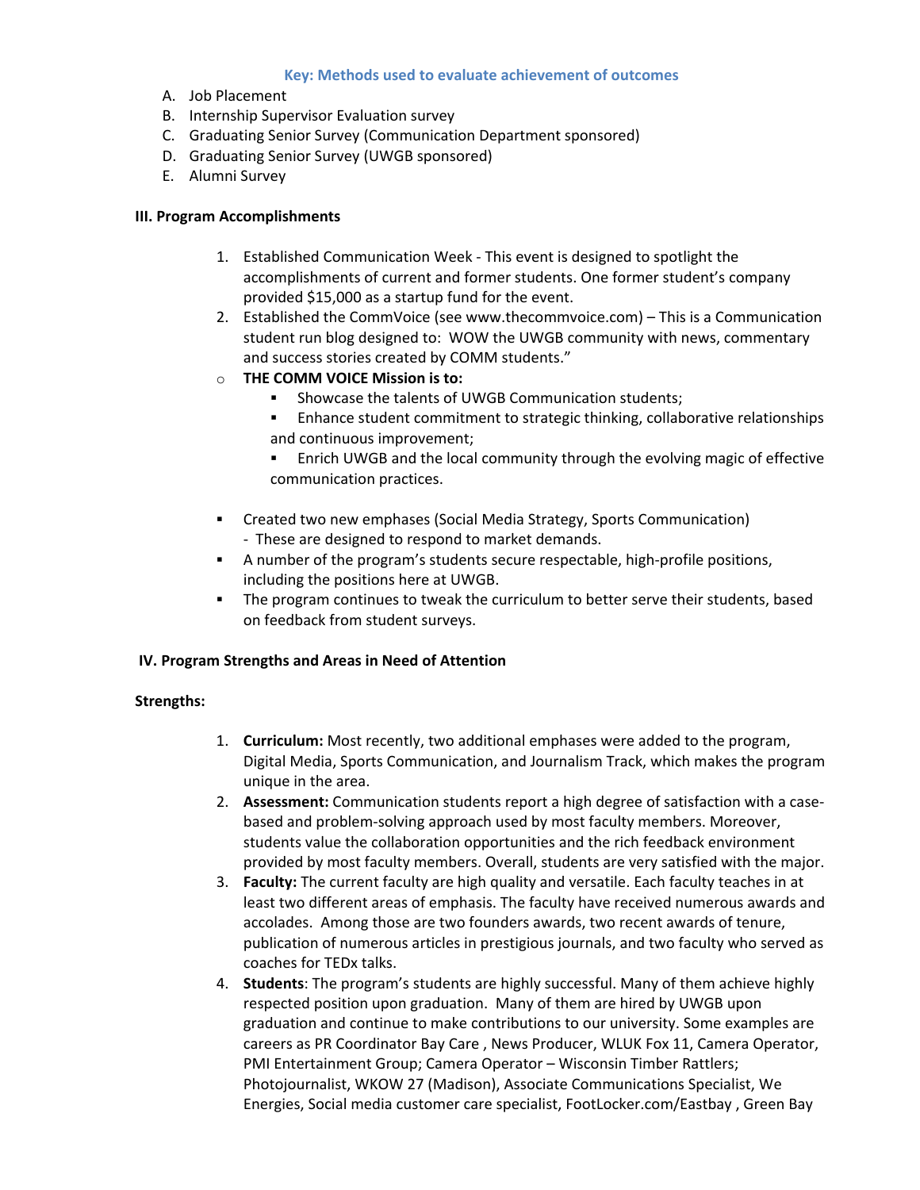**Key: Methods used to evaluate achievement of outcomes**

A. Job Placement
B. Internship Supervisor Evaluation survey
C. Graduating Senior Survey (Communication Department sponsored)
D. Graduating Senior Survey (UWGB sponsored)
E. Alumni Survey

### III. Program Accomplishments

1. Established Communication Week - This event is designed to spotlight the accomplishments of current and former students. One former student's company provided $15,000 as a startup fund for the event.
2. Established the CommVoice (see www.thecommvoice.com) – This is a Communication student run blog designed to: WOW the UWGB community with news, commentary and success stories created by COMM students."

- **THE COMM VOICE Mission is to:**
  - Showcase the talents of UWGB Communication students;
  - Enhance student commitment to strategic thinking, collaborative relationships and continuous improvement;
  - Enrich UWGB and the local community through the evolving magic of effective communication practices.

- Created two new emphases (Social Media Strategy, Sports Communication)
  - These are designed to respond to market demands.
- A number of the program's students secure respectable, high-profile positions, including the positions here at UWGB.
- The program continues to tweak the curriculum to better serve their students, based on feedback from student surveys.

### IV. Program Strengths and Areas in Need of Attention

**Strengths:**

1. **Curriculum:** Most recently, two additional emphases were added to the program, Digital Media, Sports Communication, and Journalism Track, which makes the program unique in the area.
2. **Assessment:** Communication students report a high degree of satisfaction with a case-based and problem-solving approach used by most faculty members. Moreover, students value the collaboration opportunities and the rich feedback environment provided by most faculty members. Overall, students are very satisfied with the major.
3. **Faculty:** The current faculty are high quality and versatile. Each faculty teaches in at least two different areas of emphasis. The faculty have received numerous awards and accolades. Among those are two founders awards, two recent awards of tenure, publication of numerous articles in prestigious journals, and two faculty who served as coaches for TEDx talks.
4. **Students**: The program's students are highly successful. Many of them achieve highly respected position upon graduation. Many of them are hired by UWGB upon graduation and continue to make contributions to our university. Some examples are careers as PR Coordinator Bay Care , News Producer, WLUK Fox 11, Camera Operator, PMI Entertainment Group; Camera Operator – Wisconsin Timber Rattlers; Photojournalist, WKOW 27 (Madison), Associate Communications Specialist, We Energies, Social media customer care specialist, FootLocker.com/Eastbay , Green Bay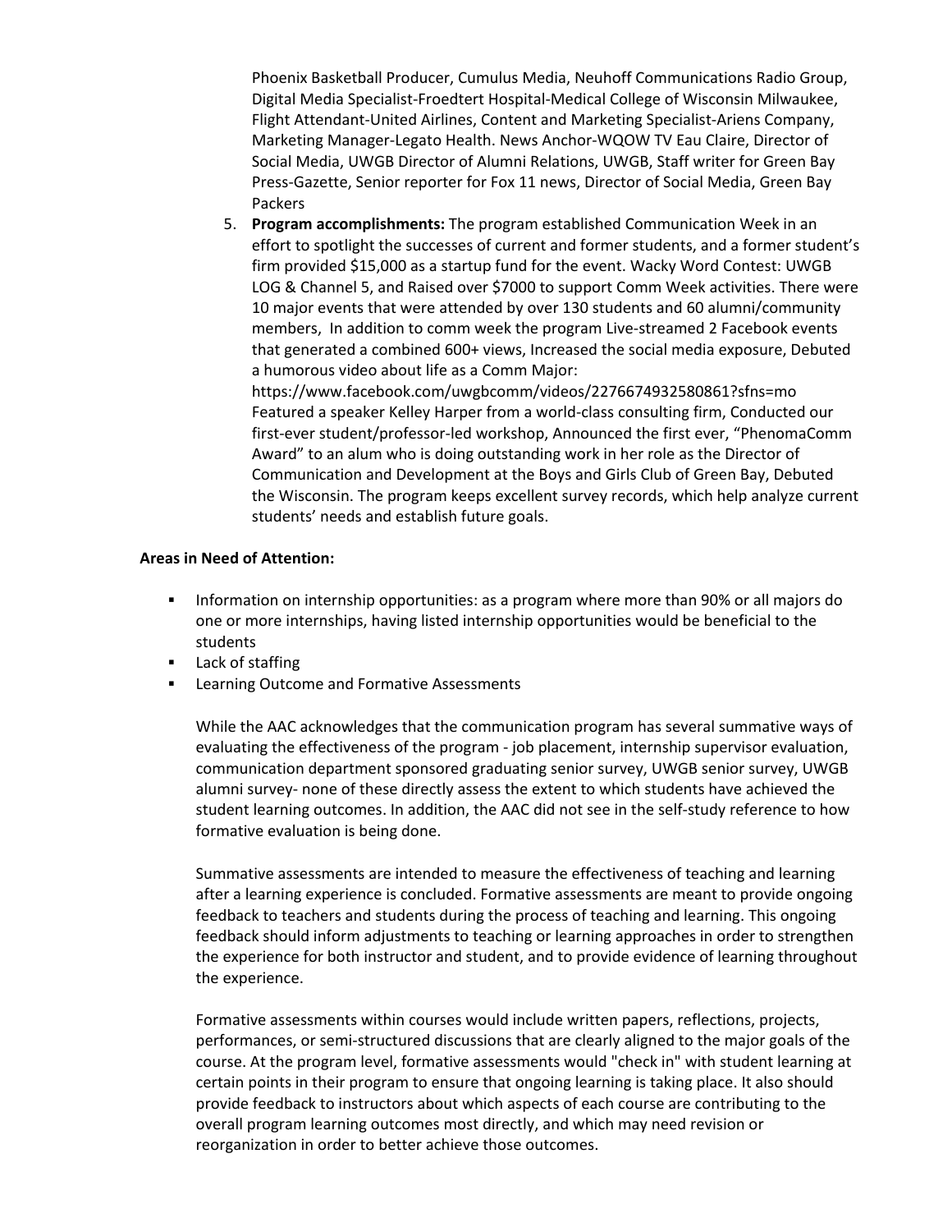Phoenix Basketball Producer, Cumulus Media, Neuhoff Communications Radio Group, Digital Media Specialist-Froedtert Hospital-Medical College of Wisconsin Milwaukee, Flight Attendant-United Airlines, Content and Marketing Specialist-Ariens Company, Marketing Manager-Legato Health. News Anchor-WQOW TV Eau Claire, Director of Social Media, UWGB Director of Alumni Relations, UWGB, Staff writer for Green Bay Press-Gazette, Senior reporter for Fox 11 news, Director of Social Media, Green Bay Packers

5. **Program accomplishments:** The program established Communication Week in an effort to spotlight the successes of current and former students, and a former student's firm provided $15,000 as a startup fund for the event. Wacky Word Contest: UWGB LOG & Channel 5, and Raised over $7000 to support Comm Week activities. There were 10 major events that were attended by over 130 students and 60 alumni/community members, In addition to comm week the program Live-streamed 2 Facebook events that generated a combined 600+ views, Increased the social media exposure, Debuted a humorous video about life as a Comm Major: https://www.facebook.com/uwgbcomm/videos/2276674932580861?sfns=mo Featured a speaker Kelley Harper from a world-class consulting firm, Conducted our first-ever student/professor-led workshop, Announced the first ever, "PhenomaComm Award" to an alum who is doing outstanding work in her role as the Director of Communication and Development at the Boys and Girls Club of Green Bay, Debuted the Wisconsin. The program keeps excellent survey records, which help analyze current students' needs and establish future goals.

**Areas in Need of Attention:**

- Information on internship opportunities: as a program where more than 90% or all majors do one or more internships, having listed internship opportunities would be beneficial to the students
- Lack of staffing
- Learning Outcome and Formative Assessments

While the AAC acknowledges that the communication program has several summative ways of evaluating the effectiveness of the program - job placement, internship supervisor evaluation, communication department sponsored graduating senior survey, UWGB senior survey, UWGB alumni survey- none of these directly assess the extent to which students have achieved the student learning outcomes. In addition, the AAC did not see in the self-study reference to how formative evaluation is being done.

Summative assessments are intended to measure the effectiveness of teaching and learning after a learning experience is concluded. Formative assessments are meant to provide ongoing feedback to teachers and students during the process of teaching and learning. This ongoing feedback should inform adjustments to teaching or learning approaches in order to strengthen the experience for both instructor and student, and to provide evidence of learning throughout the experience.

Formative assessments within courses would include written papers, reflections, projects, performances, or semi-structured discussions that are clearly aligned to the major goals of the course. At the program level, formative assessments would "check in" with student learning at certain points in their program to ensure that ongoing learning is taking place. It also should provide feedback to instructors about which aspects of each course are contributing to the overall program learning outcomes most directly, and which may need revision or reorganization in order to better achieve those outcomes.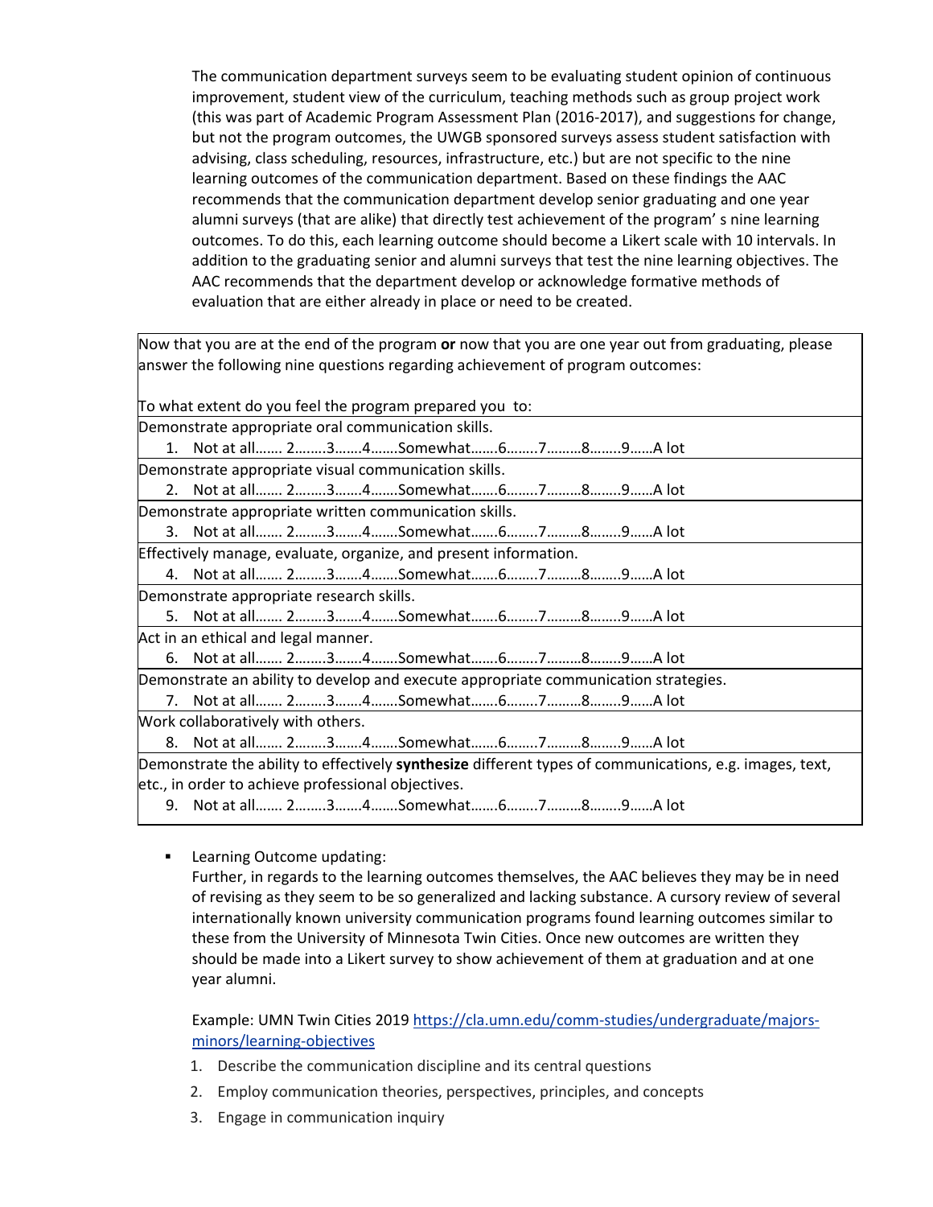The communication department surveys seem to be evaluating student opinion of continuous improvement, student view of the curriculum, teaching methods such as group project work (this was part of Academic Program Assessment Plan (2016-2017), and suggestions for change, but not the program outcomes, the UWGB sponsored surveys assess student satisfaction with advising, class scheduling, resources, infrastructure, etc.) but are not specific to the nine learning outcomes of the communication department. Based on these findings the AAC recommends that the communication department develop senior graduating and one year alumni surveys (that are alike) that directly test achievement of the program' s nine learning outcomes. To do this, each learning outcome should become a Likert scale with 10 intervals. In addition to the graduating senior and alumni surveys that test the nine learning objectives. The AAC recommends that the department develop or acknowledge formative methods of evaluation that are either already in place or need to be created.

| Now that you are at the end of the program **or** now that you are one year out from graduating, please answer the following nine questions regarding achievement of program outcomes:<br><br>To what extent do you feel the program prepared you to: |
|---|
| Demonstrate appropriate oral communication skills.<br>1. Not at all……. 2……..3…….4…….Somewhat…….6……..7………8……..9……A lot |
| Demonstrate appropriate visual communication skills.<br>2. Not at all……. 2……..3…….4…….Somewhat…….6……..7………8……..9……A lot |
| Demonstrate appropriate written communication skills.<br>3. Not at all……. 2……..3…….4…….Somewhat…….6……..7………8……..9……A lot |
| Effectively manage, evaluate, organize, and present information.<br>4. Not at all……. 2……..3…….4…….Somewhat…….6……..7………8……..9……A lot |
| Demonstrate appropriate research skills.<br>5. Not at all……. 2……..3…….4…….Somewhat…….6……..7………8……..9……A lot |
| Act in an ethical and legal manner.<br>6. Not at all……. 2……..3…….4…….Somewhat…….6……..7………8……..9……A lot |
| Demonstrate an ability to develop and execute appropriate communication strategies.<br>7. Not at all……. 2……..3…….4…….Somewhat…….6……..7………8……..9……A lot |
| Work collaboratively with others.<br>8. Not at all……. 2……..3…….4…….Somewhat…….6……..7………8……..9……A lot |
| Demonstrate the ability to effectively **synthesize** different types of communications, e.g. images, text, etc., in order to achieve professional objectives.<br>9. Not at all……. 2……..3…….4…….Somewhat…….6……..7………8……..9……A lot |

- Learning Outcome updating:
  Further, in regards to the learning outcomes themselves, the AAC believes they may be in need of revising as they seem to be so generalized and lacking substance. A cursory review of several internationally known university communication programs found learning outcomes similar to these from the University of Minnesota Twin Cities. Once new outcomes are written they should be made into a Likert survey to show achievement of them at graduation and at one year alumni.

  Example: UMN Twin Cities 2019 https://cla.umn.edu/comm-studies/undergraduate/majors-minors/learning-objectives

  1. Describe the communication discipline and its central questions
  2. Employ communication theories, perspectives, principles, and concepts
  3. Engage in communication inquiry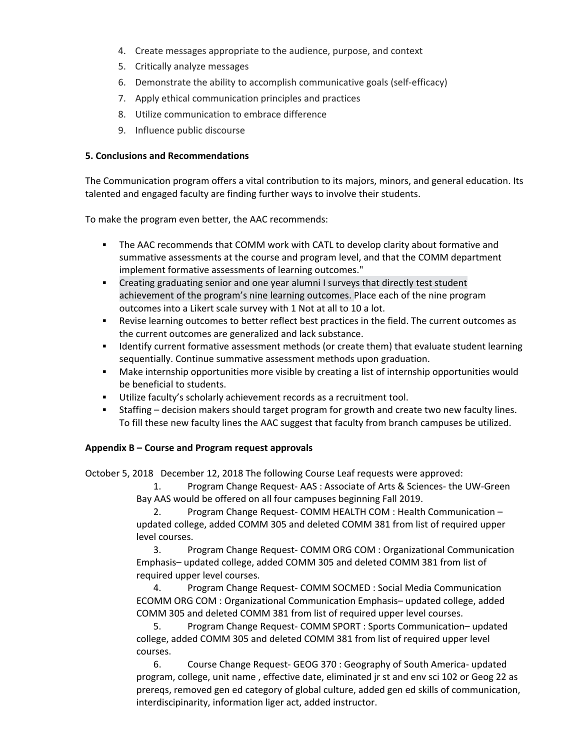4. Create messages appropriate to the audience, purpose, and context
5. Critically analyze messages
6. Demonstrate the ability to accomplish communicative goals (self-efficacy)
7. Apply ethical communication principles and practices
8. Utilize communication to embrace difference
9. Influence public discourse

**5. Conclusions and Recommendations**

The Communication program offers a vital contribution to its majors, minors, and general education. Its talented and engaged faculty are finding further ways to involve their students.

To make the program even better, the AAC recommends:

- The AAC recommends that COMM work with CATL to develop clarity about formative and summative assessments at the course and program level, and that the COMM department implement formative assessments of learning outcomes."
- Creating graduating senior and one year alumni I surveys that directly test student achievement of the program's nine learning outcomes. Place each of the nine program outcomes into a Likert scale survey with 1 Not at all to 10 a lot.
- Revise learning outcomes to better reflect best practices in the field. The current outcomes as the current outcomes are generalized and lack substance.
- Identify current formative assessment methods (or create them) that evaluate student learning sequentially. Continue summative assessment methods upon graduation.
- Make internship opportunities more visible by creating a list of internship opportunities would be beneficial to students.
- Utilize faculty's scholarly achievement records as a recruitment tool.
- Staffing – decision makers should target program for growth and create two new faculty lines. To fill these new faculty lines the AAC suggest that faculty from branch campuses be utilized.

**Appendix B – Course and Program request approvals**

October 5, 2018 December 12, 2018 The following Course Leaf requests were approved:

1. Program Change Request- AAS : Associate of Arts & Sciences- the UW-Green Bay AAS would be offered on all four campuses beginning Fall 2019.
2. Program Change Request- COMM HEALTH COM : Health Communication – updated college, added COMM 305 and deleted COMM 381 from list of required upper level courses.
3. Program Change Request- COMM ORG COM : Organizational Communication Emphasis– updated college, added COMM 305 and deleted COMM 381 from list of required upper level courses.
4. Program Change Request- COMM SOCMED : Social Media Communication ECOMM ORG COM : Organizational Communication Emphasis– updated college, added COMM 305 and deleted COMM 381 from list of required upper level courses.
5. Program Change Request- COMM SPORT : Sports Communication– updated college, added COMM 305 and deleted COMM 381 from list of required upper level courses.
6. Course Change Request- GEOG 370 : Geography of South America- updated program, college, unit name , effective date, eliminated jr st and env sci 102 or Geog 22 as prereqs, removed gen ed category of global culture, added gen ed skills of communication, interdiscipinarity, information liger act, added instructor.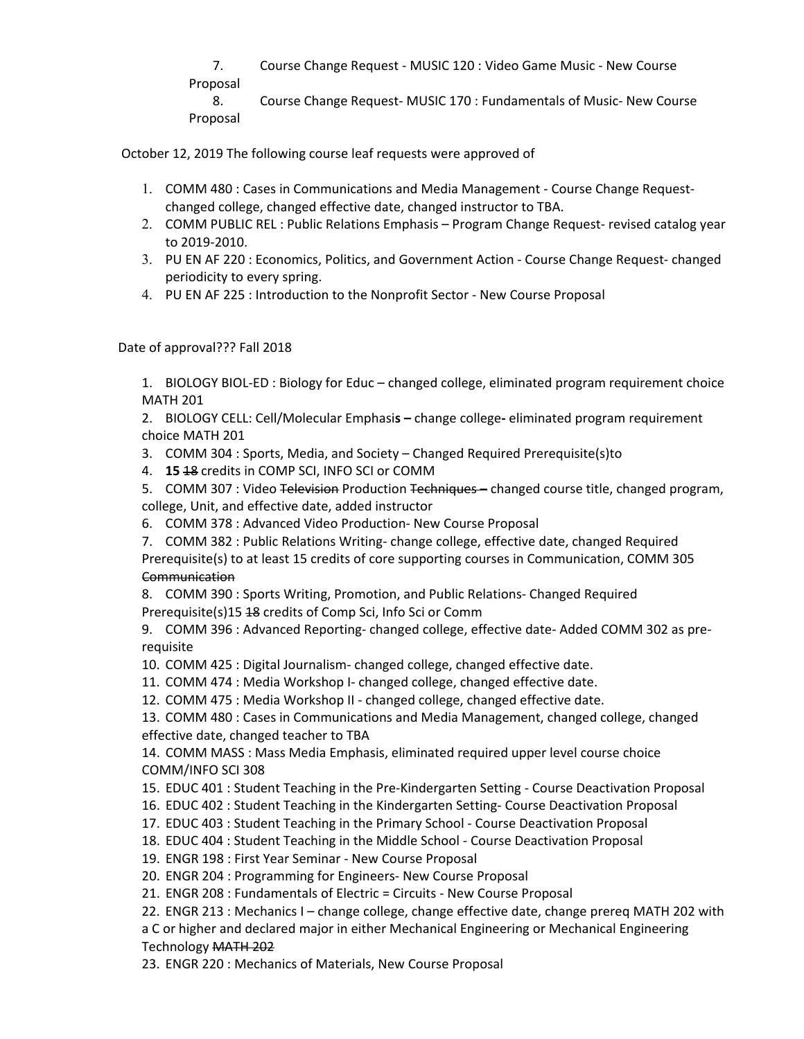7. Course Change Request - MUSIC 120 : Video Game Music - New Course Proposal
8. Course Change Request- MUSIC 170 : Fundamentals of Music- New Course Proposal

October 12, 2019 The following course leaf requests were approved of

1. COMM 480 : Cases in Communications and Media Management - Course Change Request- changed college, changed effective date, changed instructor to TBA.
2. COMM PUBLIC REL : Public Relations Emphasis – Program Change Request- revised catalog year to 2019-2010.
3. PU EN AF 220 : Economics, Politics, and Government Action - Course Change Request- changed periodicity to every spring.
4. PU EN AF 225 : Introduction to the Nonprofit Sector - New Course Proposal

Date of approval??? Fall 2018

1. BIOLOGY BIOL-ED : Biology for Educ – changed college, eliminated program requirement choice MATH 201
2. BIOLOGY CELL: Cell/Molecular Emphasi**s –** change college**-** eliminated program requirement choice MATH 201
3. COMM 304 : Sports, Media, and Society – Changed Required Prerequisite(s)to
4. **15** ~~18~~ credits in COMP SCI, INFO SCI or COMM
5. COMM 307 : Video ~~Television~~ Production ~~Techniques –~~ changed course title, changed program, college, Unit, and effective date, added instructor
6. COMM 378 : Advanced Video Production- New Course Proposal
7. COMM 382 : Public Relations Writing- change college, effective date, changed Required Prerequisite(s) to at least 15 credits of core supporting courses in Communication, COMM 305 ~~Communication~~
8. COMM 390 : Sports Writing, Promotion, and Public Relations- Changed Required Prerequisite(s)15 ~~18~~ credits of Comp Sci, Info Sci or Comm
9. COMM 396 : Advanced Reporting- changed college, effective date- Added COMM 302 as pre-requisite
10. COMM 425 : Digital Journalism- changed college, changed effective date.
11. COMM 474 : Media Workshop I- changed college, changed effective date.
12. COMM 475 : Media Workshop II - changed college, changed effective date.
13. COMM 480 : Cases in Communications and Media Management, changed college, changed effective date, changed teacher to TBA
14. COMM MASS : Mass Media Emphasis, eliminated required upper level course choice COMM/INFO SCI 308
15. EDUC 401 : Student Teaching in the Pre-Kindergarten Setting - Course Deactivation Proposal
16. EDUC 402 : Student Teaching in the Kindergarten Setting- Course Deactivation Proposal
17. EDUC 403 : Student Teaching in the Primary School - Course Deactivation Proposal
18. EDUC 404 : Student Teaching in the Middle School - Course Deactivation Proposal
19. ENGR 198 : First Year Seminar - New Course Proposal
20. ENGR 204 : Programming for Engineers- New Course Proposal
21. ENGR 208 : Fundamentals of Electric = Circuits - New Course Proposal
22. ENGR 213 : Mechanics I – change college, change effective date, change prereq MATH 202 with a C or higher and declared major in either Mechanical Engineering or Mechanical Engineering Technology ~~MATH 202~~
23. ENGR 220 : Mechanics of Materials, New Course Proposal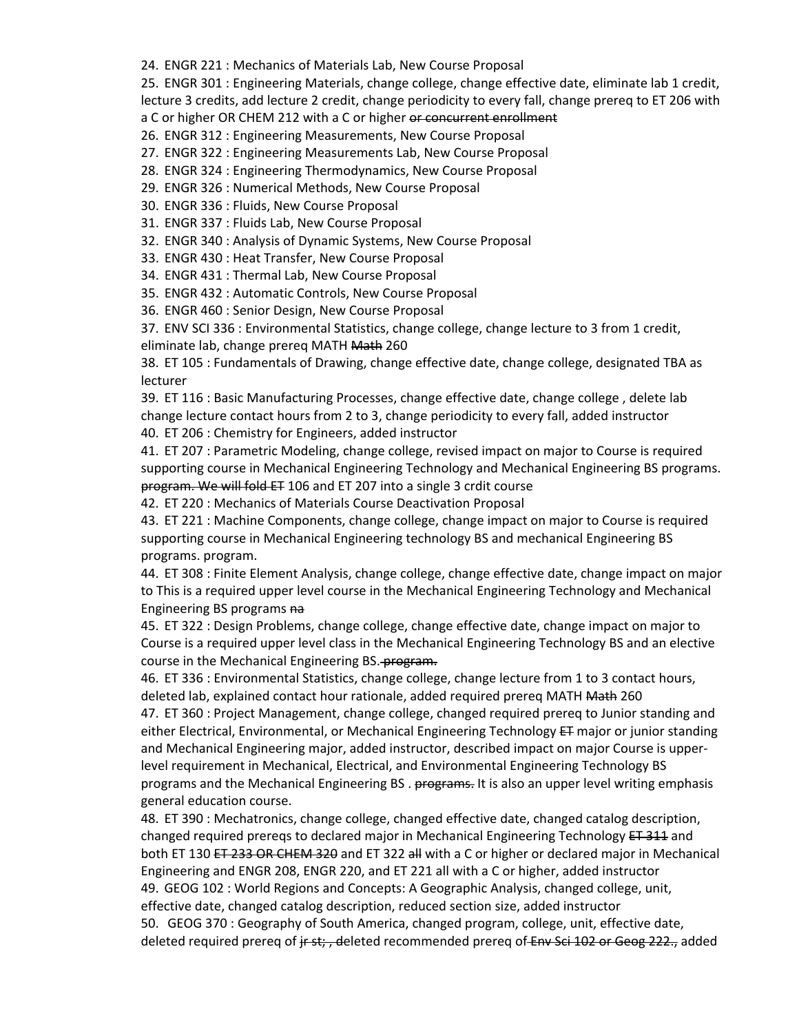24. ENGR 221 : Mechanics of Materials Lab, New Course Proposal
25. ENGR 301 : Engineering Materials, change college, change effective date, eliminate lab 1 credit, lecture 3 credits, add lecture 2 credit, change periodicity to every fall, change prereq to ET 206 with a C or higher OR CHEM 212 with a C or higher ~~or concurrent enrollment~~
26. ENGR 312 : Engineering Measurements, New Course Proposal
27. ENGR 322 : Engineering Measurements Lab, New Course Proposal
28. ENGR 324 : Engineering Thermodynamics, New Course Proposal
29. ENGR 326 : Numerical Methods, New Course Proposal
30. ENGR 336 : Fluids, New Course Proposal
31. ENGR 337 : Fluids Lab, New Course Proposal
32. ENGR 340 : Analysis of Dynamic Systems, New Course Proposal
33. ENGR 430 : Heat Transfer, New Course Proposal
34. ENGR 431 : Thermal Lab, New Course Proposal
35. ENGR 432 : Automatic Controls, New Course Proposal
36. ENGR 460 : Senior Design, New Course Proposal
37. ENV SCI 336 : Environmental Statistics, change college, change lecture to 3 from 1 credit, eliminate lab, change prereq MATH ~~Math~~ 260
38. ET 105 : Fundamentals of Drawing, change effective date, change college, designated TBA as lecturer
39. ET 116 : Basic Manufacturing Processes, change effective date, change college , delete lab change lecture contact hours from 2 to 3, change periodicity to every fall, added instructor
40. ET 206 : Chemistry for Engineers, added instructor
41. ET 207 : Parametric Modeling, change college, revised impact on major to Course is required supporting course in Mechanical Engineering Technology and Mechanical Engineering BS programs. ~~program. We will fold ET~~ 106 and ET 207 into a single 3 crdit course
42. ET 220 : Mechanics of Materials Course Deactivation Proposal
43. ET 221 : Machine Components, change college, change impact on major to Course is required supporting course in Mechanical Engineering technology BS and mechanical Engineering BS programs. program.
44. ET 308 : Finite Element Analysis, change college, change effective date, change impact on major to This is a required upper level course in the Mechanical Engineering Technology and Mechanical Engineering BS programs ~~na~~
45. ET 322 : Design Problems, change college, change effective date, change impact on major to Course is a required upper level class in the Mechanical Engineering Technology BS and an elective course in the Mechanical Engineering BS. ~~program.~~
46. ET 336 : Environmental Statistics, change college, change lecture from 1 to 3 contact hours, deleted lab, explained contact hour rationale, added required prereq MATH ~~Math~~ 260
47. ET 360 : Project Management, change college, changed required prereq to Junior standing and either Electrical, Environmental, or Mechanical Engineering Technology ~~ET~~ major or junior standing and Mechanical Engineering major, added instructor, described impact on major Course is upper-level requirement in Mechanical, Electrical, and Environmental Engineering Technology BS programs and the Mechanical Engineering BS . ~~programs.~~ It is also an upper level writing emphasis general education course.
48. ET 390 : Mechatronics, change college, changed effective date, changed catalog description, changed required prereqs to declared major in Mechanical Engineering Technology ~~ET 311~~ and both ET 130 ~~ET 233 OR CHEM 320~~ and ET 322 ~~all~~ with a C or higher or declared major in Mechanical Engineering and ENGR 208, ENGR 220, and ET 221 all with a C or higher, added instructor
49. GEOG 102 : World Regions and Concepts: A Geographic Analysis, changed college, unit, effective date, changed catalog description, reduced section size, added instructor
50. GEOG 370 : Geography of South America, changed program, college, unit, effective date, deleted required prereq of ~~jr st; , de~~leted recommended prereq of~~ Env Sci 102 or Geog 222.,~~ added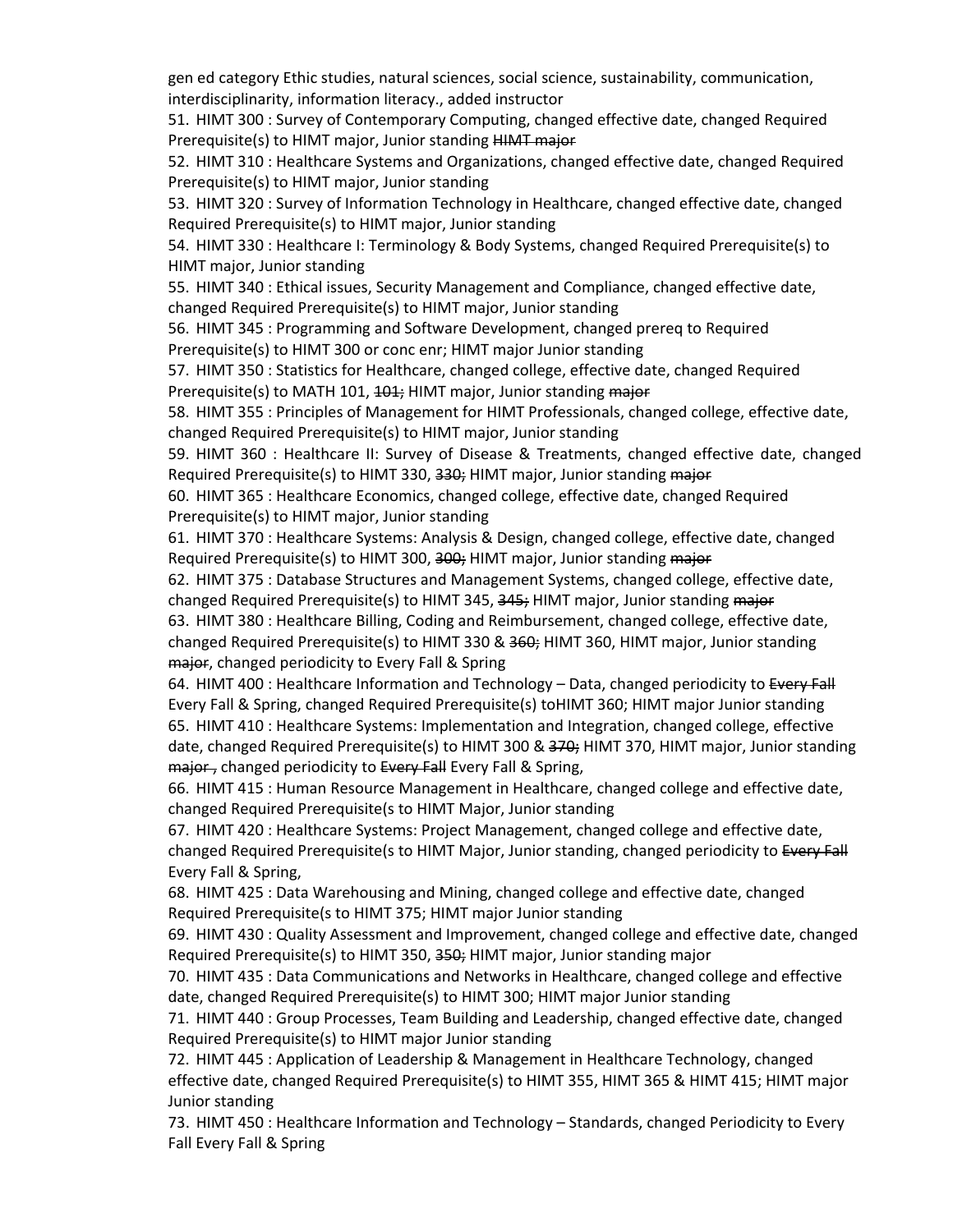gen ed category Ethic studies, natural sciences, social science, sustainability, communication, interdisciplinarity, information literacy., added instructor

51. HIMT 300 : Survey of Contemporary Computing, changed effective date, changed Required Prerequisite(s) to HIMT major, Junior standing ~~HIMT major~~
52. HIMT 310 : Healthcare Systems and Organizations, changed effective date, changed Required Prerequisite(s) to HIMT major, Junior standing
53. HIMT 320 : Survey of Information Technology in Healthcare, changed effective date, changed Required Prerequisite(s) to HIMT major, Junior standing
54. HIMT 330 : Healthcare I: Terminology & Body Systems, changed Required Prerequisite(s) to HIMT major, Junior standing
55. HIMT 340 : Ethical issues, Security Management and Compliance, changed effective date, changed Required Prerequisite(s) to HIMT major, Junior standing
56. HIMT 345 : Programming and Software Development, changed prereq to Required Prerequisite(s) to HIMT 300 or conc enr; HIMT major Junior standing
57. HIMT 350 : Statistics for Healthcare, changed college, effective date, changed Required Prerequisite(s) to MATH 101, ~~101;~~ HIMT major, Junior standing ~~major~~
58. HIMT 355 : Principles of Management for HIMT Professionals, changed college, effective date, changed Required Prerequisite(s) to HIMT major, Junior standing
59. HIMT 360 : Healthcare II: Survey of Disease & Treatments, changed effective date, changed Required Prerequisite(s) to HIMT 330, ~~330;~~ HIMT major, Junior standing ~~major~~
60. HIMT 365 : Healthcare Economics, changed college, effective date, changed Required Prerequisite(s) to HIMT major, Junior standing
61. HIMT 370 : Healthcare Systems: Analysis & Design, changed college, effective date, changed Required Prerequisite(s) to HIMT 300, ~~300;~~ HIMT major, Junior standing ~~major~~
62. HIMT 375 : Database Structures and Management Systems, changed college, effective date, changed Required Prerequisite(s) to HIMT 345, ~~345;~~ HIMT major, Junior standing ~~major~~
63. HIMT 380 : Healthcare Billing, Coding and Reimbursement, changed college, effective date, changed Required Prerequisite(s) to HIMT 330 & ~~360;~~ HIMT 360, HIMT major, Junior standing ~~major~~, changed periodicity to Every Fall & Spring
64. HIMT 400 : Healthcare Information and Technology – Data, changed periodicity to ~~Every Fall~~ Every Fall & Spring, changed Required Prerequisite(s) toHIMT 360; HIMT major Junior standing
65. HIMT 410 : Healthcare Systems: Implementation and Integration, changed college, effective date, changed Required Prerequisite(s) to HIMT 300 & ~~370;~~ HIMT 370, HIMT major, Junior standing ~~major ,~~ changed periodicity to ~~Every Fall~~ Every Fall & Spring,
66. HIMT 415 : Human Resource Management in Healthcare, changed college and effective date, changed Required Prerequisite(s to HIMT Major, Junior standing
67. HIMT 420 : Healthcare Systems: Project Management, changed college and effective date, changed Required Prerequisite(s to HIMT Major, Junior standing, changed periodicity to ~~Every Fall~~ Every Fall & Spring,
68. HIMT 425 : Data Warehousing and Mining, changed college and effective date, changed Required Prerequisite(s to HIMT 375; HIMT major Junior standing
69. HIMT 430 : Quality Assessment and Improvement, changed college and effective date, changed Required Prerequisite(s) to HIMT 350, ~~350;~~ HIMT major, Junior standing major
70. HIMT 435 : Data Communications and Networks in Healthcare, changed college and effective date, changed Required Prerequisite(s) to HIMT 300; HIMT major Junior standing
71. HIMT 440 : Group Processes, Team Building and Leadership, changed effective date, changed Required Prerequisite(s) to HIMT major Junior standing
72. HIMT 445 : Application of Leadership & Management in Healthcare Technology, changed effective date, changed Required Prerequisite(s) to HIMT 355, HIMT 365 & HIMT 415; HIMT major Junior standing
73. HIMT 450 : Healthcare Information and Technology – Standards, changed Periodicity to Every Fall Every Fall & Spring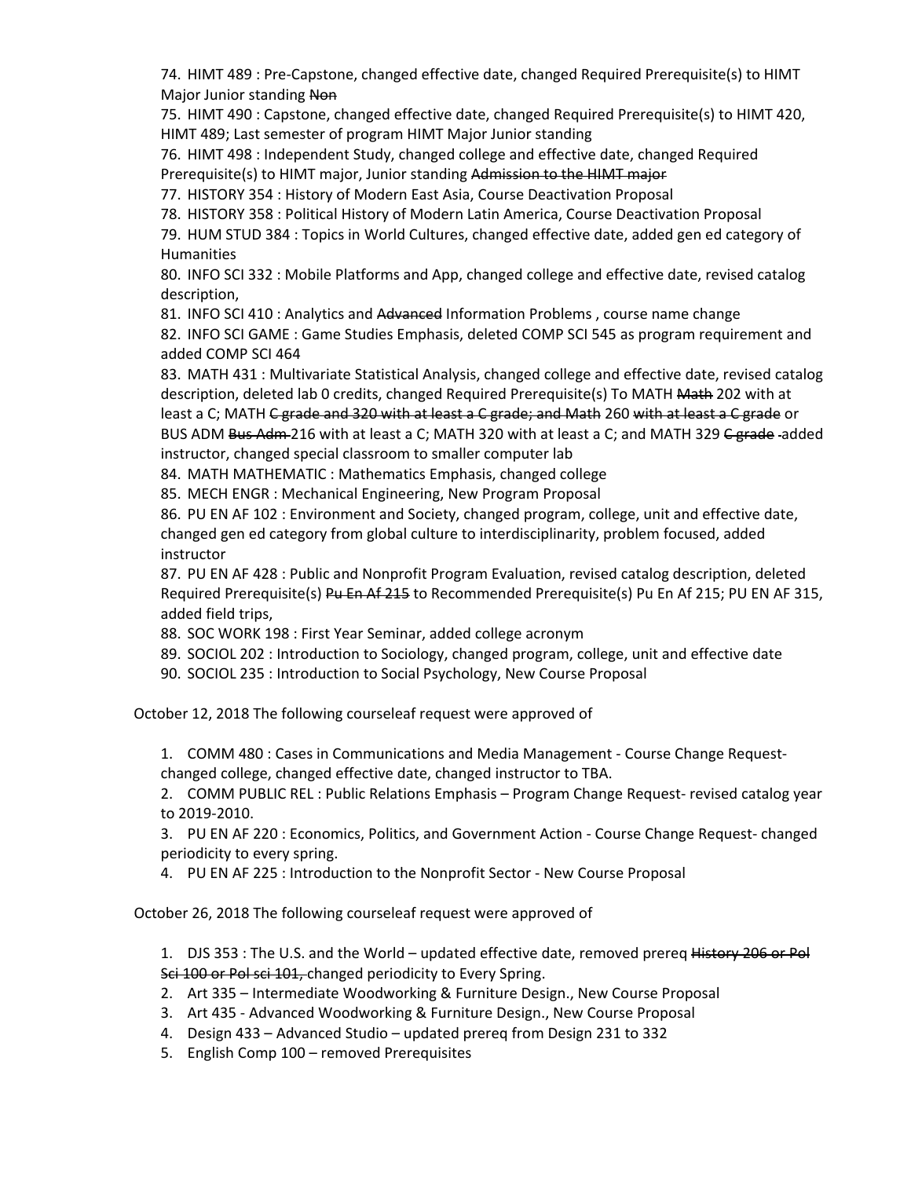74. HIMT 489 : Pre-Capstone, changed effective date, changed Required Prerequisite(s) to HIMT Major Junior standing ~~Non~~
75. HIMT 490 : Capstone, changed effective date, changed Required Prerequisite(s) to HIMT 420, HIMT 489; Last semester of program HIMT Major Junior standing
76. HIMT 498 : Independent Study, changed college and effective date, changed Required Prerequisite(s) to HIMT major, Junior standing ~~Admission to the HIMT major~~
77. HISTORY 354 : History of Modern East Asia, Course Deactivation Proposal
78. HISTORY 358 : Political History of Modern Latin America, Course Deactivation Proposal
79. HUM STUD 384 : Topics in World Cultures, changed effective date, added gen ed category of Humanities
80. INFO SCI 332 : Mobile Platforms and App, changed college and effective date, revised catalog description,
81. INFO SCI 410 : Analytics and ~~Advanced~~ Information Problems , course name change
82. INFO SCI GAME : Game Studies Emphasis, deleted COMP SCI 545 as program requirement and added COMP SCI 464
83. MATH 431 : Multivariate Statistical Analysis, changed college and effective date, revised catalog description, deleted lab 0 credits, changed Required Prerequisite(s) To MATH ~~Math~~ 202 with at least a C; MATH ~~C grade and 320 with at least a C grade; and Math~~ 260 ~~with at least a C grade~~ or BUS ADM ~~Bus Adm~~ 216 with at least a C; MATH 320 with at least a C; and MATH 329 ~~C grade~~ -added instructor, changed special classroom to smaller computer lab
84. MATH MATHEMATIC : Mathematics Emphasis, changed college
85. MECH ENGR : Mechanical Engineering, New Program Proposal
86. PU EN AF 102 : Environment and Society, changed program, college, unit and effective date, changed gen ed category from global culture to interdisciplinarity, problem focused, added instructor
87. PU EN AF 428 : Public and Nonprofit Program Evaluation, revised catalog description, deleted Required Prerequisite(s) ~~Pu En Af 215~~ to Recommended Prerequisite(s) Pu En Af 215; PU EN AF 315, added field trips,
88. SOC WORK 198 : First Year Seminar, added college acronym
89. SOCIOL 202 : Introduction to Sociology, changed program, college, unit and effective date
90. SOCIOL 235 : Introduction to Social Psychology, New Course Proposal

October 12, 2018 The following courseleaf request were approved of

1. COMM 480 : Cases in Communications and Media Management - Course Change Request- changed college, changed effective date, changed instructor to TBA.
2. COMM PUBLIC REL : Public Relations Emphasis – Program Change Request- revised catalog year to 2019-2010.
3. PU EN AF 220 : Economics, Politics, and Government Action - Course Change Request- changed periodicity to every spring.
4. PU EN AF 225 : Introduction to the Nonprofit Sector - New Course Proposal

October 26, 2018 The following courseleaf request were approved of

1. DJS 353 : The U.S. and the World – updated effective date, removed prereq ~~History 206 or Pol Sci 100 or Pol sci 101,~~ changed periodicity to Every Spring.
2. Art 335 – Intermediate Woodworking & Furniture Design., New Course Proposal
3. Art 435 - Advanced Woodworking & Furniture Design., New Course Proposal
4. Design 433 – Advanced Studio – updated prereq from Design 231 to 332
5. English Comp 100 – removed Prerequisites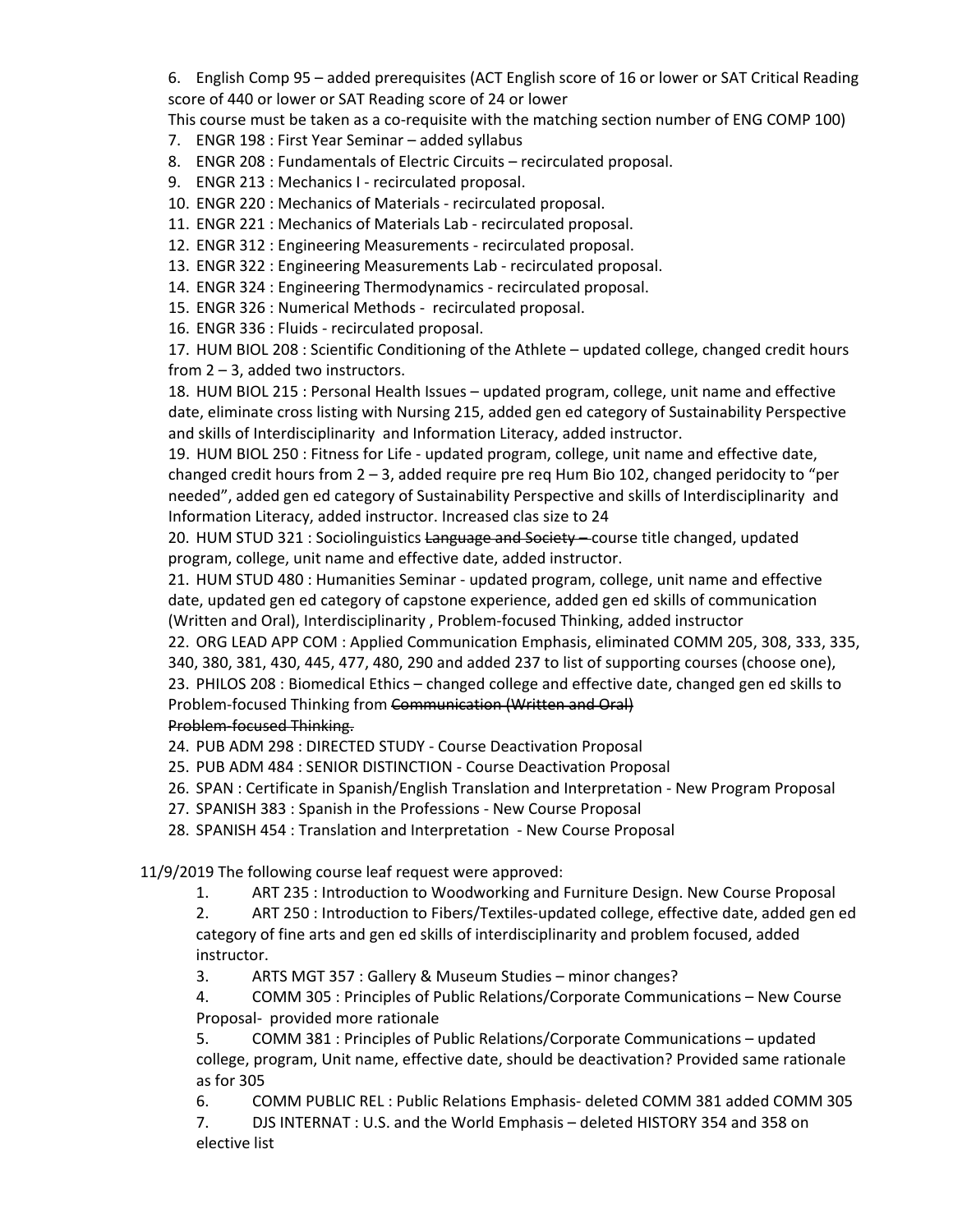6. English Comp 95 – added prerequisites (ACT English score of 16 or lower or SAT Critical Reading score of 440 or lower or SAT Reading score of 24 or lower
   This course must be taken as a co-requisite with the matching section number of ENG COMP 100)
7. ENGR 198 : First Year Seminar – added syllabus
8. ENGR 208 : Fundamentals of Electric Circuits – recirculated proposal.
9. ENGR 213 : Mechanics I - recirculated proposal.
10. ENGR 220 : Mechanics of Materials - recirculated proposal.
11. ENGR 221 : Mechanics of Materials Lab - recirculated proposal.
12. ENGR 312 : Engineering Measurements - recirculated proposal.
13. ENGR 322 : Engineering Measurements Lab - recirculated proposal.
14. ENGR 324 : Engineering Thermodynamics - recirculated proposal.
15. ENGR 326 : Numerical Methods - recirculated proposal.
16. ENGR 336 : Fluids - recirculated proposal.
17. HUM BIOL 208 : Scientific Conditioning of the Athlete – updated college, changed credit hours from 2 – 3, added two instructors.
18. HUM BIOL 215 : Personal Health Issues – updated program, college, unit name and effective date, eliminate cross listing with Nursing 215, added gen ed category of Sustainability Perspective and skills of Interdisciplinarity and Information Literacy, added instructor.
19. HUM BIOL 250 : Fitness for Life - updated program, college, unit name and effective date, changed credit hours from 2 – 3, added require pre req Hum Bio 102, changed peridocity to "per needed", added gen ed category of Sustainability Perspective and skills of Interdisciplinarity and Information Literacy, added instructor. Increased clas size to 24
20. HUM STUD 321 : Sociolinguistics ~~Language and Society –~~ course title changed, updated program, college, unit name and effective date, added instructor.
21. HUM STUD 480 : Humanities Seminar - updated program, college, unit name and effective date, updated gen ed category of capstone experience, added gen ed skills of communication (Written and Oral), Interdisciplinarity , Problem-focused Thinking, added instructor
22. ORG LEAD APP COM : Applied Communication Emphasis, eliminated COMM 205, 308, 333, 335, 340, 380, 381, 430, 445, 477, 480, 290 and added 237 to list of supporting courses (choose one),
23. PHILOS 208 : Biomedical Ethics – changed college and effective date, changed gen ed skills to Problem-focused Thinking from ~~Communication (Written and Oral)~~
    ~~Problem-focused Thinking.~~
24. PUB ADM 298 : DIRECTED STUDY - Course Deactivation Proposal
25. PUB ADM 484 : SENIOR DISTINCTION - Course Deactivation Proposal
26. SPAN : Certificate in Spanish/English Translation and Interpretation - New Program Proposal
27. SPANISH 383 : Spanish in the Professions - New Course Proposal
28. SPANISH 454 : Translation and Interpretation - New Course Proposal

11/9/2019 The following course leaf request were approved:

1. ART 235 : Introduction to Woodworking and Furniture Design. New Course Proposal
2. ART 250 : Introduction to Fibers/Textiles-updated college, effective date, added gen ed category of fine arts and gen ed skills of interdisciplinarity and problem focused, added instructor.
3. ARTS MGT 357 : Gallery & Museum Studies – minor changes?
4. COMM 305 : Principles of Public Relations/Corporate Communications – New Course Proposal- provided more rationale
5. COMM 381 : Principles of Public Relations/Corporate Communications – updated college, program, Unit name, effective date, should be deactivation? Provided same rationale as for 305
6. COMM PUBLIC REL : Public Relations Emphasis- deleted COMM 381 added COMM 305
7. DJS INTERNAT : U.S. and the World Emphasis – deleted HISTORY 354 and 358 on elective list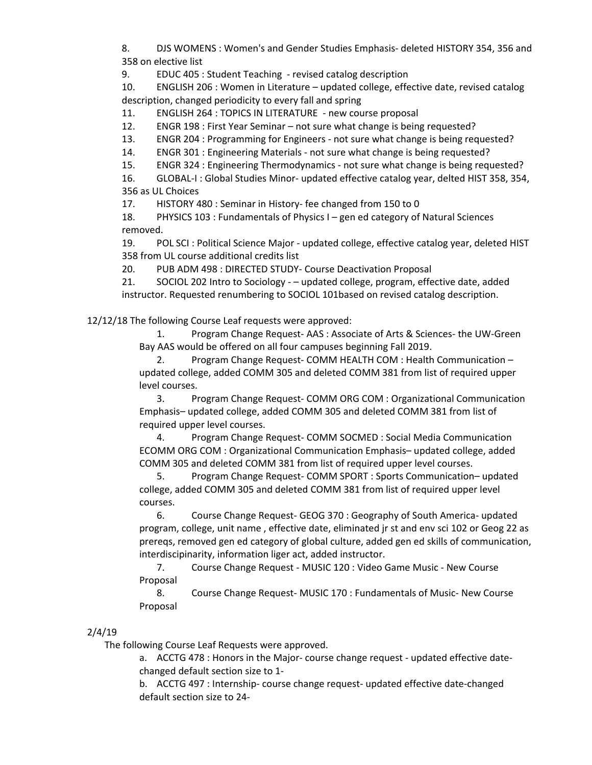8. DJS WOMENS : Women's and Gender Studies Emphasis- deleted HISTORY 354, 356 and 358 on elective list
9. EDUC 405 : Student Teaching - revised catalog description
10. ENGLISH 206 : Women in Literature – updated college, effective date, revised catalog description, changed periodicity to every fall and spring
11. ENGLISH 264 : TOPICS IN LITERATURE - new course proposal
12. ENGR 198 : First Year Seminar – not sure what change is being requested?
13. ENGR 204 : Programming for Engineers - not sure what change is being requested?
14. ENGR 301 : Engineering Materials - not sure what change is being requested?
15. ENGR 324 : Engineering Thermodynamics - not sure what change is being requested?
16. GLOBAL-I : Global Studies Minor- updated effective catalog year, delted HIST 358, 354, 356 as UL Choices
17. HISTORY 480 : Seminar in History- fee changed from 150 to 0
18. PHYSICS 103 : Fundamentals of Physics I – gen ed category of Natural Sciences removed.
19. POL SCI : Political Science Major - updated college, effective catalog year, deleted HIST 358 from UL course additional credits list
20. PUB ADM 498 : DIRECTED STUDY- Course Deactivation Proposal
21. SOCIOL 202 Intro to Sociology - – updated college, program, effective date, added instructor. Requested renumbering to SOCIOL 101based on revised catalog description.

12/12/18 The following Course Leaf requests were approved:

1. Program Change Request- AAS : Associate of Arts & Sciences- the UW-Green Bay AAS would be offered on all four campuses beginning Fall 2019.
2. Program Change Request- COMM HEALTH COM : Health Communication – updated college, added COMM 305 and deleted COMM 381 from list of required upper level courses.
3. Program Change Request- COMM ORG COM : Organizational Communication Emphasis– updated college, added COMM 305 and deleted COMM 381 from list of required upper level courses.
4. Program Change Request- COMM SOCMED : Social Media Communication ECOMM ORG COM : Organizational Communication Emphasis– updated college, added COMM 305 and deleted COMM 381 from list of required upper level courses.
5. Program Change Request- COMM SPORT : Sports Communication– updated college, added COMM 305 and deleted COMM 381 from list of required upper level courses.
6. Course Change Request- GEOG 370 : Geography of South America- updated program, college, unit name , effective date, eliminated jr st and env sci 102 or Geog 22 as prereqs, removed gen ed category of global culture, added gen ed skills of communication, interdiscipinarity, information liger act, added instructor.
7. Course Change Request - MUSIC 120 : Video Game Music - New Course Proposal
8. Course Change Request- MUSIC 170 : Fundamentals of Music- New Course Proposal

2/4/19

The following Course Leaf Requests were approved.

a. ACCTG 478 : Honors in the Major- course change request - updated effective date-changed default section size to 1-
b. ACCTG 497 : Internship- course change request- updated effective date-changed default section size to 24-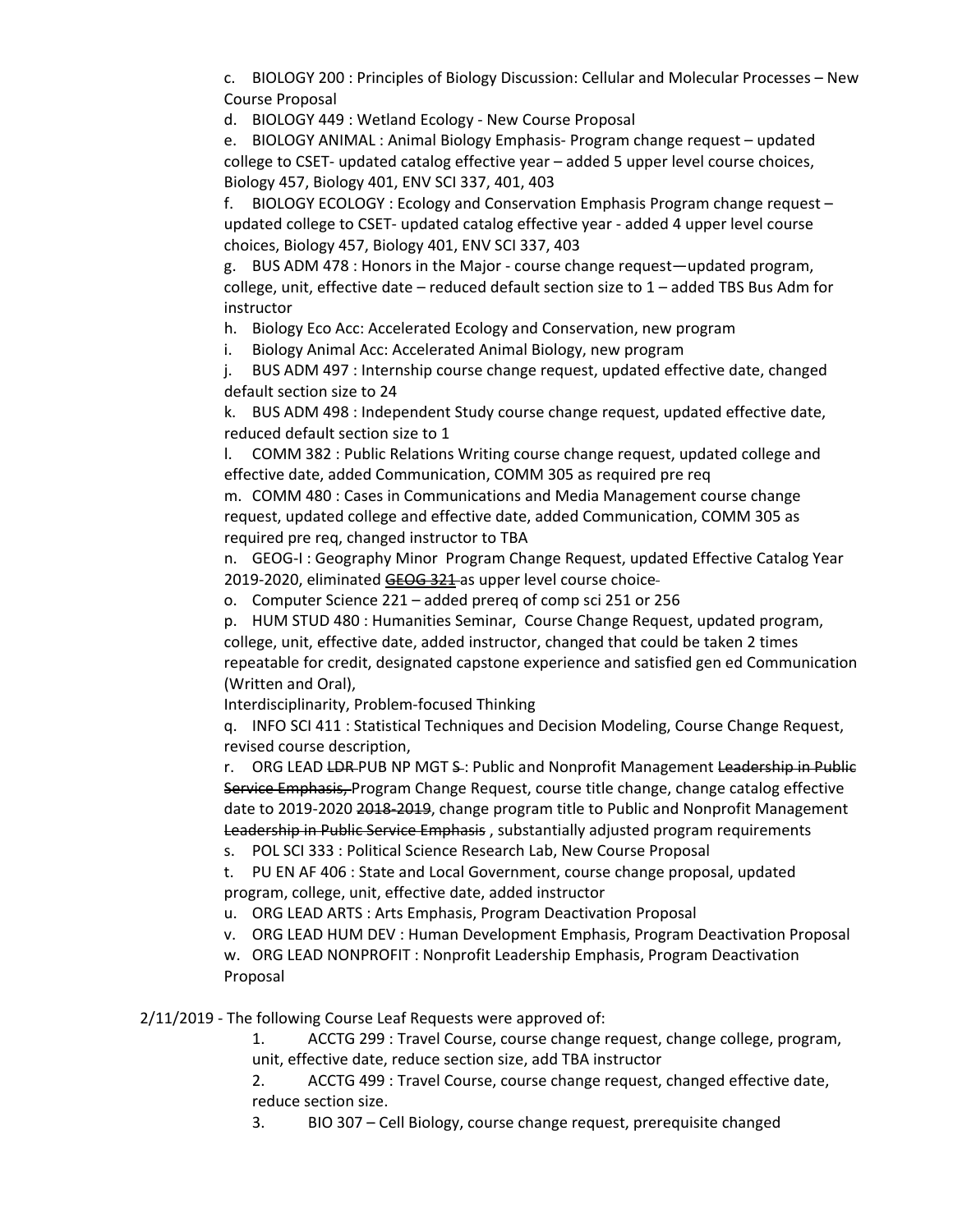c. BIOLOGY 200 : Principles of Biology Discussion: Cellular and Molecular Processes – New Course Proposal

d. BIOLOGY 449 : Wetland Ecology - New Course Proposal

e. BIOLOGY ANIMAL : Animal Biology Emphasis- Program change request – updated college to CSET- updated catalog effective year – added 5 upper level course choices, Biology 457, Biology 401, ENV SCI 337, 401, 403

f. BIOLOGY ECOLOGY : Ecology and Conservation Emphasis Program change request – updated college to CSET- updated catalog effective year - added 4 upper level course choices, Biology 457, Biology 401, ENV SCI 337, 403

g. BUS ADM 478 : Honors in the Major - course change request—updated program, college, unit, effective date – reduced default section size to 1 – added TBS Bus Adm for instructor

h. Biology Eco Acc: Accelerated Ecology and Conservation, new program

i. Biology Animal Acc: Accelerated Animal Biology, new program

j. BUS ADM 497 : Internship course change request, updated effective date, changed default section size to 24

k. BUS ADM 498 : Independent Study course change request, updated effective date, reduced default section size to 1

l. COMM 382 : Public Relations Writing course change request, updated college and effective date, added Communication, COMM 305 as required pre req

m. COMM 480 : Cases in Communications and Media Management course change request, updated college and effective date, added Communication, COMM 305 as required pre req, changed instructor to TBA

n. GEOG-I : Geography Minor Program Change Request, updated Effective Catalog Year 2019-2020, eliminated ~~GEOG 321~~ as upper level course choice

o. Computer Science 221 – added prereq of comp sci 251 or 256

p. HUM STUD 480 : Humanities Seminar, Course Change Request, updated program, college, unit, effective date, added instructor, changed that could be taken 2 times repeatable for credit, designated capstone experience and satisfied gen ed Communication (Written and Oral), Interdisciplinarity, Problem-focused Thinking

q. INFO SCI 411 : Statistical Techniques and Decision Modeling, Course Change Request, revised course description,

r. ORG LEAD ~~LDR~~ PUB NP MGT ~~S~~ : Public and Nonprofit Management ~~Leadership in Public Service Emphasis,~~ Program Change Request, course title change, change catalog effective date to 2019-2020 ~~2018-2019~~, change program title to Public and Nonprofit Management ~~Leadership in Public Service Emphasis~~ , substantially adjusted program requirements

s. POL SCI 333 : Political Science Research Lab, New Course Proposal

t. PU EN AF 406 : State and Local Government, course change proposal, updated program, college, unit, effective date, added instructor

u. ORG LEAD ARTS : Arts Emphasis, Program Deactivation Proposal

v. ORG LEAD HUM DEV : Human Development Emphasis, Program Deactivation Proposal

w. ORG LEAD NONPROFIT : Nonprofit Leadership Emphasis, Program Deactivation Proposal

2/11/2019 - The following Course Leaf Requests were approved of:

1. ACCTG 299 : Travel Course, course change request, change college, program, unit, effective date, reduce section size, add TBA instructor
2. ACCTG 499 : Travel Course, course change request, changed effective date, reduce section size.
3. BIO 307 – Cell Biology, course change request, prerequisite changed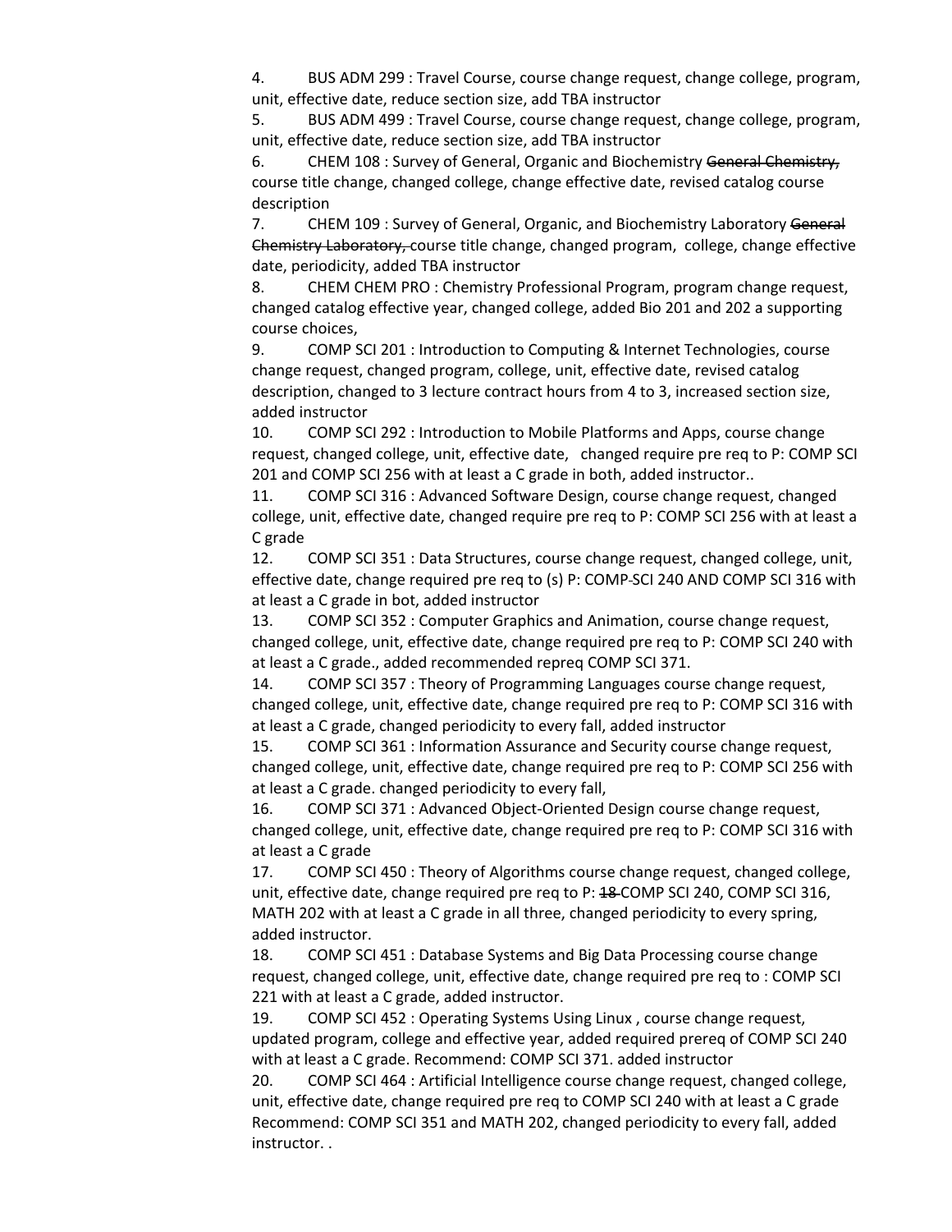4. BUS ADM 299 : Travel Course, course change request, change college, program, unit, effective date, reduce section size, add TBA instructor
5. BUS ADM 499 : Travel Course, course change request, change college, program, unit, effective date, reduce section size, add TBA instructor
6. CHEM 108 : Survey of General, Organic and Biochemistry ~~General Chemistry,~~ course title change, changed college, change effective date, revised catalog course description
7. CHEM 109 : Survey of General, Organic, and Biochemistry Laboratory ~~General Chemistry Laboratory,~~ course title change, changed program, college, change effective date, periodicity, added TBA instructor
8. CHEM CHEM PRO : Chemistry Professional Program, program change request, changed catalog effective year, changed college, added Bio 201 and 202 a supporting course choices,
9. COMP SCI 201 : Introduction to Computing & Internet Technologies, course change request, changed program, college, unit, effective date, revised catalog description, changed to 3 lecture contract hours from 4 to 3, increased section size, added instructor
10. COMP SCI 292 : Introduction to Mobile Platforms and Apps, course change request, changed college, unit, effective date, changed require pre req to P: COMP SCI 201 and COMP SCI 256 with at least a C grade in both, added instructor..
11. COMP SCI 316 : Advanced Software Design, course change request, changed college, unit, effective date, changed require pre req to P: COMP SCI 256 with at least a C grade
12. COMP SCI 351 : Data Structures, course change request, changed college, unit, effective date, change required pre req to (s) P: COMP-SCI 240 AND COMP SCI 316 with at least a C grade in bot, added instructor
13. COMP SCI 352 : Computer Graphics and Animation, course change request, changed college, unit, effective date, change required pre req to P: COMP SCI 240 with at least a C grade., added recommended repreq COMP SCI 371.
14. COMP SCI 357 : Theory of Programming Languages course change request, changed college, unit, effective date, change required pre req to P: COMP SCI 316 with at least a C grade, changed periodicity to every fall, added instructor
15. COMP SCI 361 : Information Assurance and Security course change request, changed college, unit, effective date, change required pre req to P: COMP SCI 256 with at least a C grade. changed periodicity to every fall,
16. COMP SCI 371 : Advanced Object-Oriented Design course change request, changed college, unit, effective date, change required pre req to P: COMP SCI 316 with at least a C grade
17. COMP SCI 450 : Theory of Algorithms course change request, changed college, unit, effective date, change required pre req to P: ~~18~~ COMP SCI 240, COMP SCI 316, MATH 202 with at least a C grade in all three, changed periodicity to every spring, added instructor.
18. COMP SCI 451 : Database Systems and Big Data Processing course change request, changed college, unit, effective date, change required pre req to : COMP SCI 221 with at least a C grade, added instructor.
19. COMP SCI 452 : Operating Systems Using Linux , course change request, updated program, college and effective year, added required prereq of COMP SCI 240 with at least a C grade. Recommend: COMP SCI 371. added instructor
20. COMP SCI 464 : Artificial Intelligence course change request, changed college, unit, effective date, change required pre req to COMP SCI 240 with at least a C grade Recommend: COMP SCI 351 and MATH 202, changed periodicity to every fall, added instructor. .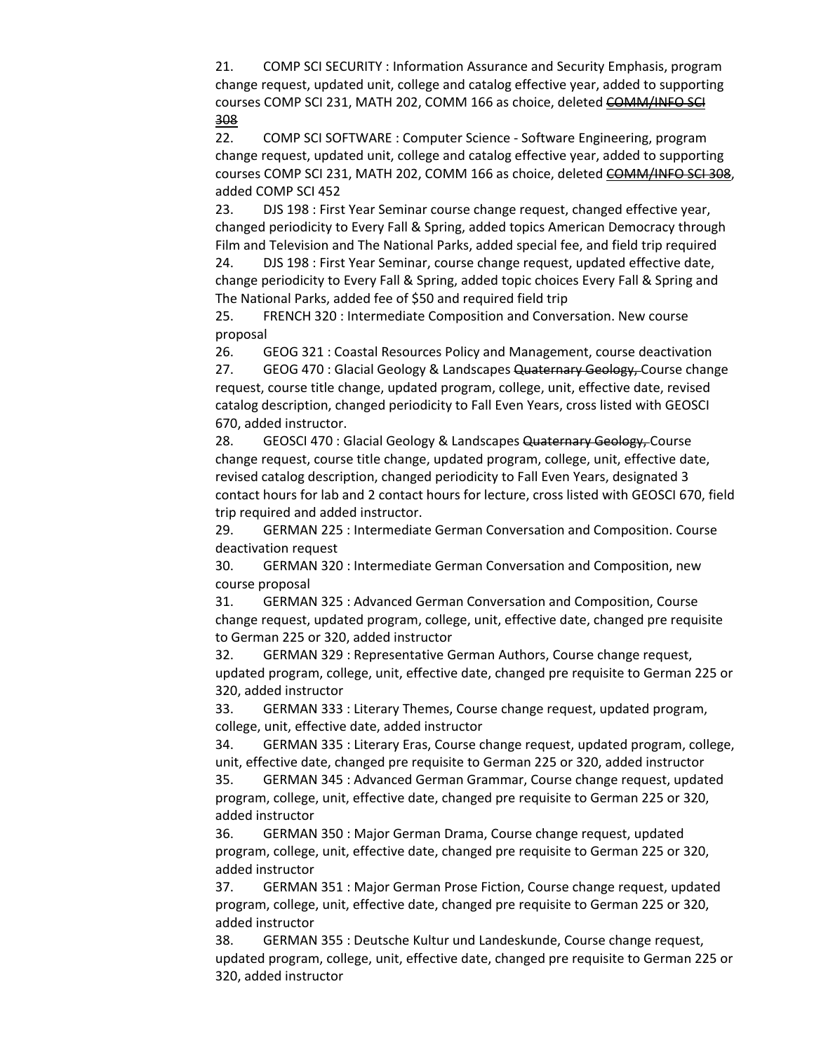21. COMP SCI SECURITY : Information Assurance and Security Emphasis, program change request, updated unit, college and catalog effective year, added to supporting courses COMP SCI 231, MATH 202, COMM 166 as choice, deleted ~~COMM/INFO SCI 308~~
22. COMP SCI SOFTWARE : Computer Science - Software Engineering, program change request, updated unit, college and catalog effective year, added to supporting courses COMP SCI 231, MATH 202, COMM 166 as choice, deleted ~~COMM/INFO SCI 308~~, added COMP SCI 452
23. DJS 198 : First Year Seminar course change request, changed effective year, changed periodicity to Every Fall & Spring, added topics American Democracy through Film and Television and The National Parks, added special fee, and field trip required
24. DJS 198 : First Year Seminar, course change request, updated effective date, change periodicity to Every Fall & Spring, added topic choices Every Fall & Spring and The National Parks, added fee of $50 and required field trip
25. FRENCH 320 : Intermediate Composition and Conversation. New course proposal
26. GEOG 321 : Coastal Resources Policy and Management, course deactivation
27. GEOG 470 : Glacial Geology & Landscapes ~~Quaternary Geology,~~ Course change request, course title change, updated program, college, unit, effective date, revised catalog description, changed periodicity to Fall Even Years, cross listed with GEOSCI 670, added instructor.
28. GEOSCI 470 : Glacial Geology & Landscapes ~~Quaternary Geology,~~ Course change request, course title change, updated program, college, unit, effective date, revised catalog description, changed periodicity to Fall Even Years, designated 3 contact hours for lab and 2 contact hours for lecture, cross listed with GEOSCI 670, field trip required and added instructor.
29. GERMAN 225 : Intermediate German Conversation and Composition. Course deactivation request
30. GERMAN 320 : Intermediate German Conversation and Composition, new course proposal
31. GERMAN 325 : Advanced German Conversation and Composition, Course change request, updated program, college, unit, effective date, changed pre requisite to German 225 or 320, added instructor
32. GERMAN 329 : Representative German Authors, Course change request, updated program, college, unit, effective date, changed pre requisite to German 225 or 320, added instructor
33. GERMAN 333 : Literary Themes, Course change request, updated program, college, unit, effective date, added instructor
34. GERMAN 335 : Literary Eras, Course change request, updated program, college, unit, effective date, changed pre requisite to German 225 or 320, added instructor
35. GERMAN 345 : Advanced German Grammar, Course change request, updated program, college, unit, effective date, changed pre requisite to German 225 or 320, added instructor
36. GERMAN 350 : Major German Drama, Course change request, updated program, college, unit, effective date, changed pre requisite to German 225 or 320, added instructor
37. GERMAN 351 : Major German Prose Fiction, Course change request, updated program, college, unit, effective date, changed pre requisite to German 225 or 320, added instructor
38. GERMAN 355 : Deutsche Kultur und Landeskunde, Course change request, updated program, college, unit, effective date, changed pre requisite to German 225 or 320, added instructor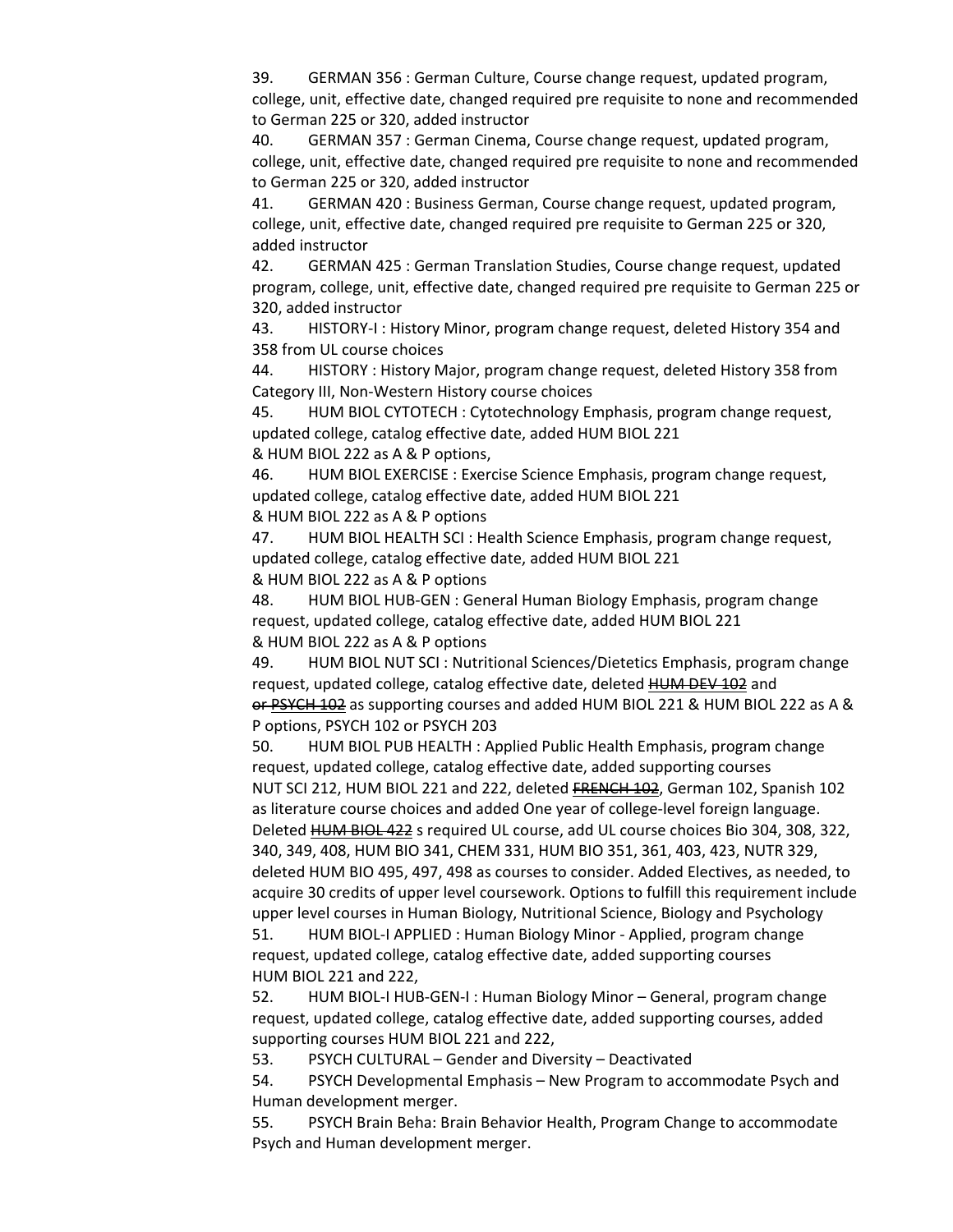39. GERMAN 356 : German Culture, Course change request, updated program, college, unit, effective date, changed required pre requisite to none and recommended to German 225 or 320, added instructor

40. GERMAN 357 : German Cinema, Course change request, updated program, college, unit, effective date, changed required pre requisite to none and recommended to German 225 or 320, added instructor

41. GERMAN 420 : Business German, Course change request, updated program, college, unit, effective date, changed required pre requisite to German 225 or 320, added instructor

42. GERMAN 425 : German Translation Studies, Course change request, updated program, college, unit, effective date, changed required pre requisite to German 225 or 320, added instructor

43. HISTORY-I : History Minor, program change request, deleted History 354 and 358 from UL course choices

44. HISTORY : History Major, program change request, deleted History 358 from Category III, Non-Western History course choices

45. HUM BIOL CYTOTECH : Cytotechnology Emphasis, program change request, updated college, catalog effective date, added HUM BIOL 221 & HUM BIOL 222 as A & P options,

46. HUM BIOL EXERCISE : Exercise Science Emphasis, program change request, updated college, catalog effective date, added HUM BIOL 221 & HUM BIOL 222 as A & P options

47. HUM BIOL HEALTH SCI : Health Science Emphasis, program change request, updated college, catalog effective date, added HUM BIOL 221 & HUM BIOL 222 as A & P options

48. HUM BIOL HUB-GEN : General Human Biology Emphasis, program change request, updated college, catalog effective date, added HUM BIOL 221 & HUM BIOL 222 as A & P options

49. HUM BIOL NUT SCI : Nutritional Sciences/Dietetics Emphasis, program change request, updated college, catalog effective date, deleted ~~HUM DEV 102~~ and ~~or PSYCH 102~~ as supporting courses and added HUM BIOL 221 & HUM BIOL 222 as A & P options, PSYCH 102 or PSYCH 203

50. HUM BIOL PUB HEALTH : Applied Public Health Emphasis, program change request, updated college, catalog effective date, added supporting courses NUT SCI 212, HUM BIOL 221 and 222, deleted ~~FRENCH 102~~, German 102, Spanish 102 as literature course choices and added One year of college-level foreign language. Deleted ~~HUM BIOL 422~~ s required UL course, add UL course choices Bio 304, 308, 322, 340, 349, 408, HUM BIO 341, CHEM 331, HUM BIO 351, 361, 403, 423, NUTR 329, deleted HUM BIO 495, 497, 498 as courses to consider. Added Electives, as needed, to acquire 30 credits of upper level coursework. Options to fulfill this requirement include upper level courses in Human Biology, Nutritional Science, Biology and Psychology

51. HUM BIOL-I APPLIED : Human Biology Minor - Applied, program change request, updated college, catalog effective date, added supporting courses HUM BIOL 221 and 222,

52. HUM BIOL-I HUB-GEN-I : Human Biology Minor – General, program change request, updated college, catalog effective date, added supporting courses, added supporting courses HUM BIOL 221 and 222,

53. PSYCH CULTURAL – Gender and Diversity – Deactivated

54. PSYCH Developmental Emphasis – New Program to accommodate Psych and Human development merger.

55. PSYCH Brain Beha: Brain Behavior Health, Program Change to accommodate Psych and Human development merger.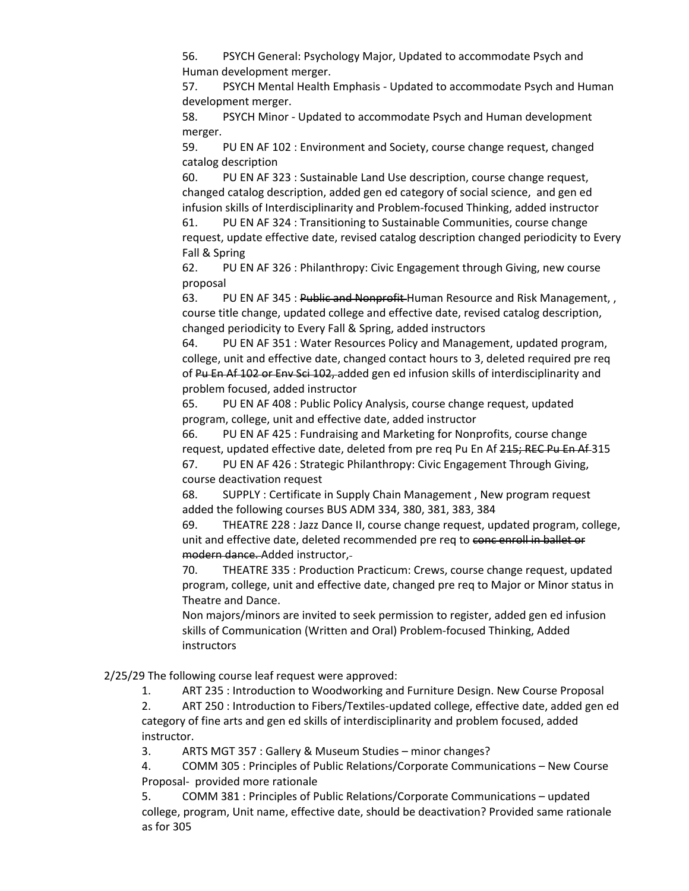56. PSYCH General: Psychology Major, Updated to accommodate Psych and Human development merger.
57. PSYCH Mental Health Emphasis - Updated to accommodate Psych and Human development merger.
58. PSYCH Minor - Updated to accommodate Psych and Human development merger.
59. PU EN AF 102 : Environment and Society, course change request, changed catalog description
60. PU EN AF 323 : Sustainable Land Use description, course change request, changed catalog description, added gen ed category of social science, and gen ed infusion skills of Interdisciplinarity and Problem-focused Thinking, added instructor
61. PU EN AF 324 : Transitioning to Sustainable Communities, course change request, update effective date, revised catalog description changed periodicity to Every Fall & Spring
62. PU EN AF 326 : Philanthropy: Civic Engagement through Giving, new course proposal
63. PU EN AF 345 : ~~Public and Nonprofit~~ Human Resource and Risk Management, , course title change, updated college and effective date, revised catalog description, changed periodicity to Every Fall & Spring, added instructors
64. PU EN AF 351 : Water Resources Policy and Management, updated program, college, unit and effective date, changed contact hours to 3, deleted required pre req of ~~Pu En Af 102 or Env Sci 102,~~ added gen ed infusion skills of interdisciplinarity and problem focused, added instructor
65. PU EN AF 408 : Public Policy Analysis, course change request, updated program, college, unit and effective date, added instructor
66. PU EN AF 425 : Fundraising and Marketing for Nonprofits, course change request, updated effective date, deleted from pre req Pu En Af ~~215; REC Pu En Af~~ 315
67. PU EN AF 426 : Strategic Philanthropy: Civic Engagement Through Giving, course deactivation request
68. SUPPLY : Certificate in Supply Chain Management , New program request added the following courses BUS ADM 334, 380, 381, 383, 384
69. THEATRE 228 : Jazz Dance II, course change request, updated program, college, unit and effective date, deleted recommended pre req to ~~conc enroll in ballet or modern dance.~~ Added instructor,
70. THEATRE 335 : Production Practicum: Crews, course change request, updated program, college, unit and effective date, changed pre req to Major or Minor status in Theatre and Dance.
    Non majors/minors are invited to seek permission to register, added gen ed infusion skills of Communication (Written and Oral) Problem-focused Thinking, Added instructors

2/25/29 The following course leaf request were approved:

1. ART 235 : Introduction to Woodworking and Furniture Design. New Course Proposal
2. ART 250 : Introduction to Fibers/Textiles-updated college, effective date, added gen ed category of fine arts and gen ed skills of interdisciplinarity and problem focused, added instructor.
3. ARTS MGT 357 : Gallery & Museum Studies – minor changes?
4. COMM 305 : Principles of Public Relations/Corporate Communications – New Course Proposal- provided more rationale
5. COMM 381 : Principles of Public Relations/Corporate Communications – updated college, program, Unit name, effective date, should be deactivation? Provided same rationale as for 305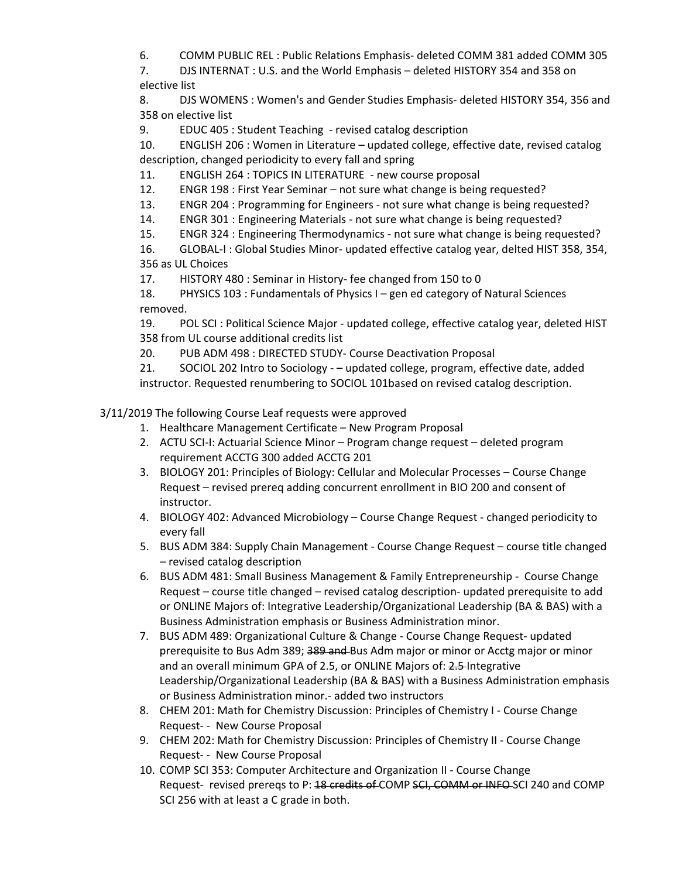6. COMM PUBLIC REL : Public Relations Emphasis- deleted COMM 381 added COMM 305
7. DJS INTERNAT : U.S. and the World Emphasis – deleted HISTORY 354 and 358 on elective list
8. DJS WOMENS : Women's and Gender Studies Emphasis- deleted HISTORY 354, 356 and 358 on elective list
9. EDUC 405 : Student Teaching - revised catalog description
10. ENGLISH 206 : Women in Literature – updated college, effective date, revised catalog description, changed periodicity to every fall and spring
11. ENGLISH 264 : TOPICS IN LITERATURE - new course proposal
12. ENGR 198 : First Year Seminar – not sure what change is being requested?
13. ENGR 204 : Programming for Engineers - not sure what change is being requested?
14. ENGR 301 : Engineering Materials - not sure what change is being requested?
15. ENGR 324 : Engineering Thermodynamics - not sure what change is being requested?
16. GLOBAL-I : Global Studies Minor- updated effective catalog year, delted HIST 358, 354, 356 as UL Choices
17. HISTORY 480 : Seminar in History- fee changed from 150 to 0
18. PHYSICS 103 : Fundamentals of Physics I – gen ed category of Natural Sciences removed.
19. POL SCI : Political Science Major - updated college, effective catalog year, deleted HIST 358 from UL course additional credits list
20. PUB ADM 498 : DIRECTED STUDY- Course Deactivation Proposal
21. SOCIOL 202 Intro to Sociology - – updated college, program, effective date, added instructor. Requested renumbering to SOCIOL 101based on revised catalog description.

3/11/2019 The following Course Leaf requests were approved

1. Healthcare Management Certificate – New Program Proposal
2. ACTU SCI-I: Actuarial Science Minor – Program change request – deleted program requirement ACCTG 300 added ACCTG 201
3. BIOLOGY 201: Principles of Biology: Cellular and Molecular Processes – Course Change Request – revised prereq adding concurrent enrollment in BIO 200 and consent of instructor.
4. BIOLOGY 402: Advanced Microbiology – Course Change Request - changed periodicity to every fall
5. BUS ADM 384: Supply Chain Management - Course Change Request – course title changed – revised catalog description
6. BUS ADM 481: Small Business Management & Family Entrepreneurship - Course Change Request – course title changed – revised catalog description- updated prerequisite to add or ONLINE Majors of: Integrative Leadership/Organizational Leadership (BA & BAS) with a Business Administration emphasis or Business Administration minor.
7. BUS ADM 489: Organizational Culture & Change - Course Change Request- updated prerequisite to Bus Adm 389; ~~389 and~~ Bus Adm major or minor or Acctg major or minor and an overall minimum GPA of 2.5, or ONLINE Majors of: ~~2.5~~ Integrative Leadership/Organizational Leadership (BA & BAS) with a Business Administration emphasis or Business Administration minor.- added two instructors
8. CHEM 201: Math for Chemistry Discussion: Principles of Chemistry I - Course Change Request- - New Course Proposal
9. CHEM 202: Math for Chemistry Discussion: Principles of Chemistry II - Course Change Request- - New Course Proposal
10. COMP SCI 353: Computer Architecture and Organization II - Course Change Request- revised prereqs to P: ~~18 credits of~~ COMP ~~SCI, COMM or INFO~~ SCI 240 and COMP SCI 256 with at least a C grade in both.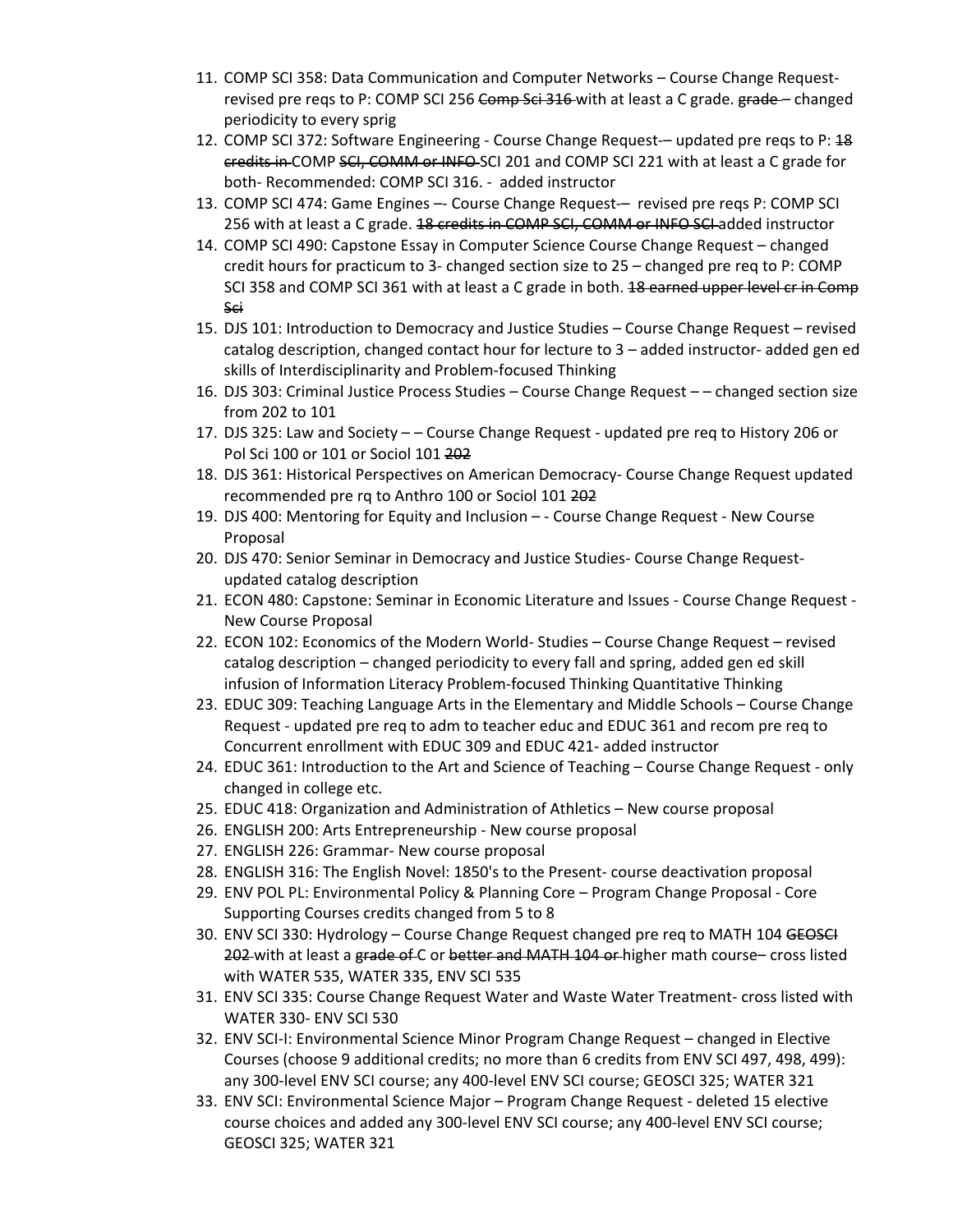11. COMP SCI 358: Data Communication and Computer Networks – Course Change Request- revised pre reqs to P: COMP SCI 256 ~~Comp Sci 316~~ with at least a C grade. ~~grade~~ – changed periodicity to every sprig
12. COMP SCI 372: Software Engineering - Course Change Request-– updated pre reqs to P: ~~18 credits in~~ COMP ~~SCI, COMM or INFO~~ SCI 201 and COMP SCI 221 with at least a C grade for both- Recommended: COMP SCI 316. - added instructor
13. COMP SCI 474: Game Engines –- Course Change Request-– revised pre reqs P: COMP SCI 256 with at least a C grade. ~~18 credits in COMP SCI, COMM or INFO SCI~~ added instructor
14. COMP SCI 490: Capstone Essay in Computer Science Course Change Request – changed credit hours for practicum to 3- changed section size to 25 – changed pre req to P: COMP SCI 358 and COMP SCI 361 with at least a C grade in both. ~~18 earned upper level cr in Comp Sci~~
15. DJS 101: Introduction to Democracy and Justice Studies – Course Change Request – revised catalog description, changed contact hour for lecture to 3 – added instructor- added gen ed skills of Interdisciplinarity and Problem-focused Thinking
16. DJS 303: Criminal Justice Process Studies – Course Change Request – – changed section size from 202 to 101
17. DJS 325: Law and Society – – Course Change Request - updated pre req to History 206 or Pol Sci 100 or 101 or Sociol 101 ~~202~~
18. DJS 361: Historical Perspectives on American Democracy- Course Change Request updated recommended pre rq to Anthro 100 or Sociol 101 ~~202~~
19. DJS 400: Mentoring for Equity and Inclusion – - Course Change Request - New Course Proposal
20. DJS 470: Senior Seminar in Democracy and Justice Studies- Course Change Request- updated catalog description
21. ECON 480: Capstone: Seminar in Economic Literature and Issues - Course Change Request - New Course Proposal
22. ECON 102: Economics of the Modern World- Studies – Course Change Request – revised catalog description – changed periodicity to every fall and spring, added gen ed skill infusion of Information Literacy Problem-focused Thinking Quantitative Thinking
23. EDUC 309: Teaching Language Arts in the Elementary and Middle Schools – Course Change Request - updated pre req to adm to teacher educ and EDUC 361 and recom pre req to Concurrent enrollment with EDUC 309 and EDUC 421- added instructor
24. EDUC 361: Introduction to the Art and Science of Teaching – Course Change Request - only changed in college etc.
25. EDUC 418: Organization and Administration of Athletics – New course proposal
26. ENGLISH 200: Arts Entrepreneurship - New course proposal
27. ENGLISH 226: Grammar- New course proposal
28. ENGLISH 316: The English Novel: 1850's to the Present- course deactivation proposal
29. ENV POL PL: Environmental Policy & Planning Core – Program Change Proposal - Core Supporting Courses credits changed from 5 to 8
30. ENV SCI 330: Hydrology – Course Change Request changed pre req to MATH 104 ~~GEOSCI 202~~ with at least a ~~grade of~~ C or ~~better and MATH 104 or~~ higher math course– cross listed with WATER 535, WATER 335, ENV SCI 535
31. ENV SCI 335: Course Change Request Water and Waste Water Treatment- cross listed with WATER 330- ENV SCI 530
32. ENV SCI-I: Environmental Science Minor Program Change Request – changed in Elective Courses (choose 9 additional credits; no more than 6 credits from ENV SCI 497, 498, 499): any 300-level ENV SCI course; any 400-level ENV SCI course; GEOSCI 325; WATER 321
33. ENV SCI: Environmental Science Major – Program Change Request - deleted 15 elective course choices and added any 300-level ENV SCI course; any 400-level ENV SCI course; GEOSCI 325; WATER 321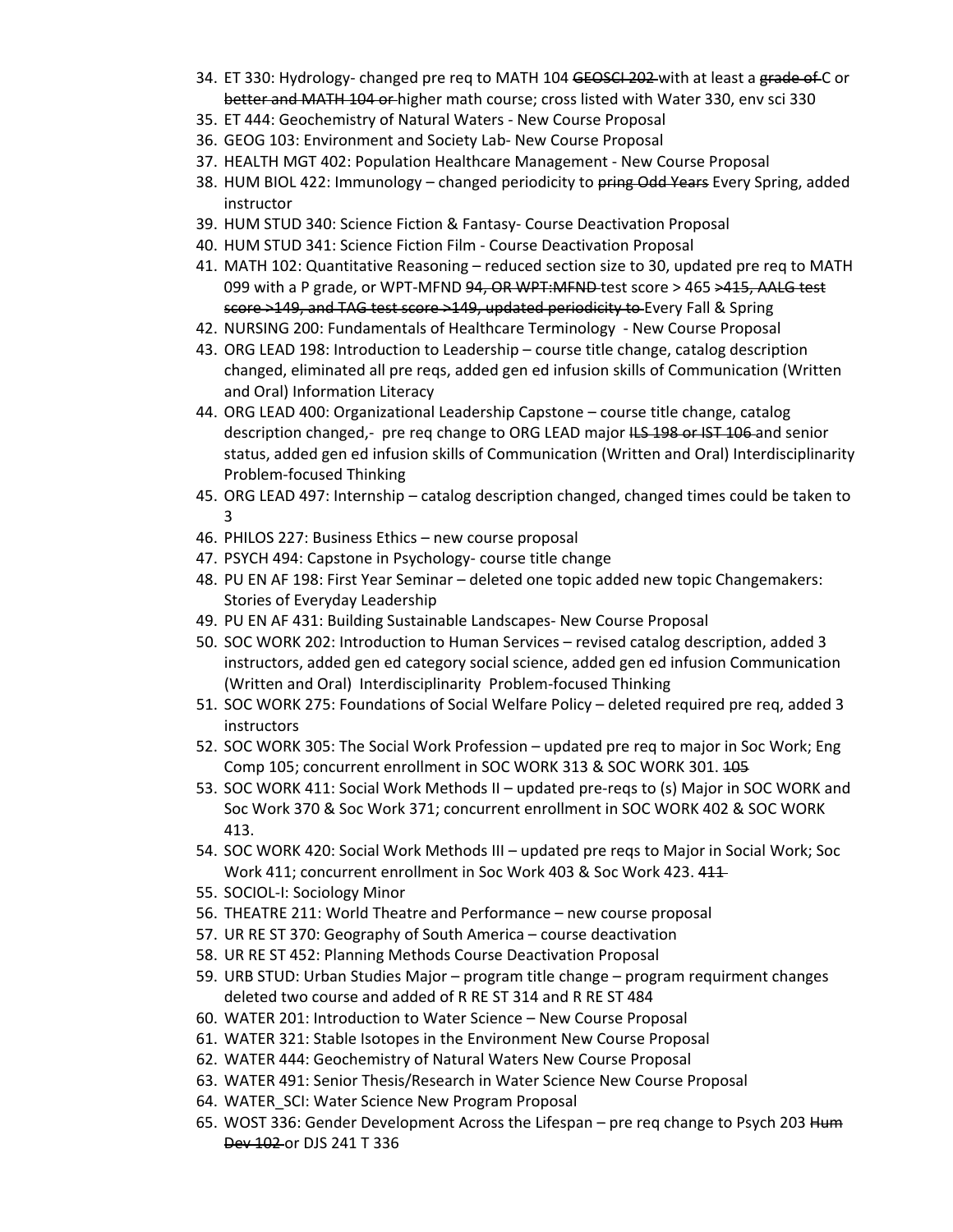34. ET 330: Hydrology- changed pre req to MATH 104 ~~GEOSCI 202~~ with at least a ~~grade of~~ C or ~~better and MATH 104 or~~ higher math course; cross listed with Water 330, env sci 330
35. ET 444: Geochemistry of Natural Waters - New Course Proposal
36. GEOG 103: Environment and Society Lab- New Course Proposal
37. HEALTH MGT 402: Population Healthcare Management - New Course Proposal
38. HUM BIOL 422: Immunology – changed periodicity to ~~pring Odd Years~~ Every Spring, added instructor
39. HUM STUD 340: Science Fiction & Fantasy- Course Deactivation Proposal
40. HUM STUD 341: Science Fiction Film - Course Deactivation Proposal
41. MATH 102: Quantitative Reasoning – reduced section size to 30, updated pre req to MATH 099 with a P grade, or WPT-MFND ~~94, OR WPT:MFND~~ test score > 465 ~~>415, AALG test score >149, and TAG test score >149, updated periodicity to~~ Every Fall & Spring
42. NURSING 200: Fundamentals of Healthcare Terminology - New Course Proposal
43. ORG LEAD 198: Introduction to Leadership – course title change, catalog description changed, eliminated all pre reqs, added gen ed infusion skills of Communication (Written and Oral) Information Literacy
44. ORG LEAD 400: Organizational Leadership Capstone – course title change, catalog description changed,- pre req change to ORG LEAD major ~~ILS 198 or IST 106~~ and senior status, added gen ed infusion skills of Communication (Written and Oral) Interdisciplinarity Problem-focused Thinking
45. ORG LEAD 497: Internship – catalog description changed, changed times could be taken to 3
46. PHILOS 227: Business Ethics – new course proposal
47. PSYCH 494: Capstone in Psychology- course title change
48. PU EN AF 198: First Year Seminar – deleted one topic added new topic Changemakers: Stories of Everyday Leadership
49. PU EN AF 431: Building Sustainable Landscapes- New Course Proposal
50. SOC WORK 202: Introduction to Human Services – revised catalog description, added 3 instructors, added gen ed category social science, added gen ed infusion Communication (Written and Oral) Interdisciplinarity Problem-focused Thinking
51. SOC WORK 275: Foundations of Social Welfare Policy – deleted required pre req, added 3 instructors
52. SOC WORK 305: The Social Work Profession – updated pre req to major in Soc Work; Eng Comp 105; concurrent enrollment in SOC WORK 313 & SOC WORK 301. ~~105~~
53. SOC WORK 411: Social Work Methods II – updated pre-reqs to (s) Major in SOC WORK and Soc Work 370 & Soc Work 371; concurrent enrollment in SOC WORK 402 & SOC WORK 413.
54. SOC WORK 420: Social Work Methods III – updated pre reqs to Major in Social Work; Soc Work 411; concurrent enrollment in Soc Work 403 & Soc Work 423. ~~411~~
55. SOCIOL-I: Sociology Minor
56. THEATRE 211: World Theatre and Performance – new course proposal
57. UR RE ST 370: Geography of South America – course deactivation
58. UR RE ST 452: Planning Methods Course Deactivation Proposal
59. URB STUD: Urban Studies Major – program title change – program requirment changes deleted two course and added of R RE ST 314 and R RE ST 484
60. WATER 201: Introduction to Water Science – New Course Proposal
61. WATER 321: Stable Isotopes in the Environment New Course Proposal
62. WATER 444: Geochemistry of Natural Waters New Course Proposal
63. WATER 491: Senior Thesis/Research in Water Science New Course Proposal
64. WATER_SCI: Water Science New Program Proposal
65. WOST 336: Gender Development Across the Lifespan – pre req change to Psych 203 ~~Hum Dev 102~~ or DJS 241 T 336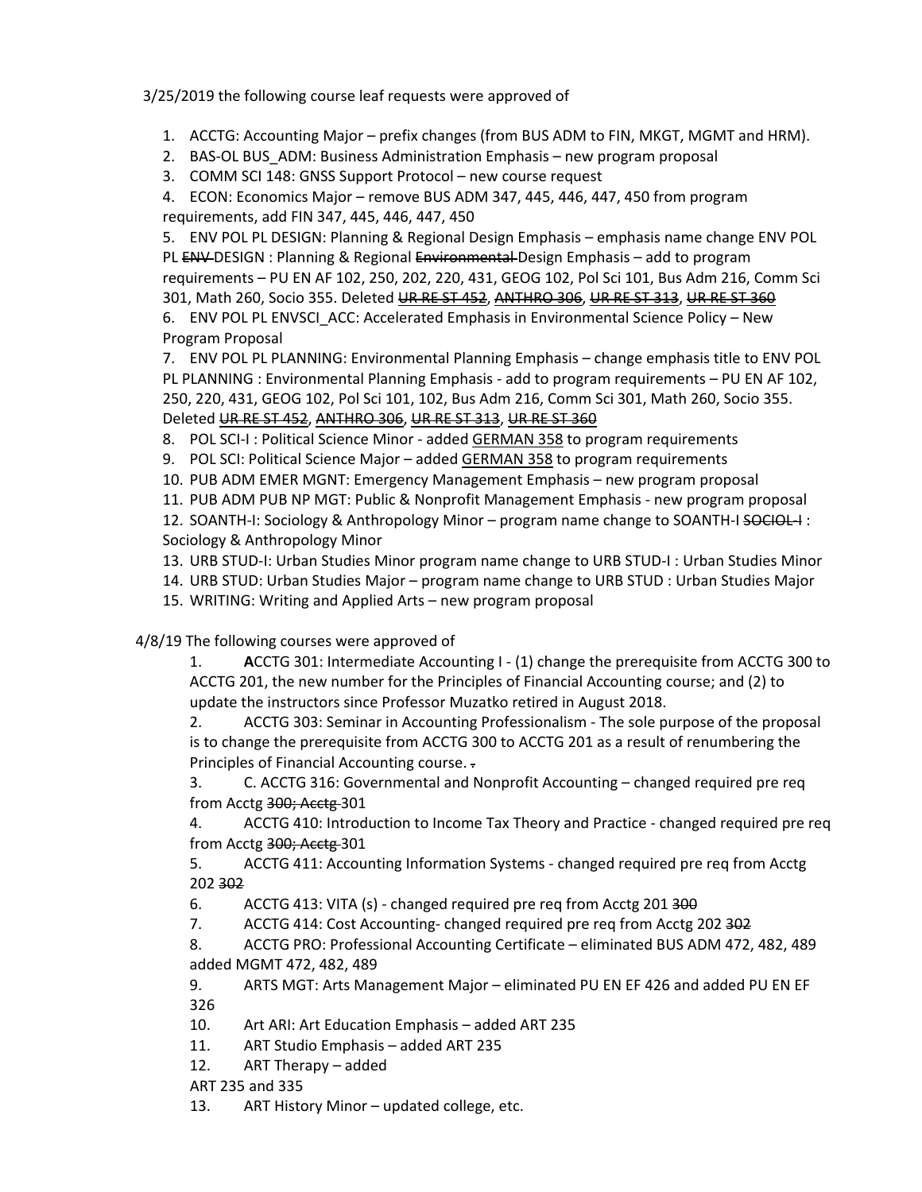3/25/2019 the following course leaf requests were approved of

1. ACCTG: Accounting Major – prefix changes (from BUS ADM to FIN, MKGT, MGMT and HRM).
2. BAS-OL BUS_ADM: Business Administration Emphasis – new program proposal
3. COMM SCI 148: GNSS Support Protocol – new course request
4. ECON: Economics Major – remove BUS ADM 347, 445, 446, 447, 450 from program requirements, add FIN 347, 445, 446, 447, 450
5. ENV POL PL DESIGN: Planning & Regional Design Emphasis – emphasis name change ENV POL PL ~~ENV~~ DESIGN : Planning & Regional ~~Environmental~~ Design Emphasis – add to program requirements – PU EN AF 102, 250, 202, 220, 431, GEOG 102, Pol Sci 101, Bus Adm 216, Comm Sci 301, Math 260, Socio 355. Deleted ~~UR RE ST 452~~, ~~ANTHRO 306~~, ~~UR RE ST 313~~, ~~UR RE ST 360~~
6. ENV POL PL ENVSCI_ACC: Accelerated Emphasis in Environmental Science Policy – New Program Proposal
7. ENV POL PL PLANNING: Environmental Planning Emphasis – change emphasis title to ENV POL PL PLANNING : Environmental Planning Emphasis - add to program requirements – PU EN AF 102, 250, 220, 431, GEOG 102, Pol Sci 101, 102, Bus Adm 216, Comm Sci 301, Math 260, Socio 355. Deleted ~~UR RE ST 452~~, ~~ANTHRO 306~~, ~~UR RE ST 313~~, ~~UR RE ST 360~~
8. POL SCI-I : Political Science Minor - added GERMAN 358 to program requirements
9. POL SCI: Political Science Major – added GERMAN 358 to program requirements
10. PUB ADM EMER MGNT: Emergency Management Emphasis – new program proposal
11. PUB ADM PUB NP MGT: Public & Nonprofit Management Emphasis - new program proposal
12. SOANTH-I: Sociology & Anthropology Minor – program name change to SOANTH-I ~~SOCIOL-I~~ : Sociology & Anthropology Minor
13. URB STUD-I: Urban Studies Minor program name change to URB STUD-I : Urban Studies Minor
14. URB STUD: Urban Studies Major – program name change to URB STUD : Urban Studies Major
15. WRITING: Writing and Applied Arts – new program proposal

4/8/19 The following courses were approved of

1. **A**CCTG 301: Intermediate Accounting I - (1) change the prerequisite from ACCTG 300 to ACCTG 201, the new number for the Principles of Financial Accounting course; and (2) to update the instructors since Professor Muzatko retired in August 2018.
2. ACCTG 303: Seminar in Accounting Professionalism - The sole purpose of the proposal is to change the prerequisite from ACCTG 300 to ACCTG 201 as a result of renumbering the Principles of Financial Accounting course. ~~.~~
3. C. ACCTG 316: Governmental and Nonprofit Accounting – changed required pre req from Acctg ~~300; Acctg~~ 301
4. ACCTG 410: Introduction to Income Tax Theory and Practice - changed required pre req from Acctg ~~300; Acctg~~ 301
5. ACCTG 411: Accounting Information Systems - changed required pre req from Acctg 202 ~~302~~
6. ACCTG 413: VITA (s) - changed required pre req from Acctg 201 ~~300~~
7. ACCTG 414: Cost Accounting- changed required pre req from Acctg 202 ~~302~~
8. ACCTG PRO: Professional Accounting Certificate – eliminated BUS ADM 472, 482, 489 added MGMT 472, 482, 489
9. ARTS MGT: Arts Management Major – eliminated PU EN EF 426 and added PU EN EF 326
10. Art ARI: Art Education Emphasis – added ART 235
11. ART Studio Emphasis – added ART 235
12. ART Therapy – added
ART 235 and 335
13. ART History Minor – updated college, etc.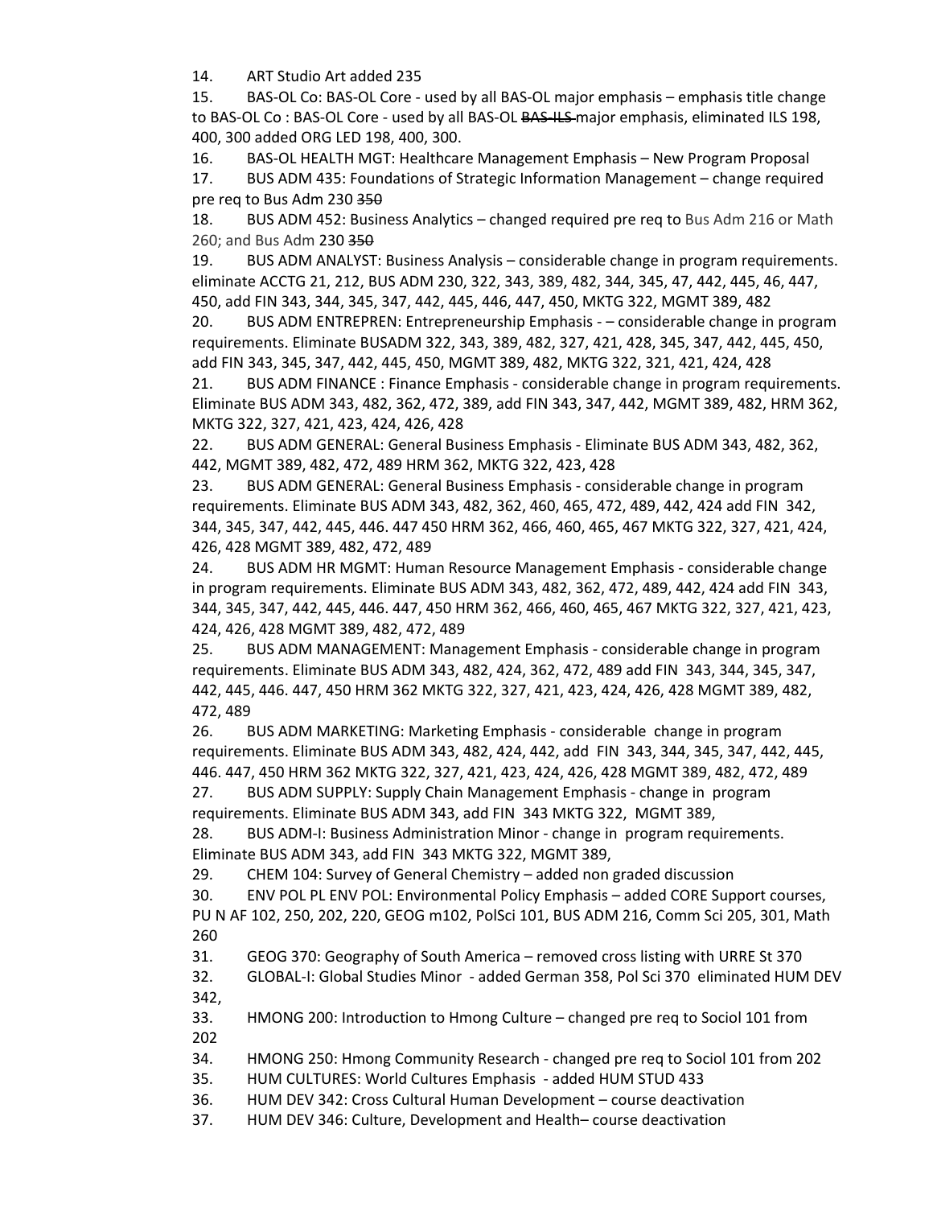14. ART Studio Art added 235
15. BAS-OL Co: BAS-OL Core - used by all BAS-OL major emphasis – emphasis title change to BAS-OL Co : BAS-OL Core - used by all BAS-OL ~~BAS-ILS~~ major emphasis, eliminated ILS 198, 400, 300 added ORG LED 198, 400, 300.
16. BAS-OL HEALTH MGT: Healthcare Management Emphasis – New Program Proposal
17. BUS ADM 435: Foundations of Strategic Information Management – change required pre req to Bus Adm 230 ~~350~~
18. BUS ADM 452: Business Analytics – changed required pre req to Bus Adm 216 or Math 260; and Bus Adm 230 ~~350~~
19. BUS ADM ANALYST: Business Analysis – considerable change in program requirements. eliminate ACCTG 21, 212, BUS ADM 230, 322, 343, 389, 482, 344, 345, 47, 442, 445, 46, 447, 450, add FIN 343, 344, 345, 347, 442, 445, 446, 447, 450, MKTG 322, MGMT 389, 482
20. BUS ADM ENTREPREN: Entrepreneurship Emphasis - – considerable change in program requirements. Eliminate BUSADM 322, 343, 389, 482, 327, 421, 428, 345, 347, 442, 445, 450, add FIN 343, 345, 347, 442, 445, 450, MGMT 389, 482, MKTG 322, 321, 421, 424, 428
21. BUS ADM FINANCE : Finance Emphasis - considerable change in program requirements. Eliminate BUS ADM 343, 482, 362, 472, 389, add FIN 343, 347, 442, MGMT 389, 482, HRM 362, MKTG 322, 327, 421, 423, 424, 426, 428
22. BUS ADM GENERAL: General Business Emphasis - Eliminate BUS ADM 343, 482, 362, 442, MGMT 389, 482, 472, 489 HRM 362, MKTG 322, 423, 428
23. BUS ADM GENERAL: General Business Emphasis - considerable change in program requirements. Eliminate BUS ADM 343, 482, 362, 460, 465, 472, 489, 442, 424 add FIN 342, 344, 345, 347, 442, 445, 446. 447 450 HRM 362, 466, 460, 465, 467 MKTG 322, 327, 421, 424, 426, 428 MGMT 389, 482, 472, 489
24. BUS ADM HR MGMT: Human Resource Management Emphasis - considerable change in program requirements. Eliminate BUS ADM 343, 482, 362, 472, 489, 442, 424 add FIN 343, 344, 345, 347, 442, 445, 446. 447, 450 HRM 362, 466, 460, 465, 467 MKTG 322, 327, 421, 423, 424, 426, 428 MGMT 389, 482, 472, 489
25. BUS ADM MANAGEMENT: Management Emphasis - considerable change in program requirements. Eliminate BUS ADM 343, 482, 424, 362, 472, 489 add FIN 343, 344, 345, 347, 442, 445, 446. 447, 450 HRM 362 MKTG 322, 327, 421, 423, 424, 426, 428 MGMT 389, 482, 472, 489
26. BUS ADM MARKETING: Marketing Emphasis - considerable change in program requirements. Eliminate BUS ADM 343, 482, 424, 442, add FIN 343, 344, 345, 347, 442, 445, 446. 447, 450 HRM 362 MKTG 322, 327, 421, 423, 424, 426, 428 MGMT 389, 482, 472, 489
27. BUS ADM SUPPLY: Supply Chain Management Emphasis - change in program requirements. Eliminate BUS ADM 343, add FIN 343 MKTG 322, MGMT 389,
28. BUS ADM-I: Business Administration Minor - change in program requirements. Eliminate BUS ADM 343, add FIN 343 MKTG 322, MGMT 389,
29. CHEM 104: Survey of General Chemistry – added non graded discussion
30. ENV POL PL ENV POL: Environmental Policy Emphasis – added CORE Support courses, PU N AF 102, 250, 202, 220, GEOG m102, PolSci 101, BUS ADM 216, Comm Sci 205, 301, Math 260
31. GEOG 370: Geography of South America – removed cross listing with URRE St 370
32. GLOBAL-I: Global Studies Minor - added German 358, Pol Sci 370 eliminated HUM DEV 342,
33. HMONG 200: Introduction to Hmong Culture – changed pre req to Sociol 101 from 202
34. HMONG 250: Hmong Community Research - changed pre req to Sociol 101 from 202
35. HUM CULTURES: World Cultures Emphasis - added HUM STUD 433
36. HUM DEV 342: Cross Cultural Human Development – course deactivation
37. HUM DEV 346: Culture, Development and Health– course deactivation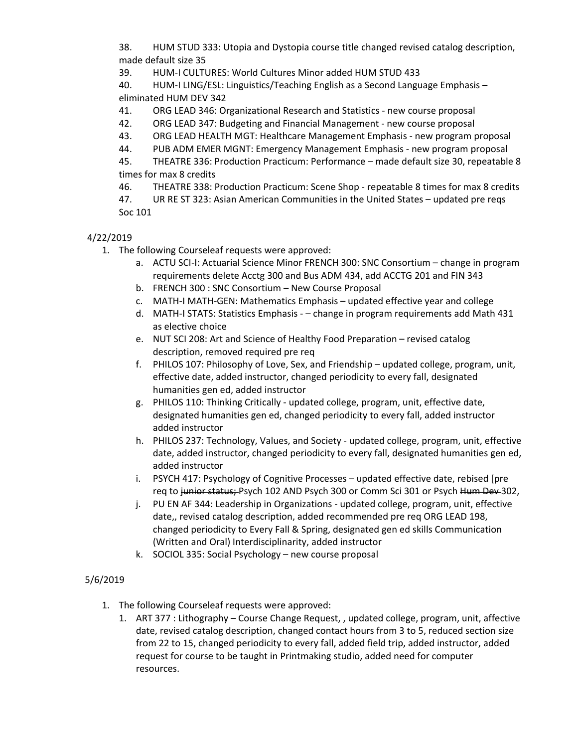38. HUM STUD 333: Utopia and Dystopia course title changed revised catalog description, made default size 35
39. HUM-I CULTURES: World Cultures Minor added HUM STUD 433
40. HUM-I LING/ESL: Linguistics/Teaching English as a Second Language Emphasis – eliminated HUM DEV 342
41. ORG LEAD 346: Organizational Research and Statistics - new course proposal
42. ORG LEAD 347: Budgeting and Financial Management - new course proposal
43. ORG LEAD HEALTH MGT: Healthcare Management Emphasis - new program proposal
44. PUB ADM EMER MGNT: Emergency Management Emphasis - new program proposal
45. THEATRE 336: Production Practicum: Performance – made default size 30, repeatable 8 times for max 8 credits
46. THEATRE 338: Production Practicum: Scene Shop - repeatable 8 times for max 8 credits
47. UR RE ST 323: Asian American Communities in the United States – updated pre reqs Soc 101

4/22/2019

1. The following Courseleaf requests were approved:
    a. ACTU SCI-I: Actuarial Science Minor FRENCH 300: SNC Consortium – change in program requirements delete Acctg 300 and Bus ADM 434, add ACCTG 201 and FIN 343
    b. FRENCH 300 : SNC Consortium – New Course Proposal
    c. MATH-I MATH-GEN: Mathematics Emphasis – updated effective year and college
    d. MATH-I STATS: Statistics Emphasis - – change in program requirements add Math 431 as elective choice
    e. NUT SCI 208: Art and Science of Healthy Food Preparation – revised catalog description, removed required pre req
    f. PHILOS 107: Philosophy of Love, Sex, and Friendship – updated college, program, unit, effective date, added instructor, changed periodicity to every fall, designated humanities gen ed, added instructor
    g. PHILOS 110: Thinking Critically - updated college, program, unit, effective date, designated humanities gen ed, changed periodicity to every fall, added instructor added instructor
    h. PHILOS 237: Technology, Values, and Society - updated college, program, unit, effective date, added instructor, changed periodicity to every fall, designated humanities gen ed, added instructor
    i. PSYCH 417: Psychology of Cognitive Processes – updated effective date, rebised [pre req to ~~junior status;~~ Psych 102 AND Psych 300 or Comm Sci 301 or Psych ~~Hum Dev~~ 302,
    j. PU EN AF 344: Leadership in Organizations - updated college, program, unit, effective date,, revised catalog description, added recommended pre req ORG LEAD 198, changed periodicity to Every Fall & Spring, designated gen ed skills Communication (Written and Oral) Interdisciplinarity, added instructor
    k. SOCIOL 335: Social Psychology – new course proposal

5/6/2019

1. The following Courseleaf requests were approved:
    1. ART 377 : Lithography – Course Change Request, , updated college, program, unit, affective date, revised catalog description, changed contact hours from 3 to 5, reduced section size from 22 to 15, changed periodicity to every fall, added field trip, added instructor, added request for course to be taught in Printmaking studio, added need for computer resources.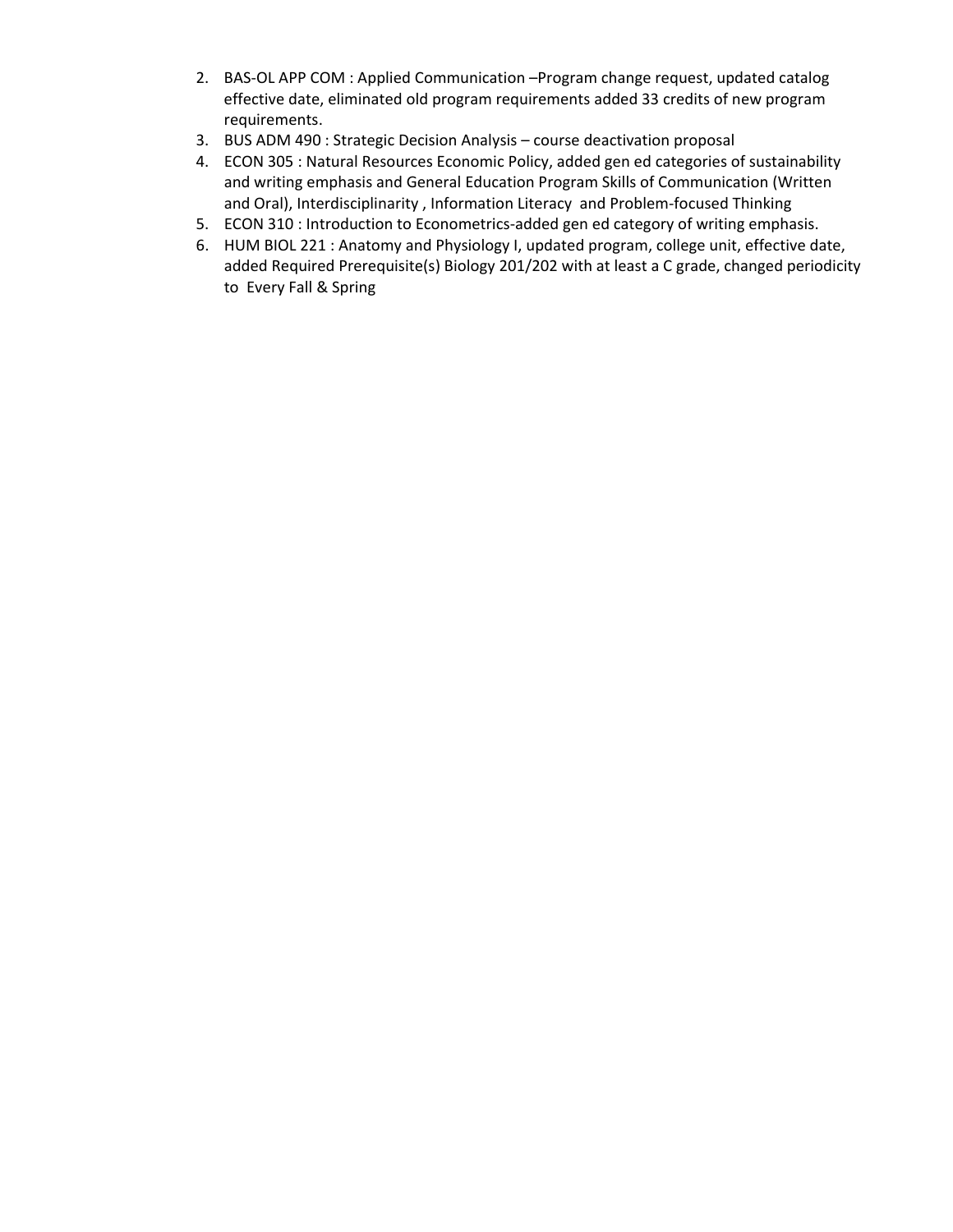2. BAS-OL APP COM : Applied Communication –Program change request, updated catalog effective date, eliminated old program requirements added 33 credits of new program requirements.
3. BUS ADM 490 : Strategic Decision Analysis – course deactivation proposal
4. ECON 305 : Natural Resources Economic Policy, added gen ed categories of sustainability and writing emphasis and General Education Program Skills of Communication (Written and Oral), Interdisciplinarity , Information Literacy and Problem-focused Thinking
5. ECON 310 : Introduction to Econometrics-added gen ed category of writing emphasis.
6. HUM BIOL 221 : Anatomy and Physiology I, updated program, college unit, effective date, added Required Prerequisite(s) Biology 201/202 with at least a C grade, changed periodicity to Every Fall & Spring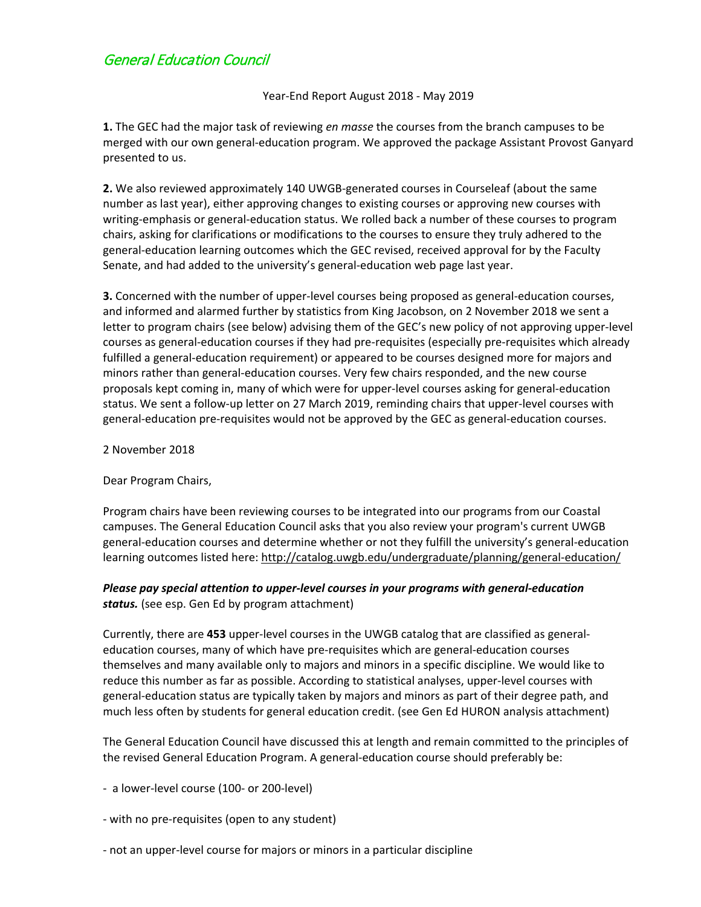# *General Education Council*

Year-End Report August 2018 - May 2019

**1.** The GEC had the major task of reviewing *en masse* the courses from the branch campuses to be merged with our own general-education program. We approved the package Assistant Provost Ganyard presented to us.

**2.** We also reviewed approximately 140 UWGB-generated courses in Courseleaf (about the same number as last year), either approving changes to existing courses or approving new courses with writing-emphasis or general-education status. We rolled back a number of these courses to program chairs, asking for clarifications or modifications to the courses to ensure they truly adhered to the general-education learning outcomes which the GEC revised, received approval for by the Faculty Senate, and had added to the university's general-education web page last year.

**3.** Concerned with the number of upper-level courses being proposed as general-education courses, and informed and alarmed further by statistics from King Jacobson, on 2 November 2018 we sent a letter to program chairs (see below) advising them of the GEC's new policy of not approving upper-level courses as general-education courses if they had pre-requisites (especially pre-requisites which already fulfilled a general-education requirement) or appeared to be courses designed more for majors and minors rather than general-education courses. Very few chairs responded, and the new course proposals kept coming in, many of which were for upper-level courses asking for general-education status. We sent a follow-up letter on 27 March 2019, reminding chairs that upper-level courses with general-education pre-requisites would not be approved by the GEC as general-education courses.

2 November 2018

Dear Program Chairs,

Program chairs have been reviewing courses to be integrated into our programs from our Coastal campuses. The General Education Council asks that you also review your program's current UWGB general-education courses and determine whether or not they fulfill the university's general-education learning outcomes listed here: http://catalog.uwgb.edu/undergraduate/planning/general-education/

***Please pay special attention to upper-level courses in your programs with general-education status.*** (see esp. Gen Ed by program attachment)

Currently, there are **453** upper-level courses in the UWGB catalog that are classified as general-education courses, many of which have pre-requisites which are general-education courses themselves and many available only to majors and minors in a specific discipline. We would like to reduce this number as far as possible. According to statistical analyses, upper-level courses with general-education status are typically taken by majors and minors as part of their degree path, and much less often by students for general education credit. (see Gen Ed HURON analysis attachment)

The General Education Council have discussed this at length and remain committed to the principles of the revised General Education Program. A general-education course should preferably be:

- a lower-level course (100- or 200-level)

- with no pre-requisites (open to any student)

- not an upper-level course for majors or minors in a particular discipline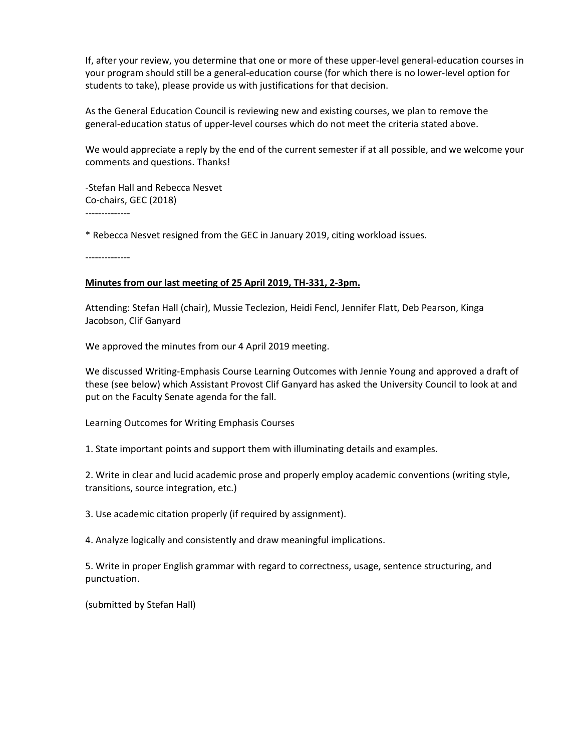If, after your review, you determine that one or more of these upper-level general-education courses in your program should still be a general-education course (for which there is no lower-level option for students to take), please provide us with justifications for that decision.

As the General Education Council is reviewing new and existing courses, we plan to remove the general-education status of upper-level courses which do not meet the criteria stated above.

We would appreciate a reply by the end of the current semester if at all possible, and we welcome your comments and questions. Thanks!

-Stefan Hall and Rebecca Nesvet
Co-chairs, GEC (2018)

--------------

* Rebecca Nesvet resigned from the GEC in January 2019, citing workload issues.

--------------

**Minutes from our last meeting of 25 April 2019, TH-331, 2-3pm.**

Attending: Stefan Hall (chair), Mussie Teclezion, Heidi Fencl, Jennifer Flatt, Deb Pearson, Kinga Jacobson, Clif Ganyard

We approved the minutes from our 4 April 2019 meeting.

We discussed Writing-Emphasis Course Learning Outcomes with Jennie Young and approved a draft of these (see below) which Assistant Provost Clif Ganyard has asked the University Council to look at and put on the Faculty Senate agenda for the fall.

Learning Outcomes for Writing Emphasis Courses

1. State important points and support them with illuminating details and examples.

2. Write in clear and lucid academic prose and properly employ academic conventions (writing style, transitions, source integration, etc.)

3. Use academic citation properly (if required by assignment).

4. Analyze logically and consistently and draw meaningful implications.

5. Write in proper English grammar with regard to correctness, usage, sentence structuring, and punctuation.

(submitted by Stefan Hall)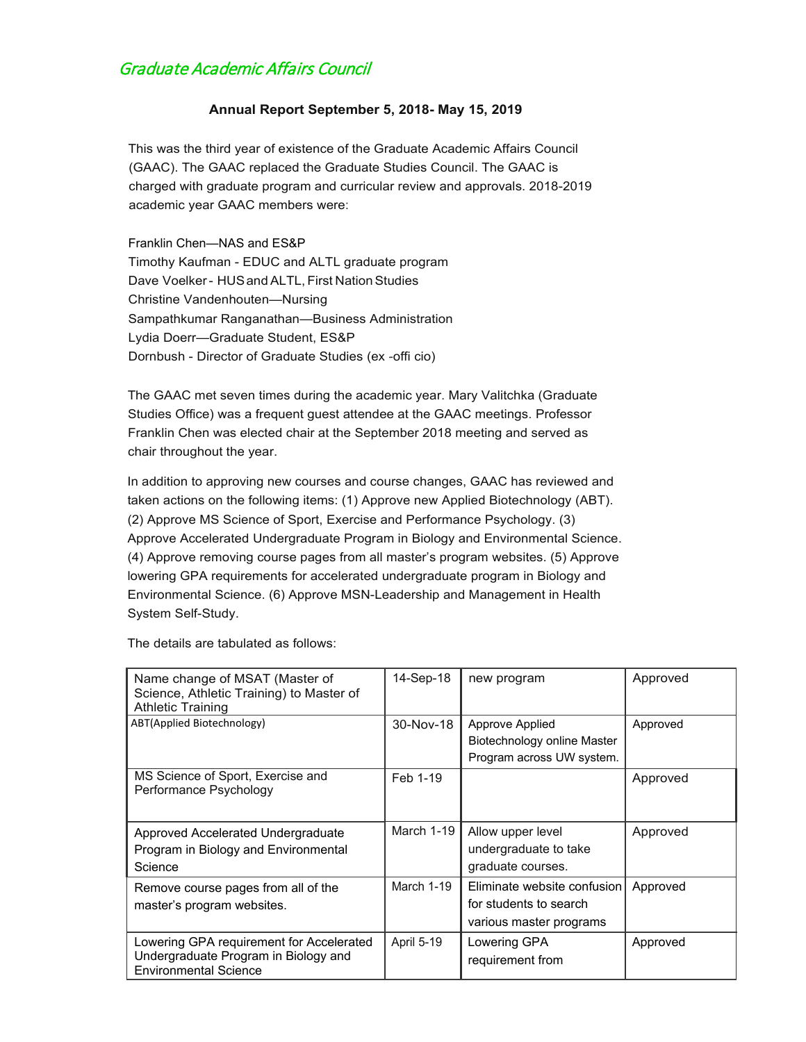# Graduate Academic Affairs Council

**Annual Report September 5, 2018- May 15, 2019**

This was the third year of existence of the Graduate Academic Affairs Council (GAAC). The GAAC replaced the Graduate Studies Council. The GAAC is charged with graduate program and curricular review and approvals. 2018-2019 academic year GAAC members were:

Franklin Chen—NAS and ES&P
Timothy Kaufman - EDUC and ALTL graduate program
Dave Voelker - HUS and ALTL, First Nation Studies
Christine Vandenhouten—Nursing
Sampathkumar Ranganathan—Business Administration
Lydia Doerr—Graduate Student, ES&P
Dornbush - Director of Graduate Studies (ex -offi cio)

The GAAC met seven times during the academic year. Mary Valitchka (Graduate Studies Office) was a frequent guest attendee at the GAAC meetings. Professor Franklin Chen was elected chair at the September 2018 meeting and served as chair throughout the year.

In addition to approving new courses and course changes, GAAC has reviewed and taken actions on the following items: (1) Approve new Applied Biotechnology (ABT). (2) Approve MS Science of Sport, Exercise and Performance Psychology. (3) Approve Accelerated Undergraduate Program in Biology and Environmental Science. (4) Approve removing course pages from all master's program websites. (5) Approve lowering GPA requirements for accelerated undergraduate program in Biology and Environmental Science. (6) Approve MSN-Leadership and Management in Health System Self-Study.

The details are tabulated as follows:

| | | | |
|---|---|---|---|
| Name change of MSAT (Master of Science, Athletic Training) to Master of Athletic Training | 14-Sep-18 | new program | Approved |
| ABT(Applied Biotechnology) | 30-Nov-18 | Approve Applied Biotechnology online Master Program across UW system. | Approved |
| MS Science of Sport, Exercise and Performance Psychology | Feb 1-19 | | Approved |
| Approved Accelerated Undergraduate Program in Biology and Environmental Science | March 1-19 | Allow upper level undergraduate to take graduate courses. | Approved |
| Remove course pages from all of the master's program websites. | March 1-19 | Eliminate website confusion for students to search various master programs | Approved |
| Lowering GPA requirement for Accelerated Undergraduate Program in Biology and Environmental Science | April 5-19 | Lowering GPA requirement from | Approved |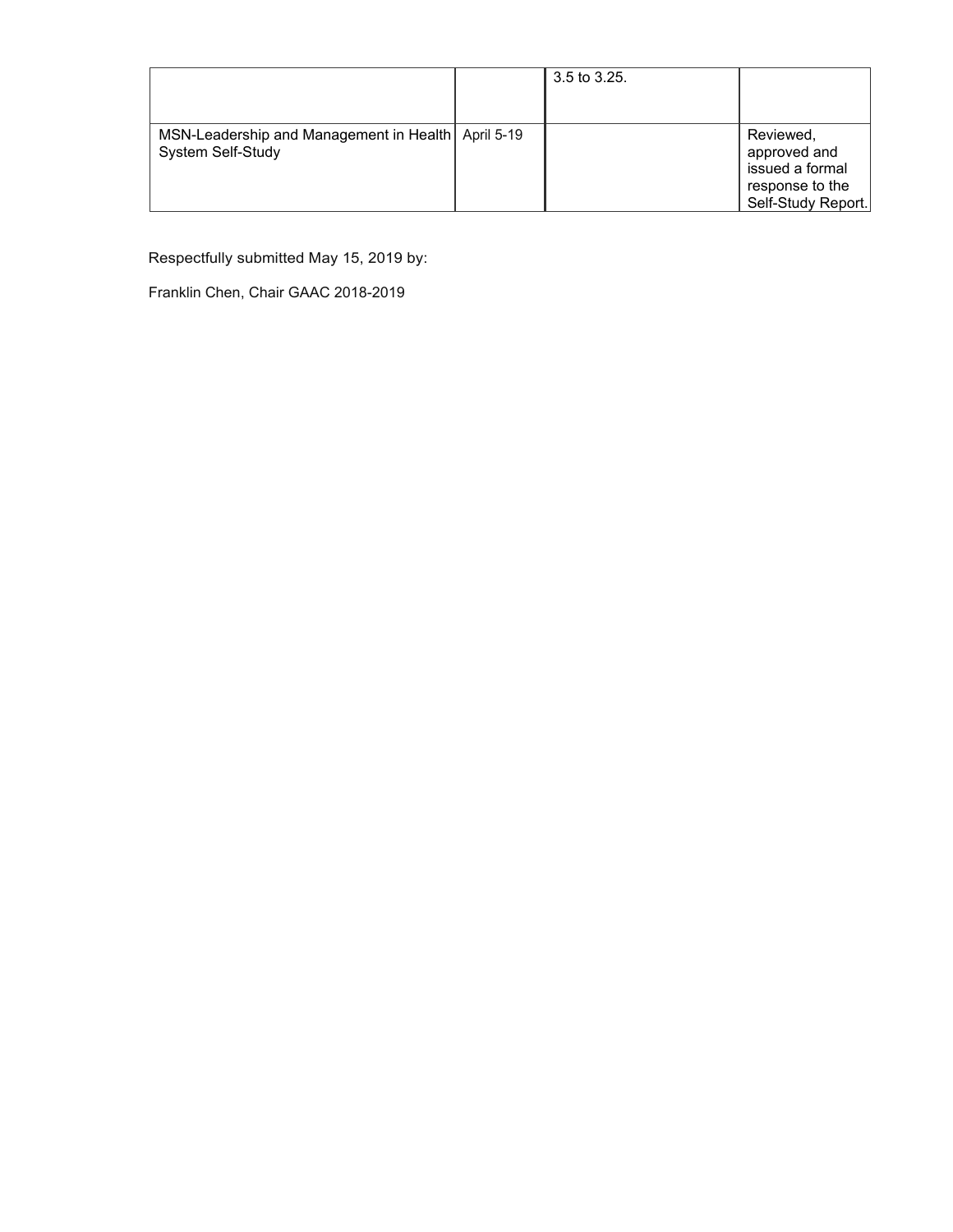| | | | |
|---|---|---|---|
| | | 3.5 to 3.25. | |
| MSN-Leadership and Management in Health System Self-Study | April 5-19 | | Reviewed, approved and issued a formal response to the Self-Study Report. |

Respectfully submitted May 15, 2019 by:

Franklin Chen, Chair GAAC 2018-2019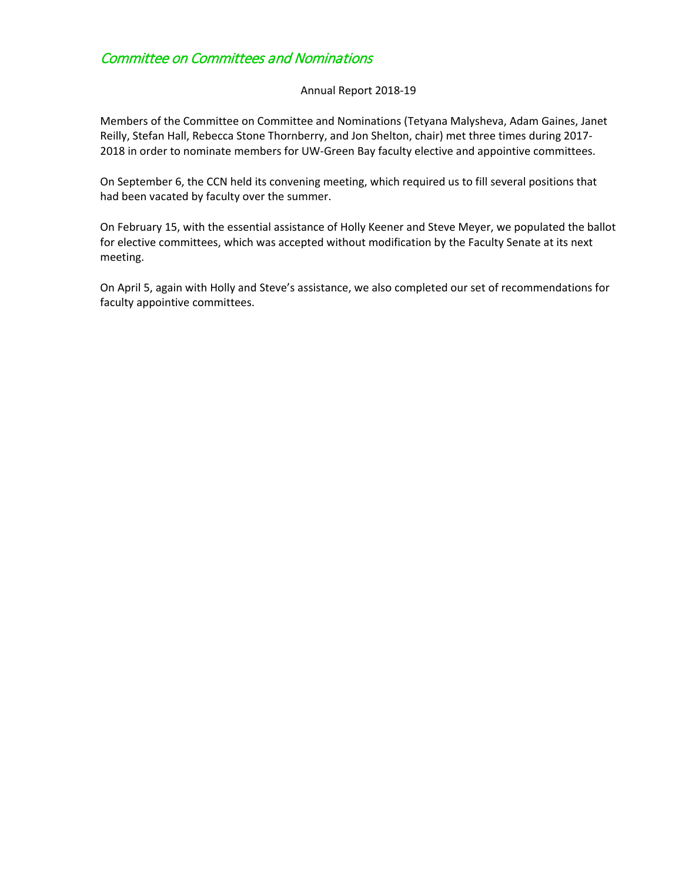## *Committee on Committees and Nominations*

Annual Report 2018-19

Members of the Committee on Committee and Nominations (Tetyana Malysheva, Adam Gaines, Janet Reilly, Stefan Hall, Rebecca Stone Thornberry, and Jon Shelton, chair) met three times during 2017-2018 in order to nominate members for UW-Green Bay faculty elective and appointive committees.

On September 6, the CCN held its convening meeting, which required us to fill several positions that had been vacated by faculty over the summer.

On February 15, with the essential assistance of Holly Keener and Steve Meyer, we populated the ballot for elective committees, which was accepted without modification by the Faculty Senate at its next meeting.

On April 5, again with Holly and Steve's assistance, we also completed our set of recommendations for faculty appointive committees.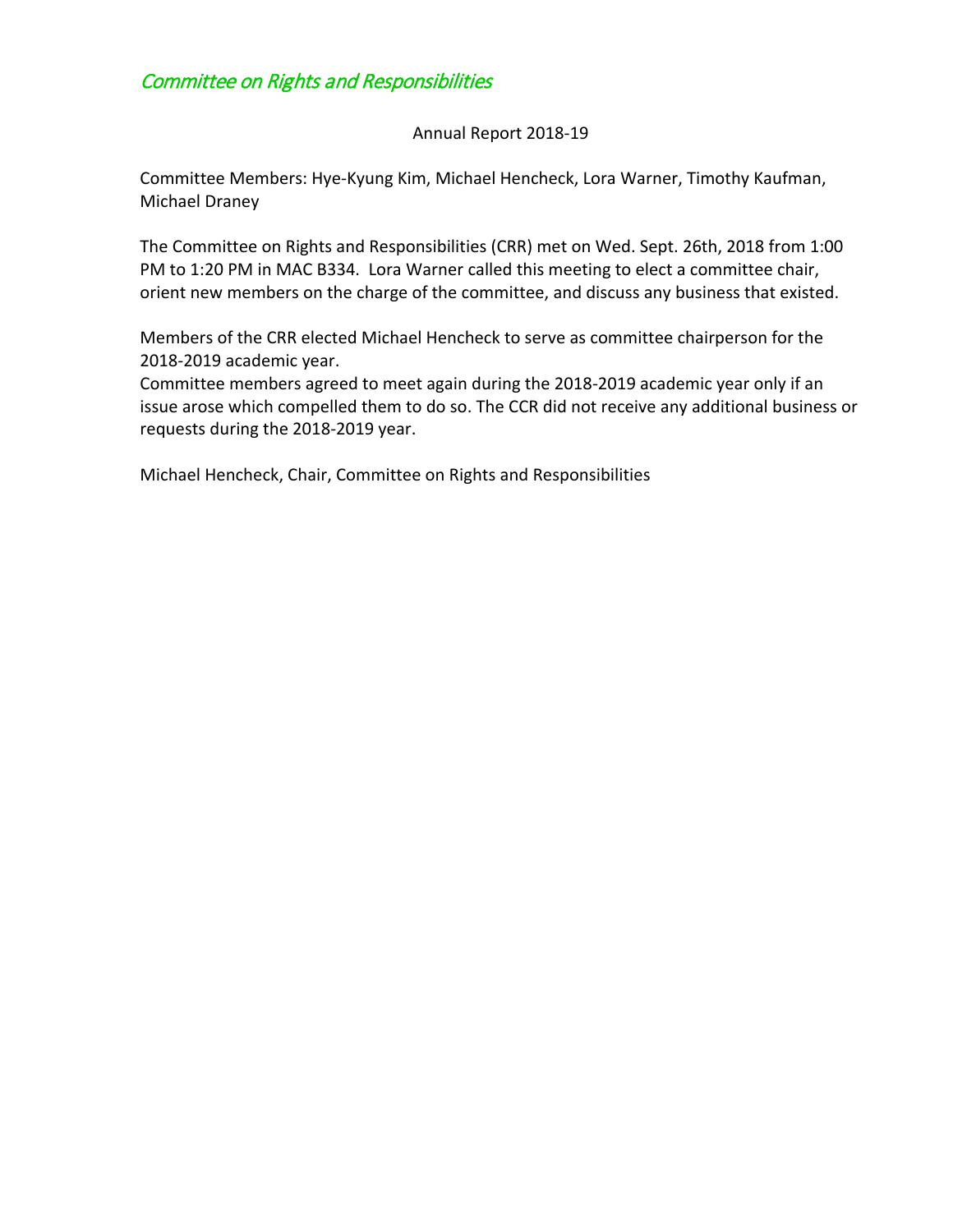## *Committee on Rights and Responsibilities*

Annual Report 2018-19

Committee Members: Hye-Kyung Kim, Michael Hencheck, Lora Warner, Timothy Kaufman, Michael Draney

The Committee on Rights and Responsibilities (CRR) met on Wed. Sept. 26th, 2018 from 1:00 PM to 1:20 PM in MAC B334. Lora Warner called this meeting to elect a committee chair, orient new members on the charge of the committee, and discuss any business that existed.

Members of the CRR elected Michael Hencheck to serve as committee chairperson for the 2018-2019 academic year.
Committee members agreed to meet again during the 2018-2019 academic year only if an issue arose which compelled them to do so. The CCR did not receive any additional business or requests during the 2018-2019 year.

Michael Hencheck, Chair, Committee on Rights and Responsibilities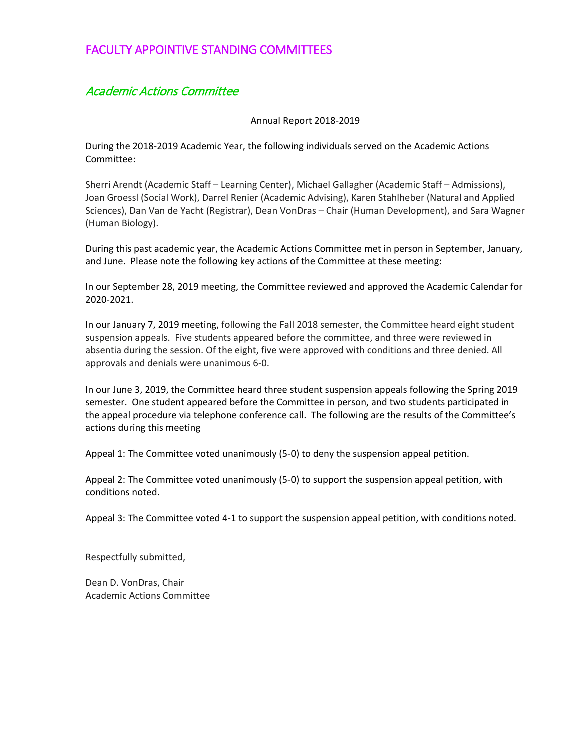# FACULTY APPOINTIVE STANDING COMMITTEES

## *Academic Actions Committee*

Annual Report 2018-2019

During the 2018-2019 Academic Year, the following individuals served on the Academic Actions Committee:

Sherri Arendt (Academic Staff – Learning Center), Michael Gallagher (Academic Staff – Admissions), Joan Groessl (Social Work), Darrel Renier (Academic Advising), Karen Stahlheber (Natural and Applied Sciences), Dan Van de Yacht (Registrar), Dean VonDras – Chair (Human Development), and Sara Wagner (Human Biology).

During this past academic year, the Academic Actions Committee met in person in September, January, and June. Please note the following key actions of the Committee at these meeting:

In our September 28, 2019 meeting, the Committee reviewed and approved the Academic Calendar for 2020-2021.

In our January 7, 2019 meeting, following the Fall 2018 semester, the Committee heard eight student suspension appeals. Five students appeared before the committee, and three were reviewed in absentia during the session. Of the eight, five were approved with conditions and three denied. All approvals and denials were unanimous 6-0.

In our June 3, 2019, the Committee heard three student suspension appeals following the Spring 2019 semester. One student appeared before the Committee in person, and two students participated in the appeal procedure via telephone conference call. The following are the results of the Committee's actions during this meeting

Appeal 1: The Committee voted unanimously (5-0) to deny the suspension appeal petition.

Appeal 2: The Committee voted unanimously (5-0) to support the suspension appeal petition, with conditions noted.

Appeal 3: The Committee voted 4-1 to support the suspension appeal petition, with conditions noted.

Respectfully submitted,

Dean D. VonDras, Chair
Academic Actions Committee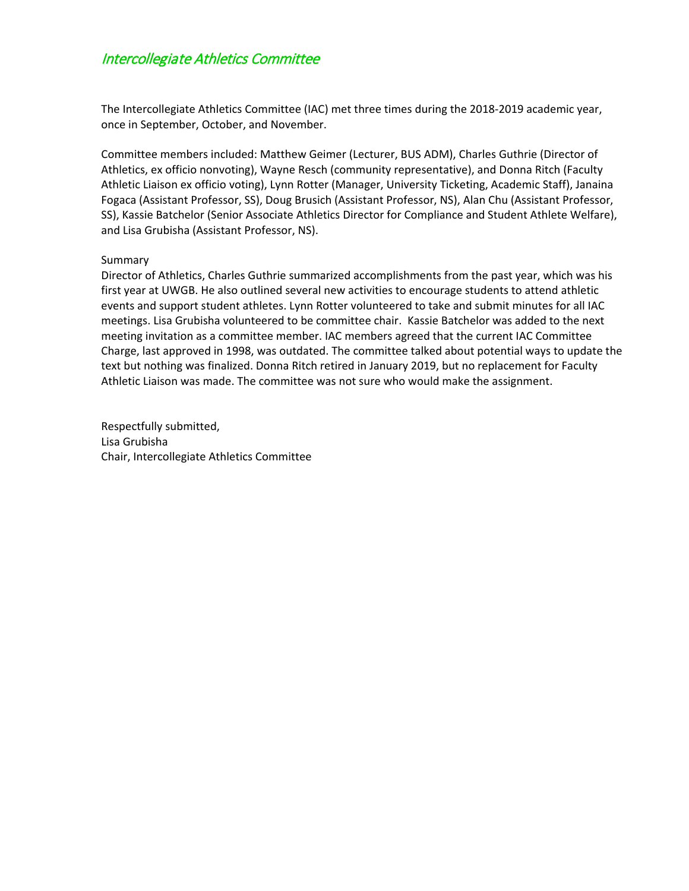## *Intercollegiate Athletics Committee*

The Intercollegiate Athletics Committee (IAC) met three times during the 2018-2019 academic year, once in September, October, and November.

Committee members included: Matthew Geimer (Lecturer, BUS ADM), Charles Guthrie (Director of Athletics, ex officio nonvoting), Wayne Resch (community representative), and Donna Ritch (Faculty Athletic Liaison ex officio voting), Lynn Rotter (Manager, University Ticketing, Academic Staff), Janaina Fogaca (Assistant Professor, SS), Doug Brusich (Assistant Professor, NS), Alan Chu (Assistant Professor, SS), Kassie Batchelor (Senior Associate Athletics Director for Compliance and Student Athlete Welfare), and Lisa Grubisha (Assistant Professor, NS).

Summary

Director of Athletics, Charles Guthrie summarized accomplishments from the past year, which was his first year at UWGB. He also outlined several new activities to encourage students to attend athletic events and support student athletes. Lynn Rotter volunteered to take and submit minutes for all IAC meetings. Lisa Grubisha volunteered to be committee chair. Kassie Batchelor was added to the next meeting invitation as a committee member. IAC members agreed that the current IAC Committee Charge, last approved in 1998, was outdated. The committee talked about potential ways to update the text but nothing was finalized. Donna Ritch retired in January 2019, but no replacement for Faculty Athletic Liaison was made. The committee was not sure who would make the assignment.

Respectfully submitted,
Lisa Grubisha
Chair, Intercollegiate Athletics Committee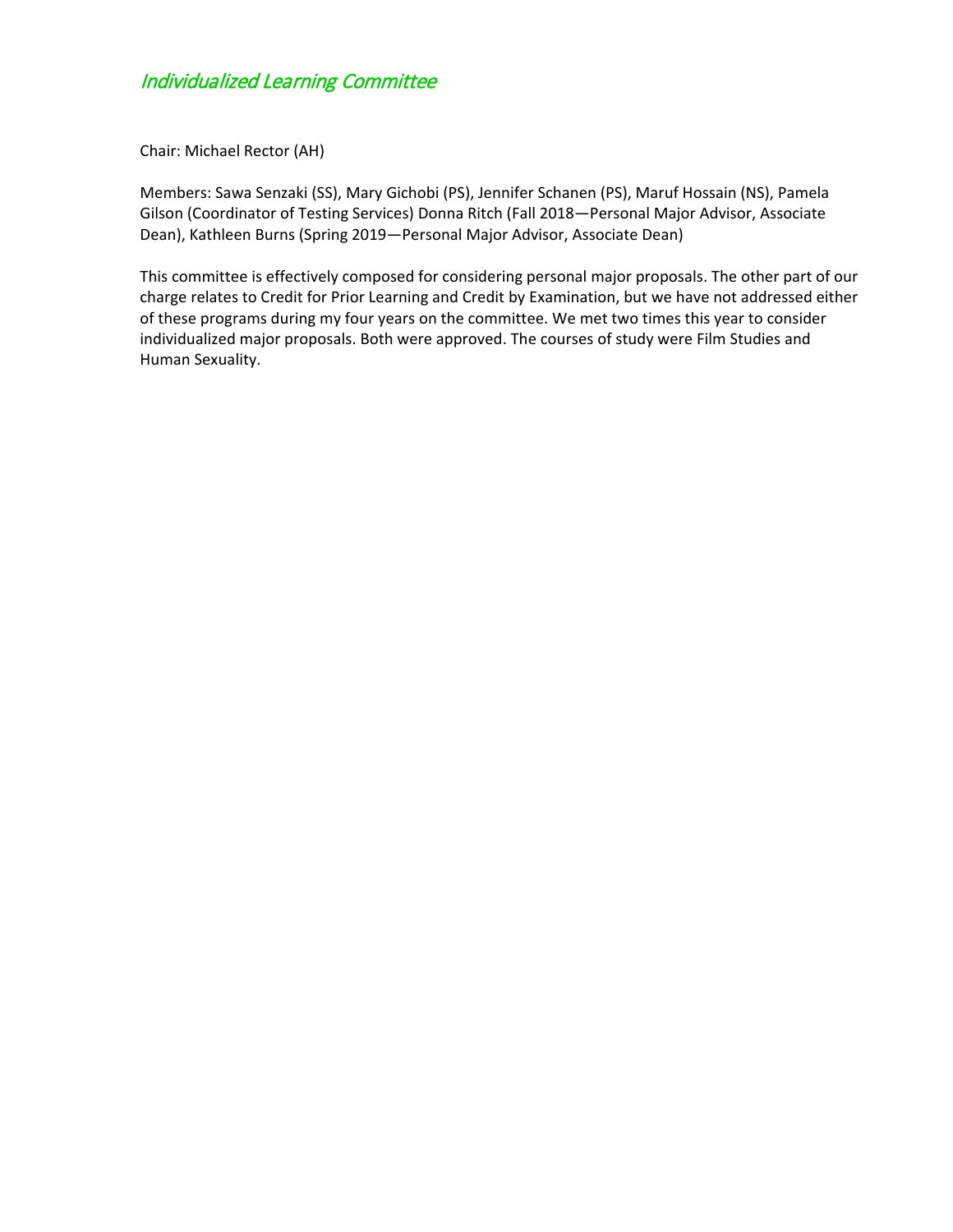## *Individualized Learning Committee*

Chair: Michael Rector (AH)

Members: Sawa Senzaki (SS), Mary Gichobi (PS), Jennifer Schanen (PS), Maruf Hossain (NS), Pamela Gilson (Coordinator of Testing Services) Donna Ritch (Fall 2018—Personal Major Advisor, Associate Dean), Kathleen Burns (Spring 2019—Personal Major Advisor, Associate Dean)

This committee is effectively composed for considering personal major proposals. The other part of our charge relates to Credit for Prior Learning and Credit by Examination, but we have not addressed either of these programs during my four years on the committee. We met two times this year to consider individualized major proposals. Both were approved. The courses of study were Film Studies and Human Sexuality.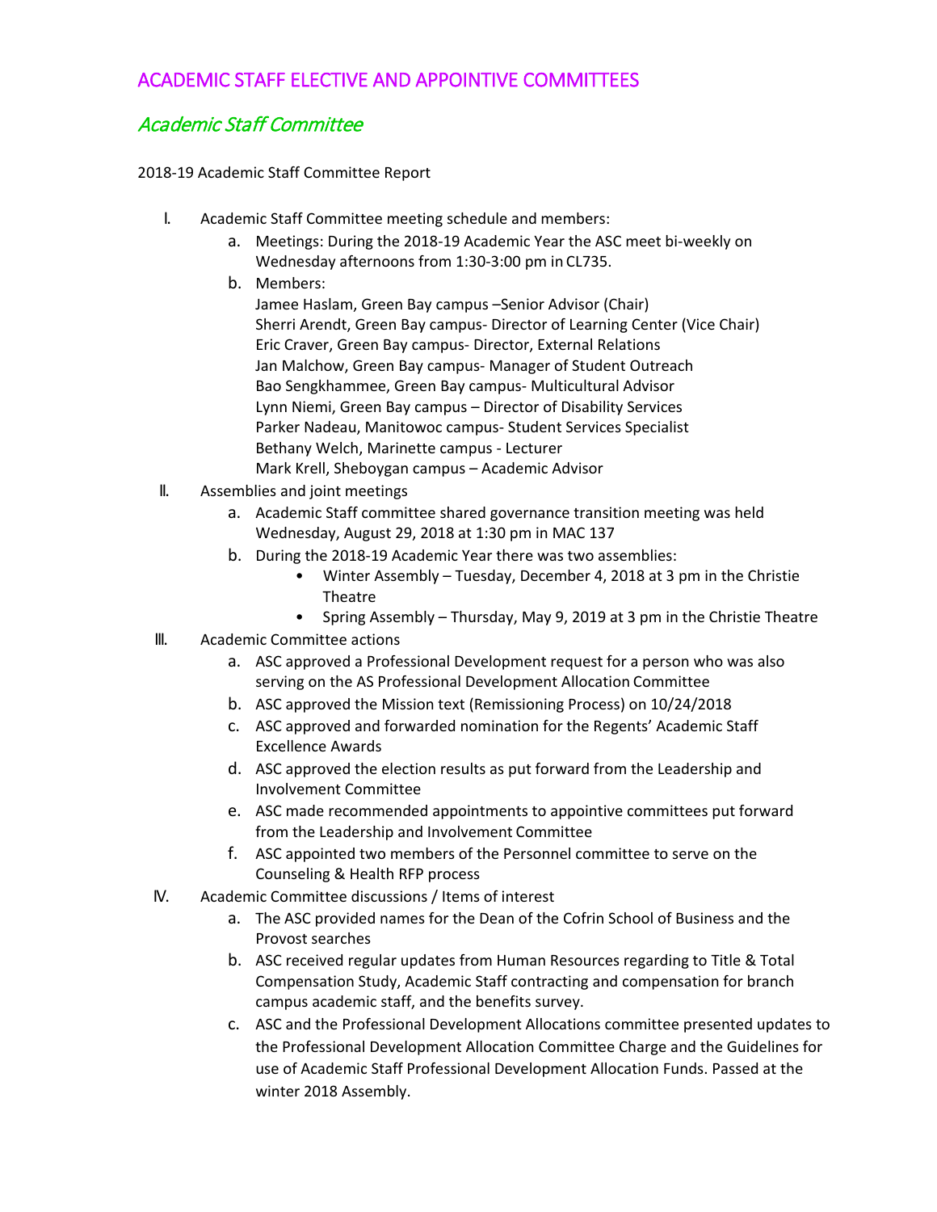# ACADEMIC STAFF ELECTIVE AND APPOINTIVE COMMITTEES

## *Academic Staff Committee*

2018-19 Academic Staff Committee Report

I. Academic Staff Committee meeting schedule and members:
   a. Meetings: During the 2018-19 Academic Year the ASC meet bi-weekly on Wednesday afternoons from 1:30-3:00 pm in CL735.
   b. Members:
      Jamee Haslam, Green Bay campus –Senior Advisor (Chair)
      Sherri Arendt, Green Bay campus- Director of Learning Center (Vice Chair)
      Eric Craver, Green Bay campus- Director, External Relations
      Jan Malchow, Green Bay campus- Manager of Student Outreach
      Bao Sengkhammee, Green Bay campus- Multicultural Advisor
      Lynn Niemi, Green Bay campus – Director of Disability Services
      Parker Nadeau, Manitowoc campus- Student Services Specialist
      Bethany Welch, Marinette campus - Lecturer
      Mark Krell, Sheboygan campus – Academic Advisor

II. Assemblies and joint meetings
   a. Academic Staff committee shared governance transition meeting was held Wednesday, August 29, 2018 at 1:30 pm in MAC 137
   b. During the 2018-19 Academic Year there was two assemblies:
      - Winter Assembly – Tuesday, December 4, 2018 at 3 pm in the Christie Theatre
      - Spring Assembly – Thursday, May 9, 2019 at 3 pm in the Christie Theatre

III. Academic Committee actions
   a. ASC approved a Professional Development request for a person who was also serving on the AS Professional Development Allocation Committee
   b. ASC approved the Mission text (Remissioning Process) on 10/24/2018
   c. ASC approved and forwarded nomination for the Regents' Academic Staff Excellence Awards
   d. ASC approved the election results as put forward from the Leadership and Involvement Committee
   e. ASC made recommended appointments to appointive committees put forward from the Leadership and Involvement Committee
   f. ASC appointed two members of the Personnel committee to serve on the Counseling & Health RFP process

IV. Academic Committee discussions / Items of interest
   a. The ASC provided names for the Dean of the Cofrin School of Business and the Provost searches
   b. ASC received regular updates from Human Resources regarding to Title & Total Compensation Study, Academic Staff contracting and compensation for branch campus academic staff, and the benefits survey.
   c. ASC and the Professional Development Allocations committee presented updates to the Professional Development Allocation Committee Charge and the Guidelines for use of Academic Staff Professional Development Allocation Funds. Passed at the winter 2018 Assembly.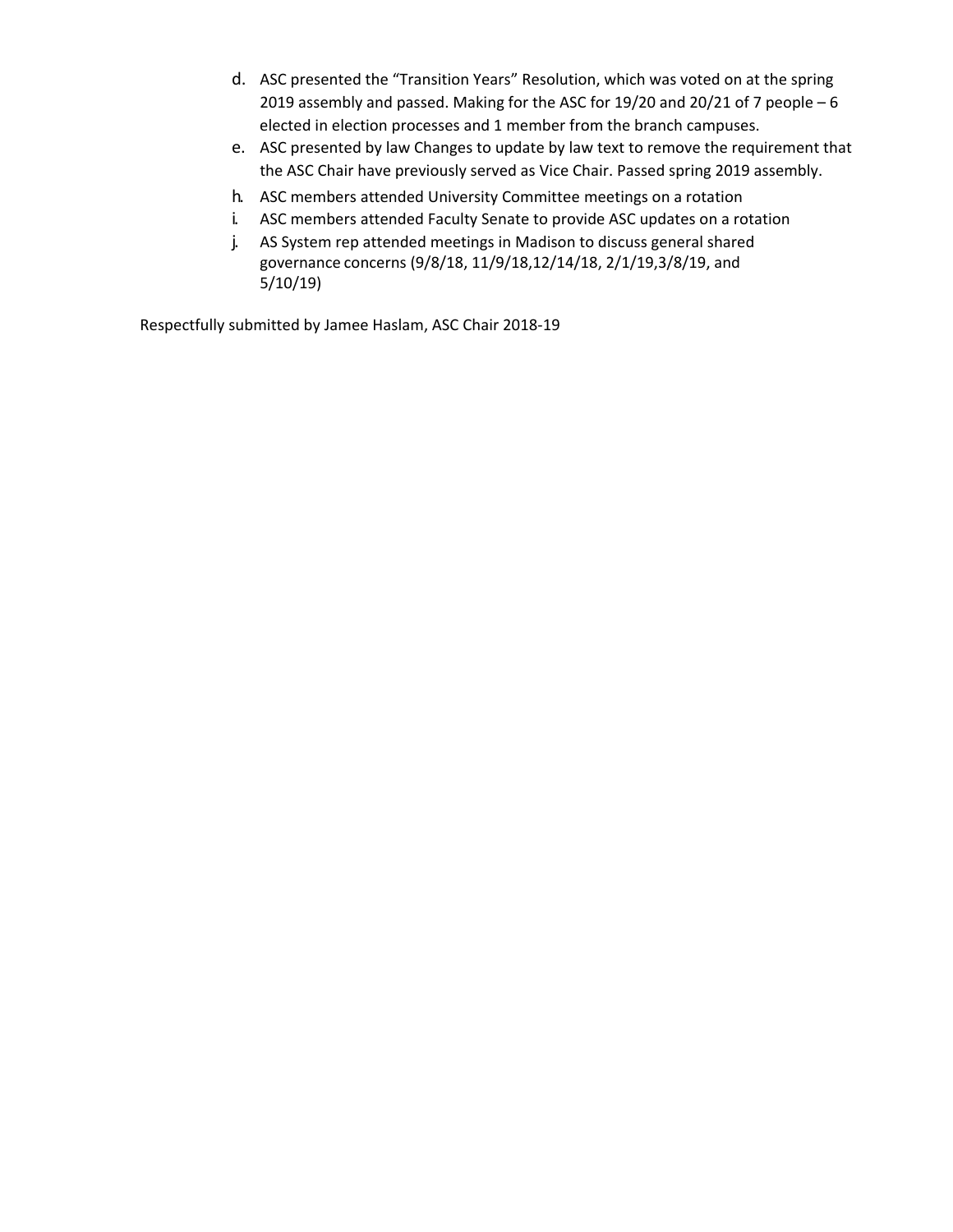d. ASC presented the "Transition Years" Resolution, which was voted on at the spring 2019 assembly and passed. Making for the ASC for 19/20 and 20/21 of 7 people – 6 elected in election processes and 1 member from the branch campuses.

e. ASC presented by law Changes to update by law text to remove the requirement that the ASC Chair have previously served as Vice Chair. Passed spring 2019 assembly.

h. ASC members attended University Committee meetings on a rotation

i. ASC members attended Faculty Senate to provide ASC updates on a rotation

j. AS System rep attended meetings in Madison to discuss general shared governance concerns (9/8/18, 11/9/18,12/14/18, 2/1/19,3/8/19, and 5/10/19)

Respectfully submitted by Jamee Haslam, ASC Chair 2018-19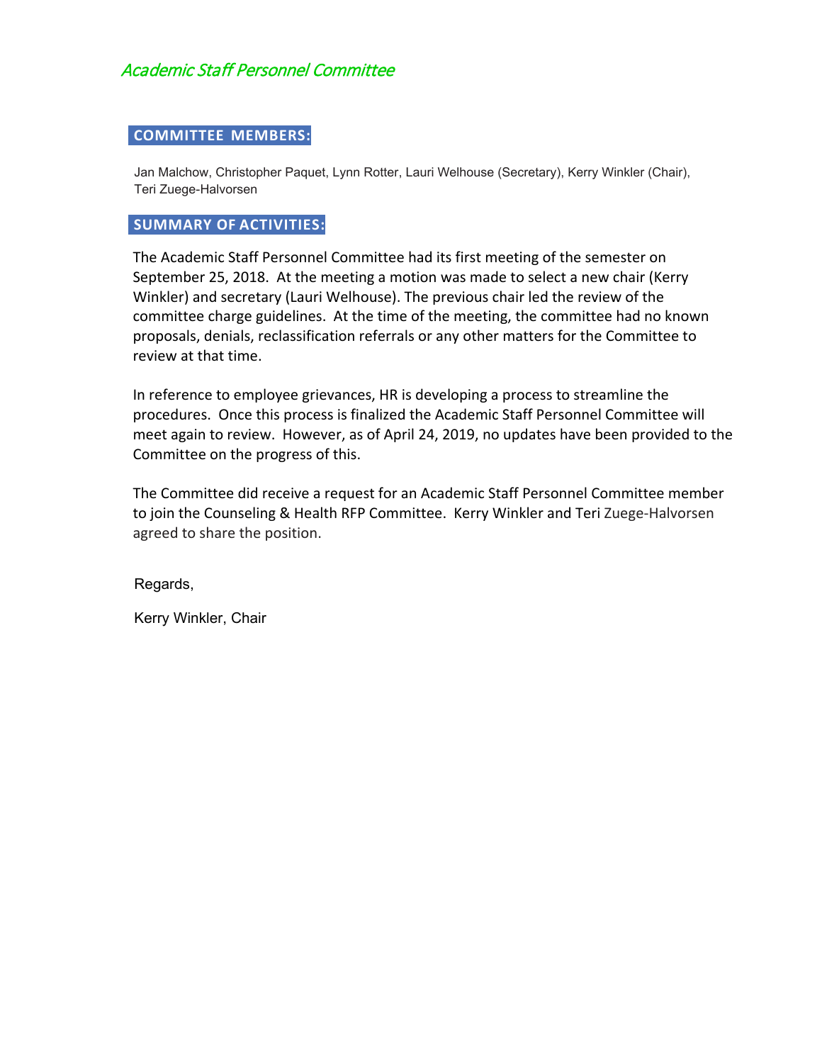## *Academic Staff Personnel Committee*

### COMMITTEE MEMBERS:

Jan Malchow, Christopher Paquet, Lynn Rotter, Lauri Welhouse (Secretary), Kerry Winkler (Chair), Teri Zuege-Halvorsen

### SUMMARY OF ACTIVITIES:

The Academic Staff Personnel Committee had its first meeting of the semester on September 25, 2018. At the meeting a motion was made to select a new chair (Kerry Winkler) and secretary (Lauri Welhouse). The previous chair led the review of the committee charge guidelines. At the time of the meeting, the committee had no known proposals, denials, reclassification referrals or any other matters for the Committee to review at that time.

In reference to employee grievances, HR is developing a process to streamline the procedures. Once this process is finalized the Academic Staff Personnel Committee will meet again to review. However, as of April 24, 2019, no updates have been provided to the Committee on the progress of this.

The Committee did receive a request for an Academic Staff Personnel Committee member to join the Counseling & Health RFP Committee. Kerry Winkler and Teri Zuege-Halvorsen agreed to share the position.

Regards,

Kerry Winkler, Chair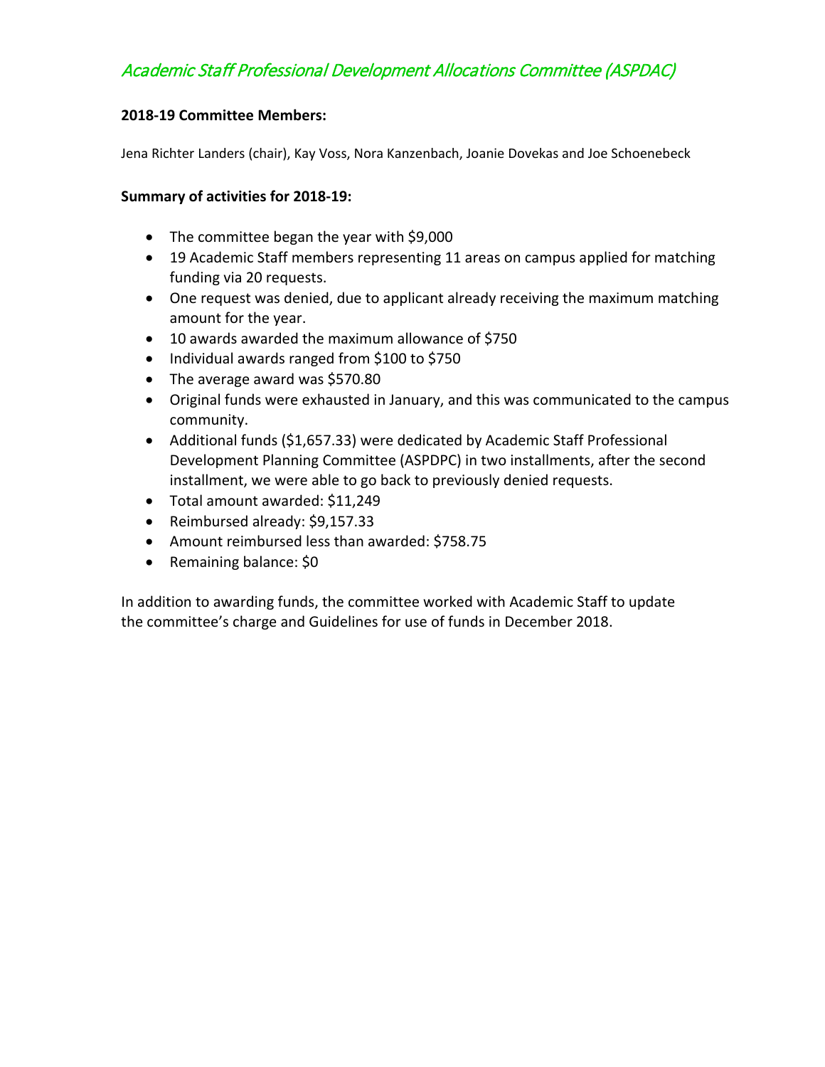## *Academic Staff Professional Development Allocations Committee (ASPDAC)*

**2018-19 Committee Members:**

Jena Richter Landers (chair), Kay Voss, Nora Kanzenbach, Joanie Dovekas and Joe Schoenebeck

**Summary of activities for 2018-19:**

- The committee began the year with $9,000
- 19 Academic Staff members representing 11 areas on campus applied for matching funding via 20 requests.
- One request was denied, due to applicant already receiving the maximum matching amount for the year.
- 10 awards awarded the maximum allowance of $750
- Individual awards ranged from $100 to $750
- The average award was $570.80
- Original funds were exhausted in January, and this was communicated to the campus community.
- Additional funds ($1,657.33) were dedicated by Academic Staff Professional Development Planning Committee (ASPDPC) in two installments, after the second installment, we were able to go back to previously denied requests.
- Total amount awarded: $11,249
- Reimbursed already: $9,157.33
- Amount reimbursed less than awarded: $758.75
- Remaining balance: $0

In addition to awarding funds, the committee worked with Academic Staff to update the committee's charge and Guidelines for use of funds in December 2018.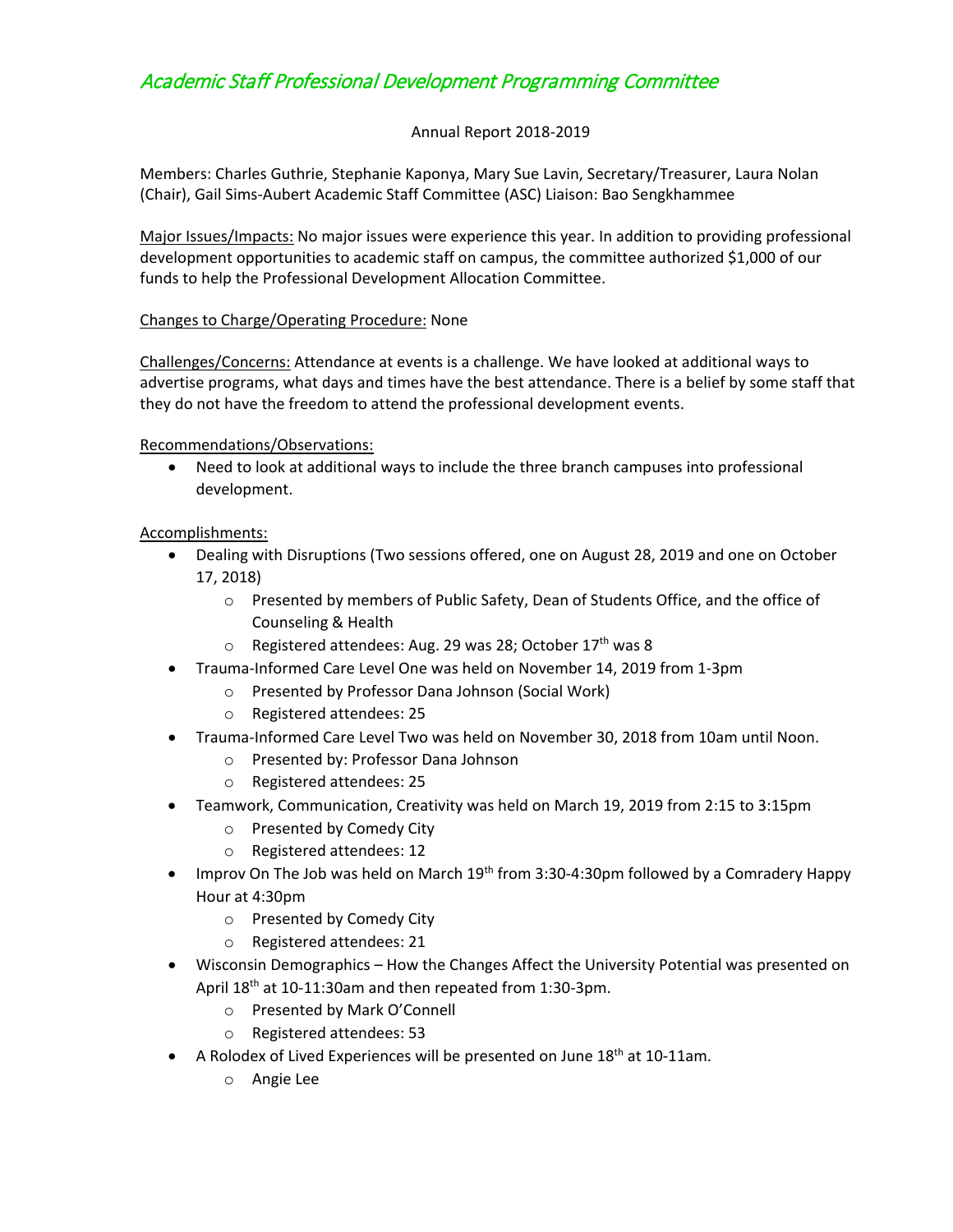# Academic Staff Professional Development Programming Committee

Annual Report 2018-2019

Members: Charles Guthrie, Stephanie Kaponya, Mary Sue Lavin, Secretary/Treasurer, Laura Nolan (Chair), Gail Sims-Aubert Academic Staff Committee (ASC) Liaison: Bao Sengkhammee

Major Issues/Impacts: No major issues were experience this year. In addition to providing professional development opportunities to academic staff on campus, the committee authorized $1,000 of our funds to help the Professional Development Allocation Committee.

Changes to Charge/Operating Procedure: None

Challenges/Concerns: Attendance at events is a challenge. We have looked at additional ways to advertise programs, what days and times have the best attendance. There is a belief by some staff that they do not have the freedom to attend the professional development events.

Recommendations/Observations:

- Need to look at additional ways to include the three branch campuses into professional development.

Accomplishments:

- Dealing with Disruptions (Two sessions offered, one on August 28, 2019 and one on October 17, 2018)
  - Presented by members of Public Safety, Dean of Students Office, and the office of Counseling & Health
  - Registered attendees: Aug. 29 was 28; October 17th was 8
- Trauma-Informed Care Level One was held on November 14, 2019 from 1-3pm
  - Presented by Professor Dana Johnson (Social Work)
  - Registered attendees: 25
- Trauma-Informed Care Level Two was held on November 30, 2018 from 10am until Noon.
  - Presented by: Professor Dana Johnson
  - Registered attendees: 25
- Teamwork, Communication, Creativity was held on March 19, 2019 from 2:15 to 3:15pm
  - Presented by Comedy City
  - Registered attendees: 12
- Improv On The Job was held on March 19th from 3:30-4:30pm followed by a Comradery Happy Hour at 4:30pm
  - Presented by Comedy City
  - Registered attendees: 21
- Wisconsin Demographics – How the Changes Affect the University Potential was presented on April 18th at 10-11:30am and then repeated from 1:30-3pm.
  - Presented by Mark O'Connell
  - Registered attendees: 53
- A Rolodex of Lived Experiences will be presented on June 18th at 10-11am.
  - Angie Lee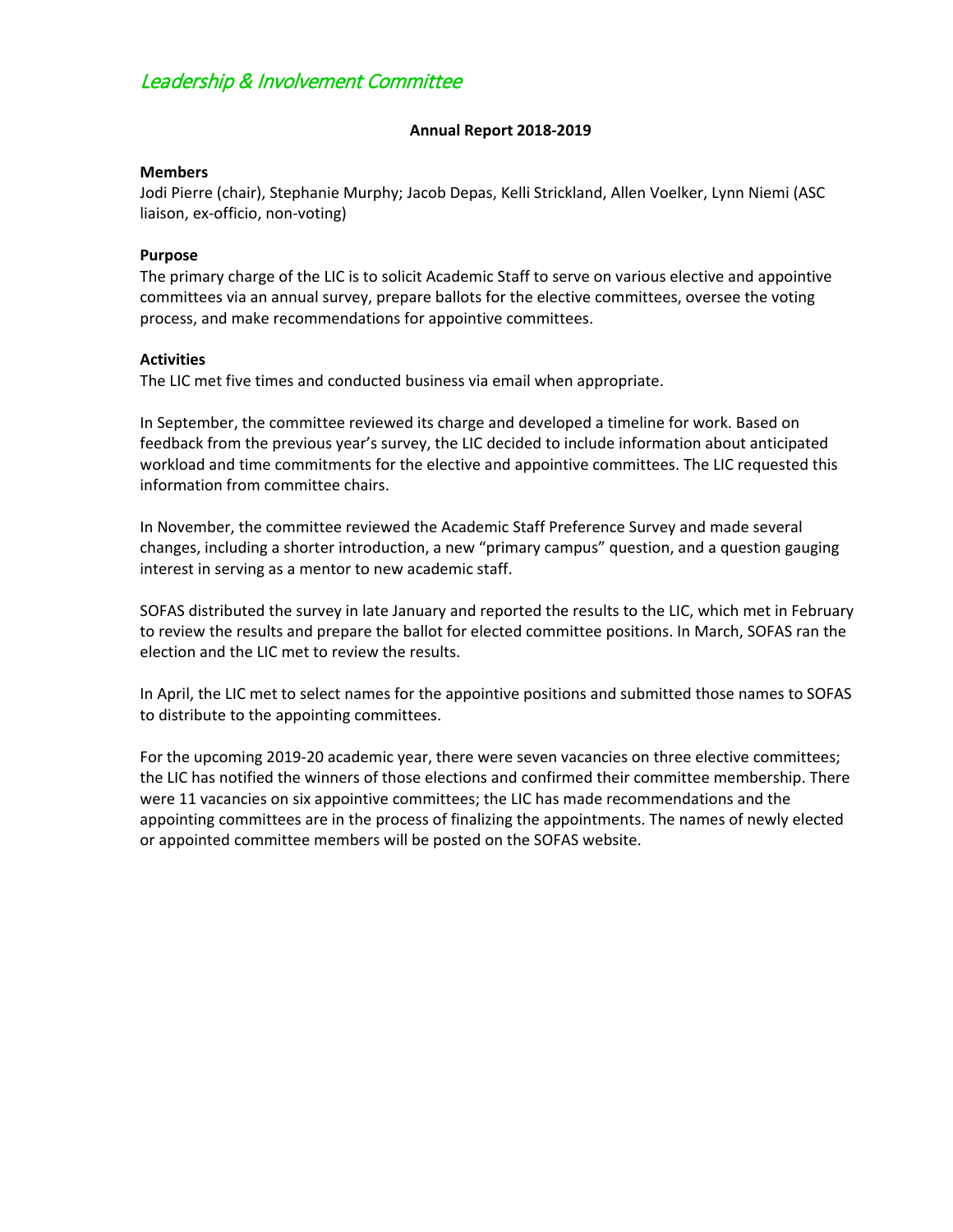# *Leadership & Involvement Committee*

**Annual Report 2018-2019**

**Members**

Jodi Pierre (chair), Stephanie Murphy; Jacob Depas, Kelli Strickland, Allen Voelker, Lynn Niemi (ASC liaison, ex-officio, non-voting)

**Purpose**

The primary charge of the LIC is to solicit Academic Staff to serve on various elective and appointive committees via an annual survey, prepare ballots for the elective committees, oversee the voting process, and make recommendations for appointive committees.

**Activities**

The LIC met five times and conducted business via email when appropriate.

In September, the committee reviewed its charge and developed a timeline for work. Based on feedback from the previous year's survey, the LIC decided to include information about anticipated workload and time commitments for the elective and appointive committees. The LIC requested this information from committee chairs.

In November, the committee reviewed the Academic Staff Preference Survey and made several changes, including a shorter introduction, a new "primary campus" question, and a question gauging interest in serving as a mentor to new academic staff.

SOFAS distributed the survey in late January and reported the results to the LIC, which met in February to review the results and prepare the ballot for elected committee positions. In March, SOFAS ran the election and the LIC met to review the results.

In April, the LIC met to select names for the appointive positions and submitted those names to SOFAS to distribute to the appointing committees.

For the upcoming 2019-20 academic year, there were seven vacancies on three elective committees; the LIC has notified the winners of those elections and confirmed their committee membership. There were 11 vacancies on six appointive committees; the LIC has made recommendations and the appointing committees are in the process of finalizing the appointments. The names of newly elected or appointed committee members will be posted on the SOFAS website.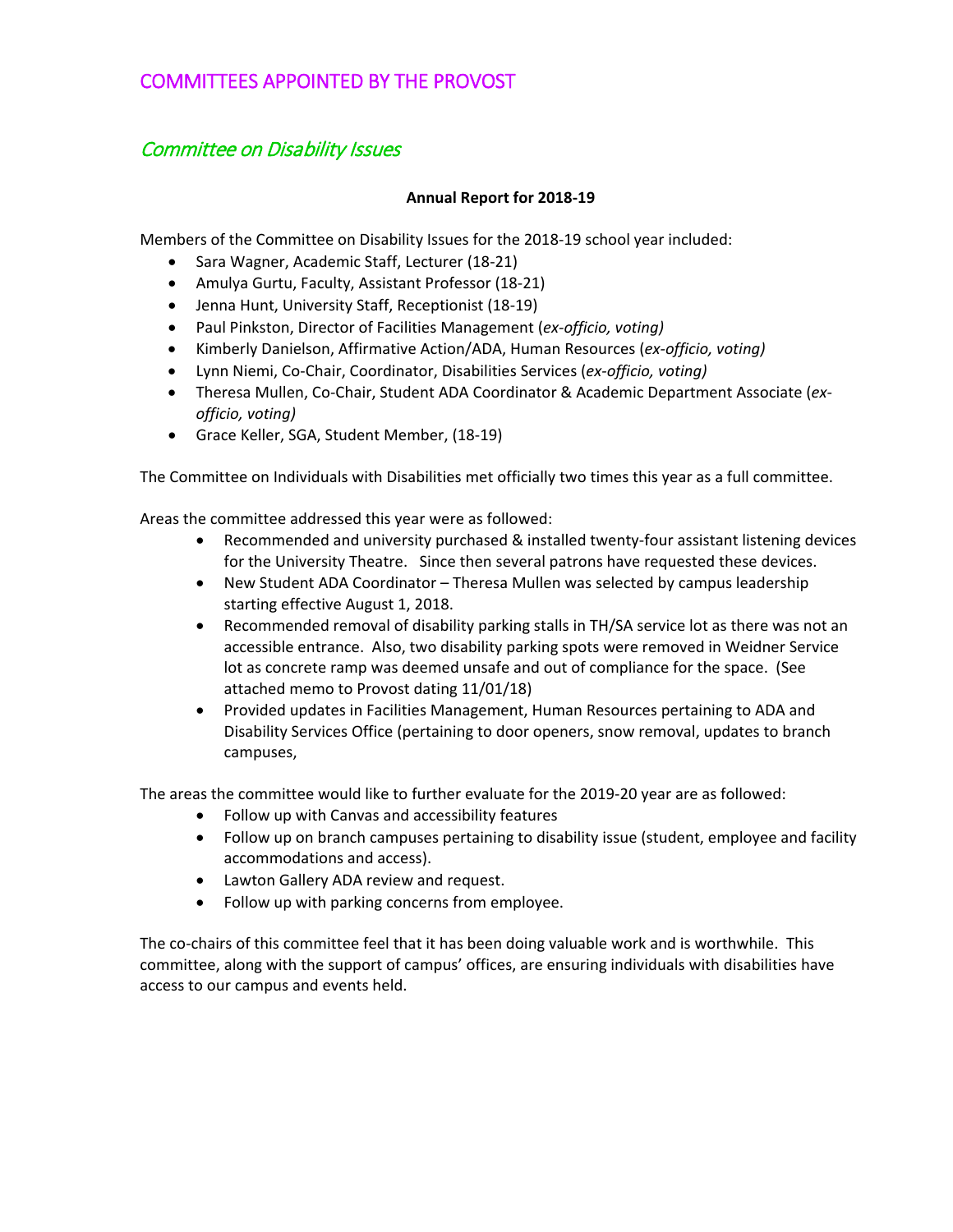# COMMITTEES APPOINTED BY THE PROVOST

## *Committee on Disability Issues*

**Annual Report for 2018-19**

Members of the Committee on Disability Issues for the 2018-19 school year included:

- Sara Wagner, Academic Staff, Lecturer (18-21)
- Amulya Gurtu, Faculty, Assistant Professor (18-21)
- Jenna Hunt, University Staff, Receptionist (18-19)
- Paul Pinkston, Director of Facilities Management (*ex-officio, voting)*
- Kimberly Danielson, Affirmative Action/ADA, Human Resources (*ex-officio, voting)*
- Lynn Niemi, Co-Chair, Coordinator, Disabilities Services (*ex-officio, voting)*
- Theresa Mullen, Co-Chair, Student ADA Coordinator & Academic Department Associate (*ex-officio, voting)*
- Grace Keller, SGA, Student Member, (18-19)

The Committee on Individuals with Disabilities met officially two times this year as a full committee.

Areas the committee addressed this year were as followed:

- Recommended and university purchased & installed twenty-four assistant listening devices for the University Theatre. Since then several patrons have requested these devices.
- New Student ADA Coordinator – Theresa Mullen was selected by campus leadership starting effective August 1, 2018.
- Recommended removal of disability parking stalls in TH/SA service lot as there was not an accessible entrance. Also, two disability parking spots were removed in Weidner Service lot as concrete ramp was deemed unsafe and out of compliance for the space. (See attached memo to Provost dating 11/01/18)
- Provided updates in Facilities Management, Human Resources pertaining to ADA and Disability Services Office (pertaining to door openers, snow removal, updates to branch campuses,

The areas the committee would like to further evaluate for the 2019-20 year are as followed:

- Follow up with Canvas and accessibility features
- Follow up on branch campuses pertaining to disability issue (student, employee and facility accommodations and access).
- Lawton Gallery ADA review and request.
- Follow up with parking concerns from employee.

The co-chairs of this committee feel that it has been doing valuable work and is worthwhile. This committee, along with the support of campus' offices, are ensuring individuals with disabilities have access to our campus and events held.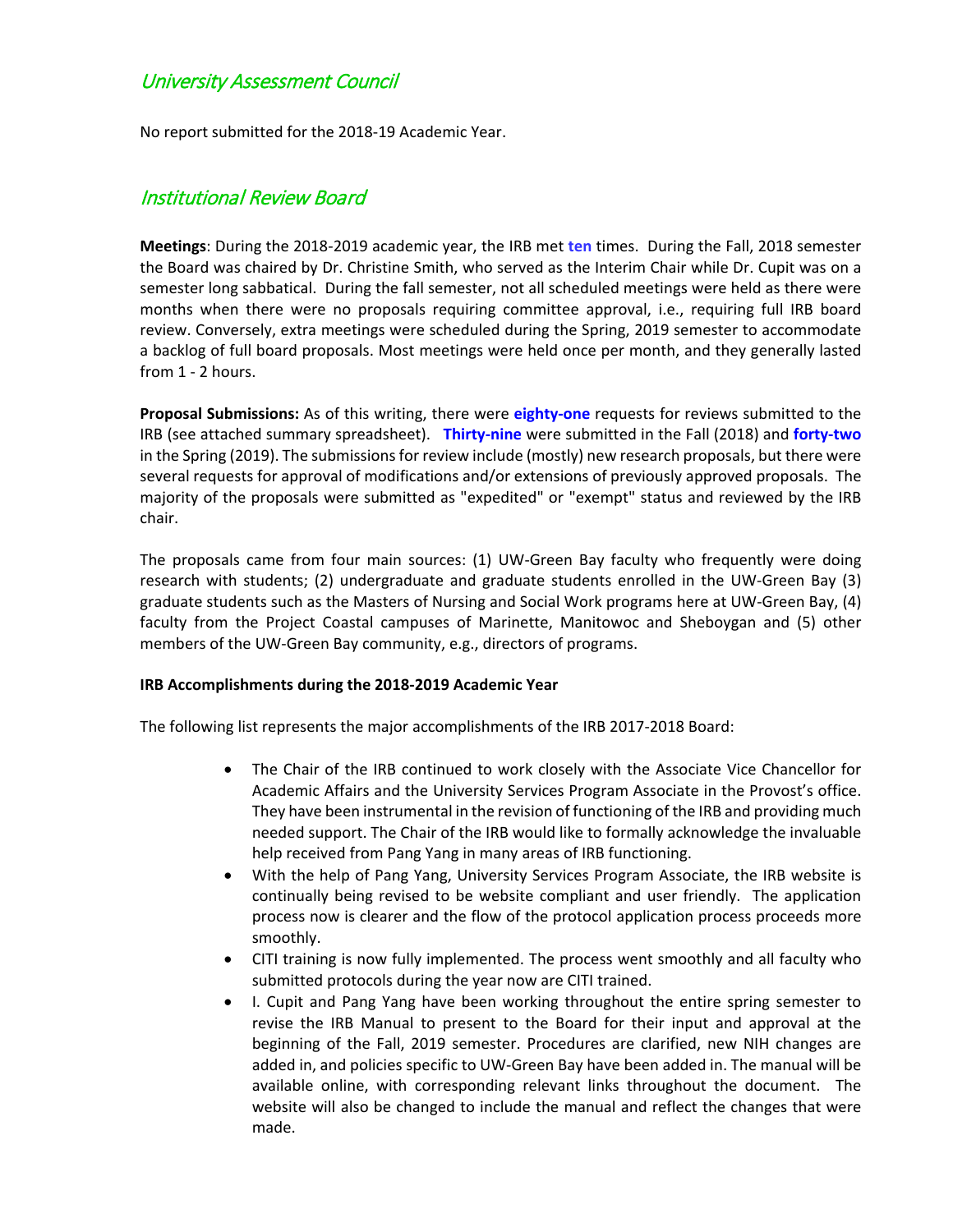## *University Assessment Council*

No report submitted for the 2018-19 Academic Year.

## *Institutional Review Board*

**Meetings**: During the 2018-2019 academic year, the IRB met **ten** times. During the Fall, 2018 semester the Board was chaired by Dr. Christine Smith, who served as the Interim Chair while Dr. Cupit was on a semester long sabbatical. During the fall semester, not all scheduled meetings were held as there were months when there were no proposals requiring committee approval, i.e., requiring full IRB board review. Conversely, extra meetings were scheduled during the Spring, 2019 semester to accommodate a backlog of full board proposals. Most meetings were held once per month, and they generally lasted from 1 - 2 hours.

**Proposal Submissions:** As of this writing, there were **eighty-one** requests for reviews submitted to the IRB (see attached summary spreadsheet). **Thirty-nine** were submitted in the Fall (2018) and **forty-two** in the Spring (2019). The submissions for review include (mostly) new research proposals, but there were several requests for approval of modifications and/or extensions of previously approved proposals. The majority of the proposals were submitted as "expedited" or "exempt" status and reviewed by the IRB chair.

The proposals came from four main sources: (1) UW-Green Bay faculty who frequently were doing research with students; (2) undergraduate and graduate students enrolled in the UW-Green Bay (3) graduate students such as the Masters of Nursing and Social Work programs here at UW-Green Bay, (4) faculty from the Project Coastal campuses of Marinette, Manitowoc and Sheboygan and (5) other members of the UW-Green Bay community, e.g., directors of programs.

**IRB Accomplishments during the 2018-2019 Academic Year**

The following list represents the major accomplishments of the IRB 2017-2018 Board:

- The Chair of the IRB continued to work closely with the Associate Vice Chancellor for Academic Affairs and the University Services Program Associate in the Provost's office. They have been instrumental in the revision of functioning of the IRB and providing much needed support. The Chair of the IRB would like to formally acknowledge the invaluable help received from Pang Yang in many areas of IRB functioning.
- With the help of Pang Yang, University Services Program Associate, the IRB website is continually being revised to be website compliant and user friendly. The application process now is clearer and the flow of the protocol application process proceeds more smoothly.
- CITI training is now fully implemented. The process went smoothly and all faculty who submitted protocols during the year now are CITI trained.
- I. Cupit and Pang Yang have been working throughout the entire spring semester to revise the IRB Manual to present to the Board for their input and approval at the beginning of the Fall, 2019 semester. Procedures are clarified, new NIH changes are added in, and policies specific to UW-Green Bay have been added in. The manual will be available online, with corresponding relevant links throughout the document. The website will also be changed to include the manual and reflect the changes that were made.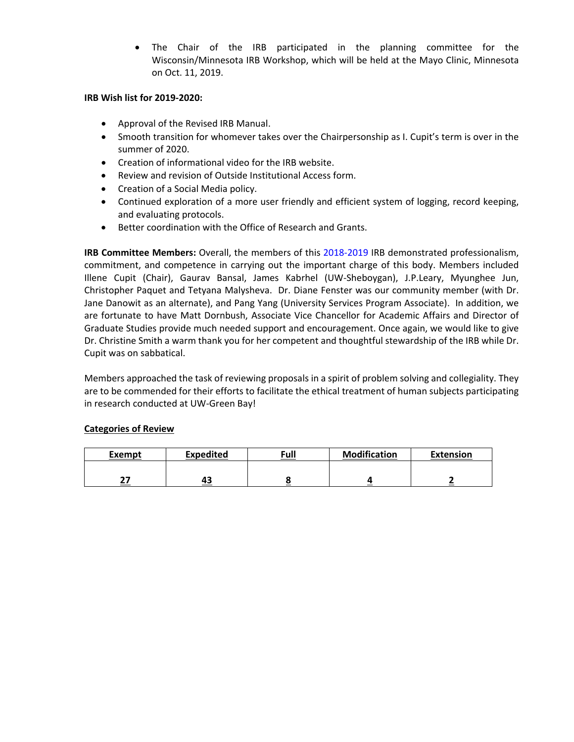- The Chair of the IRB participated in the planning committee for the Wisconsin/Minnesota IRB Workshop, which will be held at the Mayo Clinic, Minnesota on Oct. 11, 2019.

**IRB Wish list for 2019-2020:**

- Approval of the Revised IRB Manual.
- Smooth transition for whomever takes over the Chairpersonship as I. Cupit's term is over in the summer of 2020.
- Creation of informational video for the IRB website.
- Review and revision of Outside Institutional Access form.
- Creation of a Social Media policy.
- Continued exploration of a more user friendly and efficient system of logging, record keeping, and evaluating protocols.
- Better coordination with the Office of Research and Grants.

**IRB Committee Members:** Overall, the members of this 2018-2019 IRB demonstrated professionalism, commitment, and competence in carrying out the important charge of this body. Members included Illene Cupit (Chair), Gaurav Bansal, James Kabrhel (UW-Sheboygan), J.P.Leary, Myunghee Jun, Christopher Paquet and Tetyana Malysheva. Dr. Diane Fenster was our community member (with Dr. Jane Danowit as an alternate), and Pang Yang (University Services Program Associate). In addition, we are fortunate to have Matt Dornbush, Associate Vice Chancellor for Academic Affairs and Director of Graduate Studies provide much needed support and encouragement. Once again, we would like to give Dr. Christine Smith a warm thank you for her competent and thoughtful stewardship of the IRB while Dr. Cupit was on sabbatical.

Members approached the task of reviewing proposals in a spirit of problem solving and collegiality. They are to be commended for their efforts to facilitate the ethical treatment of human subjects participating in research conducted at UW-Green Bay!

**Categories of Review**

| Exempt | Expedited | Full | Modification | Extension |
|---|---|---|---|---|
| 27 | 43 | 8 | 4 | 2 |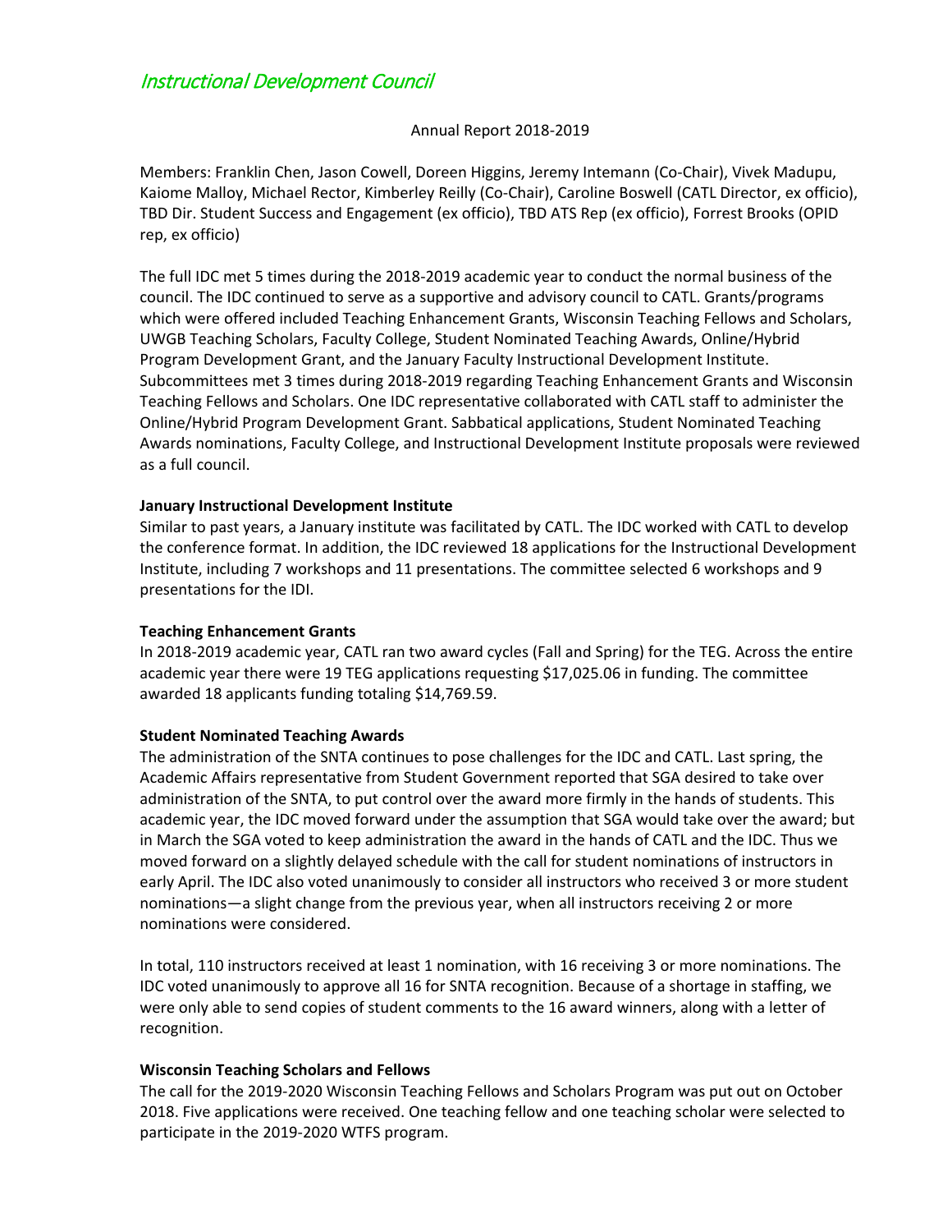# *Instructional Development Council*

Annual Report 2018-2019

Members: Franklin Chen, Jason Cowell, Doreen Higgins, Jeremy Intemann (Co-Chair), Vivek Madupu, Kaiome Malloy, Michael Rector, Kimberley Reilly (Co-Chair), Caroline Boswell (CATL Director, ex officio), TBD Dir. Student Success and Engagement (ex officio), TBD ATS Rep (ex officio), Forrest Brooks (OPID rep, ex officio)

The full IDC met 5 times during the 2018-2019 academic year to conduct the normal business of the council. The IDC continued to serve as a supportive and advisory council to CATL. Grants/programs which were offered included Teaching Enhancement Grants, Wisconsin Teaching Fellows and Scholars, UWGB Teaching Scholars, Faculty College, Student Nominated Teaching Awards, Online/Hybrid Program Development Grant, and the January Faculty Instructional Development Institute. Subcommittees met 3 times during 2018-2019 regarding Teaching Enhancement Grants and Wisconsin Teaching Fellows and Scholars. One IDC representative collaborated with CATL staff to administer the Online/Hybrid Program Development Grant. Sabbatical applications, Student Nominated Teaching Awards nominations, Faculty College, and Instructional Development Institute proposals were reviewed as a full council.

**January Instructional Development Institute**

Similar to past years, a January institute was facilitated by CATL. The IDC worked with CATL to develop the conference format. In addition, the IDC reviewed 18 applications for the Instructional Development Institute, including 7 workshops and 11 presentations. The committee selected 6 workshops and 9 presentations for the IDI.

**Teaching Enhancement Grants**

In 2018-2019 academic year, CATL ran two award cycles (Fall and Spring) for the TEG. Across the entire academic year there were 19 TEG applications requesting $17,025.06 in funding. The committee awarded 18 applicants funding totaling $14,769.59.

**Student Nominated Teaching Awards**

The administration of the SNTA continues to pose challenges for the IDC and CATL. Last spring, the Academic Affairs representative from Student Government reported that SGA desired to take over administration of the SNTA, to put control over the award more firmly in the hands of students. This academic year, the IDC moved forward under the assumption that SGA would take over the award; but in March the SGA voted to keep administration the award in the hands of CATL and the IDC. Thus we moved forward on a slightly delayed schedule with the call for student nominations of instructors in early April. The IDC also voted unanimously to consider all instructors who received 3 or more student nominations—a slight change from the previous year, when all instructors receiving 2 or more nominations were considered.

In total, 110 instructors received at least 1 nomination, with 16 receiving 3 or more nominations. The IDC voted unanimously to approve all 16 for SNTA recognition. Because of a shortage in staffing, we were only able to send copies of student comments to the 16 award winners, along with a letter of recognition.

**Wisconsin Teaching Scholars and Fellows**

The call for the 2019-2020 Wisconsin Teaching Fellows and Scholars Program was put out on October 2018. Five applications were received. One teaching fellow and one teaching scholar were selected to participate in the 2019-2020 WTFS program.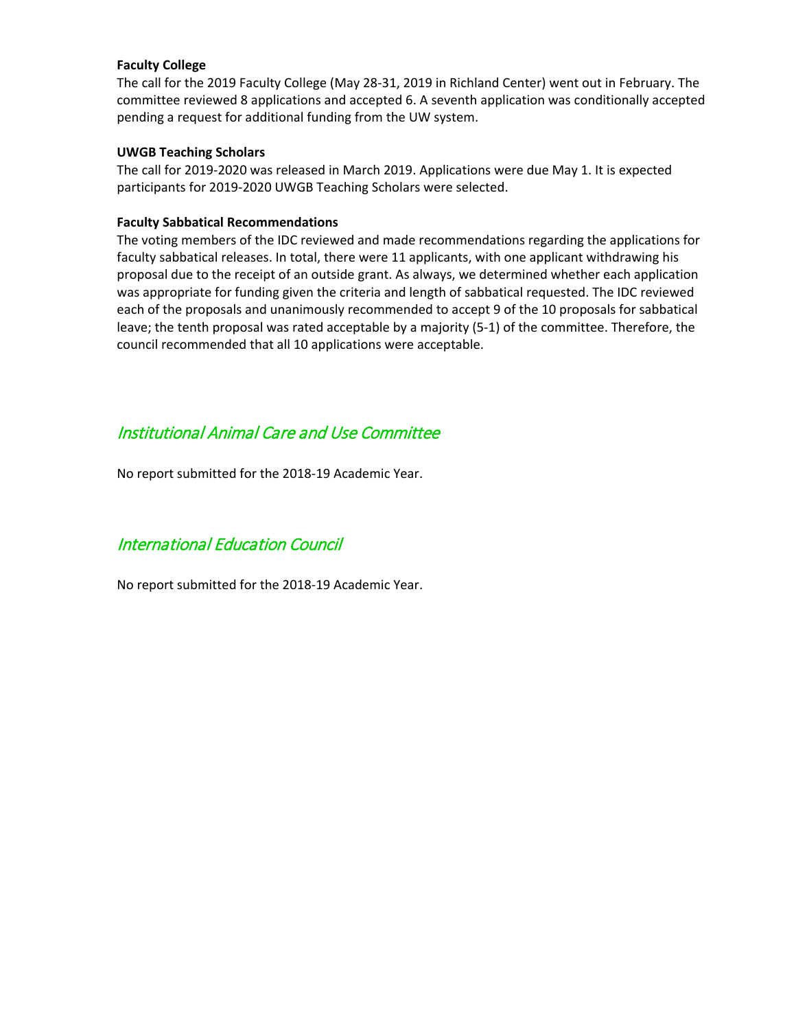**Faculty College**

The call for the 2019 Faculty College (May 28-31, 2019 in Richland Center) went out in February. The committee reviewed 8 applications and accepted 6. A seventh application was conditionally accepted pending a request for additional funding from the UW system.

**UWGB Teaching Scholars**

The call for 2019-2020 was released in March 2019. Applications were due May 1. It is expected participants for 2019-2020 UWGB Teaching Scholars were selected.

**Faculty Sabbatical Recommendations**

The voting members of the IDC reviewed and made recommendations regarding the applications for faculty sabbatical releases. In total, there were 11 applicants, with one applicant withdrawing his proposal due to the receipt of an outside grant. As always, we determined whether each application was appropriate for funding given the criteria and length of sabbatical requested. The IDC reviewed each of the proposals and unanimously recommended to accept 9 of the 10 proposals for sabbatical leave; the tenth proposal was rated acceptable by a majority (5-1) of the committee. Therefore, the council recommended that all 10 applications were acceptable.

## *Institutional Animal Care and Use Committee*

No report submitted for the 2018-19 Academic Year.

## *International Education Council*

No report submitted for the 2018-19 Academic Year.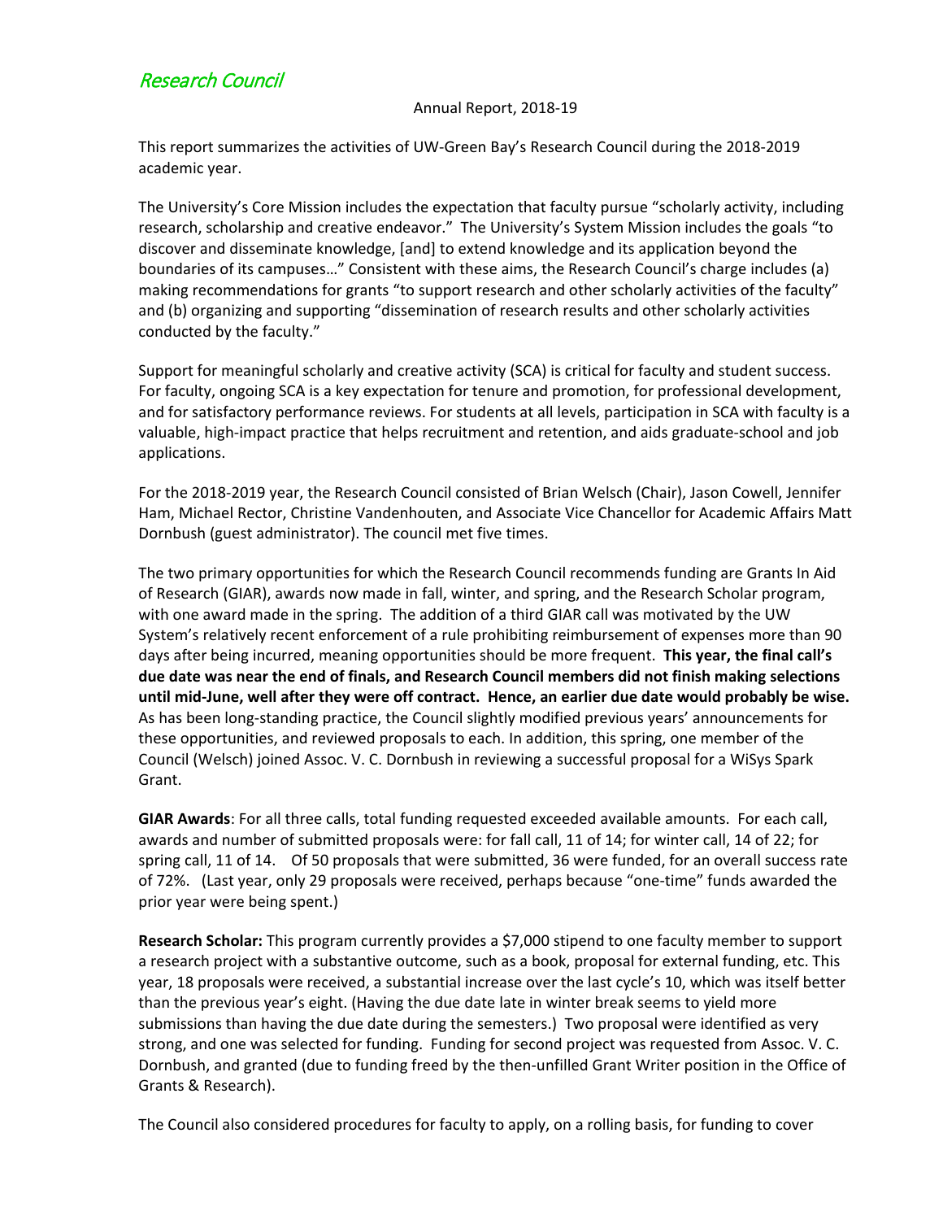## *Research Council*

Annual Report, 2018-19

This report summarizes the activities of UW-Green Bay's Research Council during the 2018-2019 academic year.

The University's Core Mission includes the expectation that faculty pursue "scholarly activity, including research, scholarship and creative endeavor." The University's System Mission includes the goals "to discover and disseminate knowledge, [and] to extend knowledge and its application beyond the boundaries of its campuses…" Consistent with these aims, the Research Council's charge includes (a) making recommendations for grants "to support research and other scholarly activities of the faculty" and (b) organizing and supporting "dissemination of research results and other scholarly activities conducted by the faculty."

Support for meaningful scholarly and creative activity (SCA) is critical for faculty and student success. For faculty, ongoing SCA is a key expectation for tenure and promotion, for professional development, and for satisfactory performance reviews. For students at all levels, participation in SCA with faculty is a valuable, high-impact practice that helps recruitment and retention, and aids graduate-school and job applications.

For the 2018-2019 year, the Research Council consisted of Brian Welsch (Chair), Jason Cowell, Jennifer Ham, Michael Rector, Christine Vandenhouten, and Associate Vice Chancellor for Academic Affairs Matt Dornbush (guest administrator). The council met five times.

The two primary opportunities for which the Research Council recommends funding are Grants In Aid of Research (GIAR), awards now made in fall, winter, and spring, and the Research Scholar program, with one award made in the spring. The addition of a third GIAR call was motivated by the UW System's relatively recent enforcement of a rule prohibiting reimbursement of expenses more than 90 days after being incurred, meaning opportunities should be more frequent. **This year, the final call's due date was near the end of finals, and Research Council members did not finish making selections until mid-June, well after they were off contract. Hence, an earlier due date would probably be wise.** As has been long-standing practice, the Council slightly modified previous years' announcements for these opportunities, and reviewed proposals to each. In addition, this spring, one member of the Council (Welsch) joined Assoc. V. C. Dornbush in reviewing a successful proposal for a WiSys Spark Grant.

**GIAR Awards**: For all three calls, total funding requested exceeded available amounts. For each call, awards and number of submitted proposals were: for fall call, 11 of 14; for winter call, 14 of 22; for spring call, 11 of 14. Of 50 proposals that were submitted, 36 were funded, for an overall success rate of 72%. (Last year, only 29 proposals were received, perhaps because "one-time" funds awarded the prior year were being spent.)

**Research Scholar:** This program currently provides a $7,000 stipend to one faculty member to support a research project with a substantive outcome, such as a book, proposal for external funding, etc. This year, 18 proposals were received, a substantial increase over the last cycle's 10, which was itself better than the previous year's eight. (Having the due date late in winter break seems to yield more submissions than having the due date during the semesters.) Two proposal were identified as very strong, and one was selected for funding. Funding for second project was requested from Assoc. V. C. Dornbush, and granted (due to funding freed by the then-unfilled Grant Writer position in the Office of Grants & Research).

The Council also considered procedures for faculty to apply, on a rolling basis, for funding to cover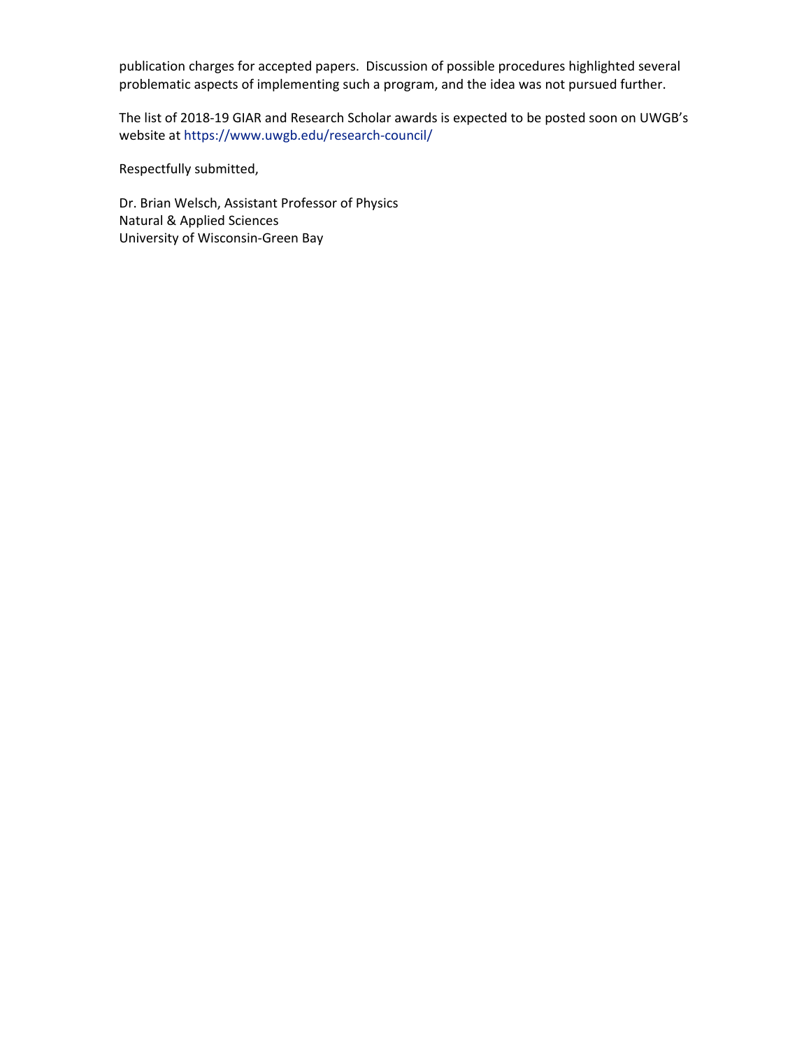publication charges for accepted papers. Discussion of possible procedures highlighted several problematic aspects of implementing such a program, and the idea was not pursued further.

The list of 2018-19 GIAR and Research Scholar awards is expected to be posted soon on UWGB's website at https://www.uwgb.edu/research-council/

Respectfully submitted,

Dr. Brian Welsch, Assistant Professor of Physics
Natural & Applied Sciences
University of Wisconsin-Green Bay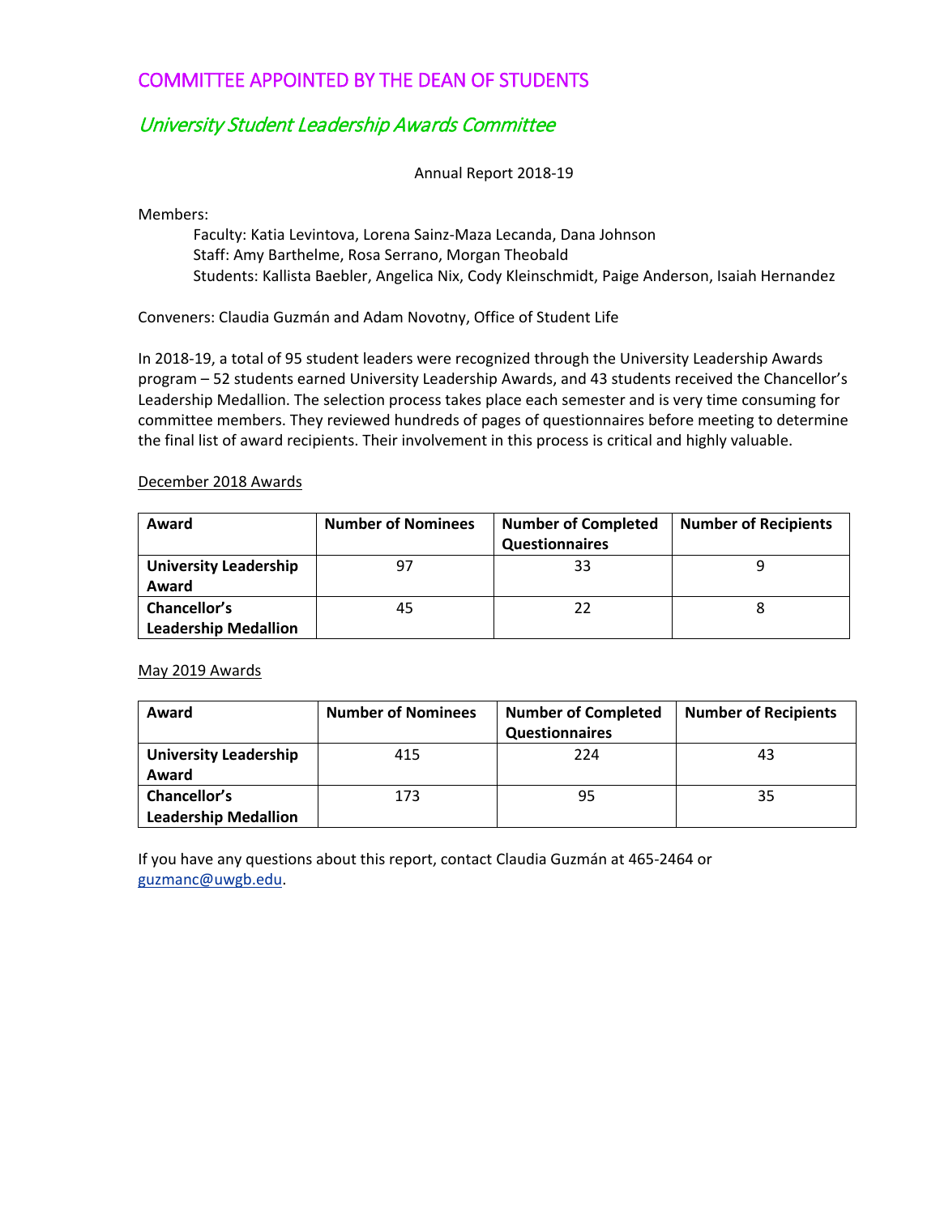## COMMITTEE APPOINTED BY THE DEAN OF STUDENTS

### *University Student Leadership Awards Committee*

Annual Report 2018-19

Members:

Faculty: Katia Levintova, Lorena Sainz-Maza Lecanda, Dana Johnson
Staff: Amy Barthelme, Rosa Serrano, Morgan Theobald
Students: Kallista Baebler, Angelica Nix, Cody Kleinschmidt, Paige Anderson, Isaiah Hernandez

Conveners: Claudia Guzmán and Adam Novotny, Office of Student Life

In 2018-19, a total of 95 student leaders were recognized through the University Leadership Awards program – 52 students earned University Leadership Awards, and 43 students received the Chancellor's Leadership Medallion. The selection process takes place each semester and is very time consuming for committee members. They reviewed hundreds of pages of questionnaires before meeting to determine the final list of award recipients. Their involvement in this process is critical and highly valuable.

December 2018 Awards

| Award | Number of Nominees | Number of Completed Questionnaires | Number of Recipients |
|---|---|---|---|
| **University Leadership Award** | 97 | 33 | 9 |
| **Chancellor's Leadership Medallion** | 45 | 22 | 8 |

May 2019 Awards

| Award | Number of Nominees | Number of Completed Questionnaires | Number of Recipients |
|---|---|---|---|
| **University Leadership Award** | 415 | 224 | 43 |
| **Chancellor's Leadership Medallion** | 173 | 95 | 35 |

If you have any questions about this report, contact Claudia Guzmán at 465-2464 or guzmanc@uwgb.edu.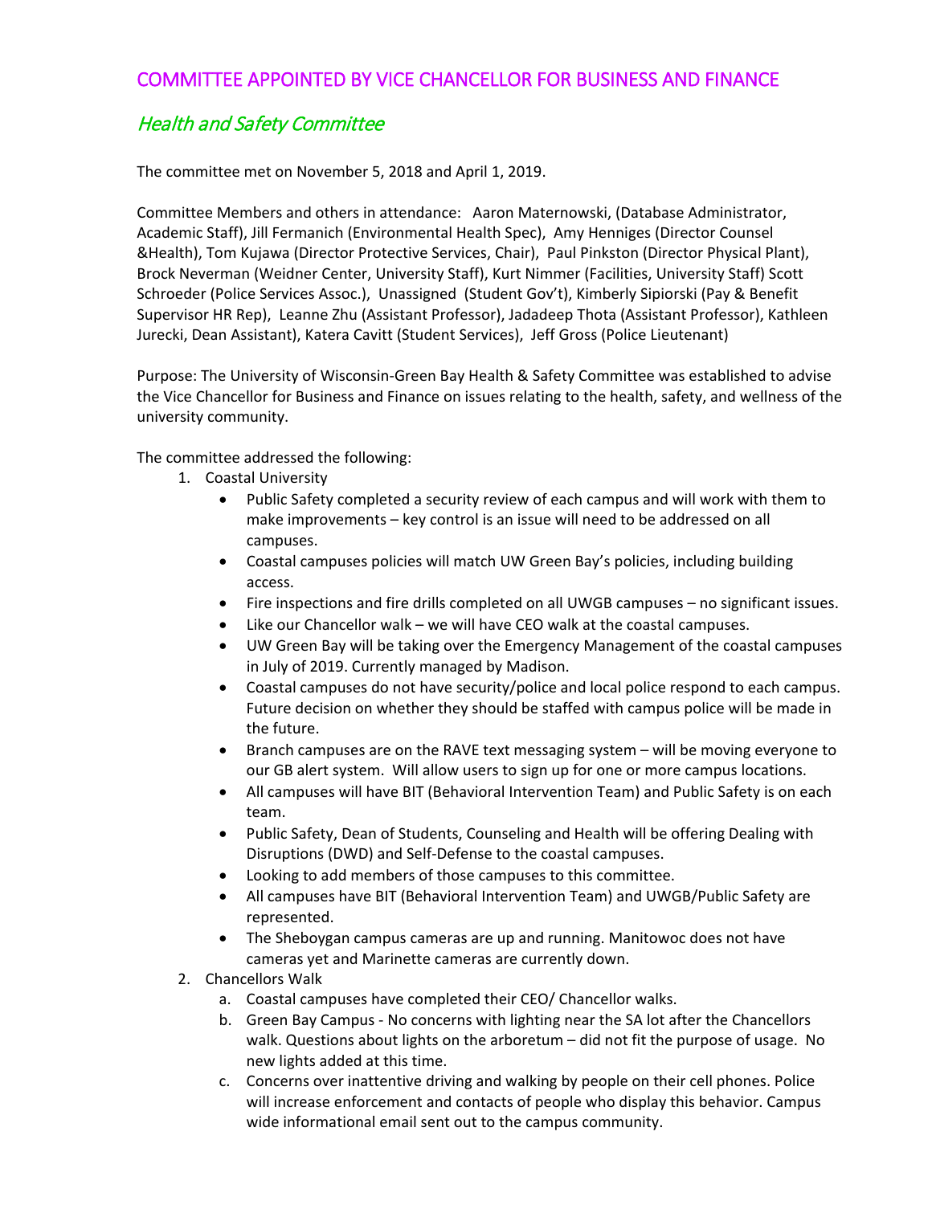## COMMITTEE APPOINTED BY VICE CHANCELLOR FOR BUSINESS AND FINANCE

### *Health and Safety Committee*

The committee met on November 5, 2018 and April 1, 2019.

Committee Members and others in attendance: Aaron Maternowski, (Database Administrator, Academic Staff), Jill Fermanich (Environmental Health Spec), Amy Henniges (Director Counsel &Health), Tom Kujawa (Director Protective Services, Chair), Paul Pinkston (Director Physical Plant), Brock Neverman (Weidner Center, University Staff), Kurt Nimmer (Facilities, University Staff) Scott Schroeder (Police Services Assoc.), Unassigned (Student Gov't), Kimberly Sipiorski (Pay & Benefit Supervisor HR Rep), Leanne Zhu (Assistant Professor), Jadadeep Thota (Assistant Professor), Kathleen Jurecki, Dean Assistant), Katera Cavitt (Student Services), Jeff Gross (Police Lieutenant)

Purpose: The University of Wisconsin-Green Bay Health & Safety Committee was established to advise the Vice Chancellor for Business and Finance on issues relating to the health, safety, and wellness of the university community.

The committee addressed the following:

1. Coastal University
   - Public Safety completed a security review of each campus and will work with them to make improvements – key control is an issue will need to be addressed on all campuses.
   - Coastal campuses policies will match UW Green Bay's policies, including building access.
   - Fire inspections and fire drills completed on all UWGB campuses – no significant issues.
   - Like our Chancellor walk – we will have CEO walk at the coastal campuses.
   - UW Green Bay will be taking over the Emergency Management of the coastal campuses in July of 2019. Currently managed by Madison.
   - Coastal campuses do not have security/police and local police respond to each campus. Future decision on whether they should be staffed with campus police will be made in the future.
   - Branch campuses are on the RAVE text messaging system – will be moving everyone to our GB alert system. Will allow users to sign up for one or more campus locations.
   - All campuses will have BIT (Behavioral Intervention Team) and Public Safety is on each team.
   - Public Safety, Dean of Students, Counseling and Health will be offering Dealing with Disruptions (DWD) and Self-Defense to the coastal campuses.
   - Looking to add members of those campuses to this committee.
   - All campuses have BIT (Behavioral Intervention Team) and UWGB/Public Safety are represented.
   - The Sheboygan campus cameras are up and running. Manitowoc does not have cameras yet and Marinette cameras are currently down.
2. Chancellors Walk
   a. Coastal campuses have completed their CEO/ Chancellor walks.
   b. Green Bay Campus - No concerns with lighting near the SA lot after the Chancellors walk. Questions about lights on the arboretum – did not fit the purpose of usage. No new lights added at this time.
   c. Concerns over inattentive driving and walking by people on their cell phones. Police will increase enforcement and contacts of people who display this behavior. Campus wide informational email sent out to the campus community.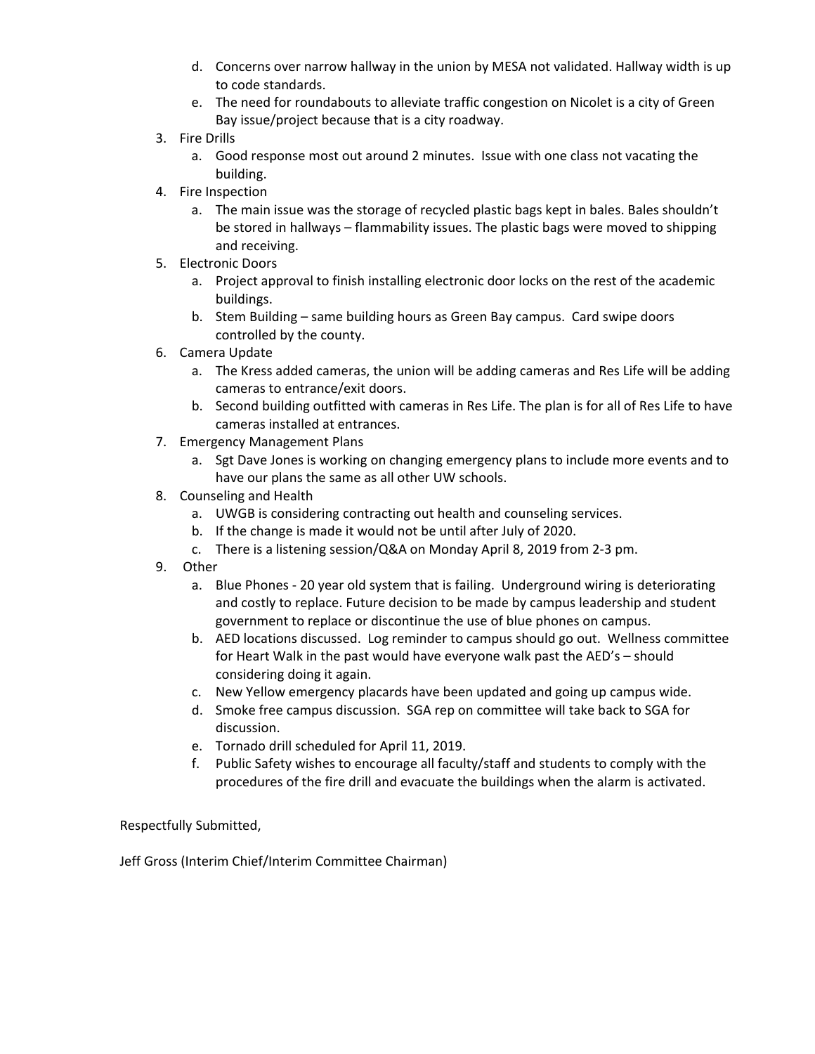d. Concerns over narrow hallway in the union by MESA not validated. Hallway width is up to code standards.
   e. The need for roundabouts to alleviate traffic congestion on Nicolet is a city of Green Bay issue/project because that is a city roadway.
3. Fire Drills
   a. Good response most out around 2 minutes. Issue with one class not vacating the building.
4. Fire Inspection
   a. The main issue was the storage of recycled plastic bags kept in bales. Bales shouldn't be stored in hallways – flammability issues. The plastic bags were moved to shipping and receiving.
5. Electronic Doors
   a. Project approval to finish installing electronic door locks on the rest of the academic buildings.
   b. Stem Building – same building hours as Green Bay campus. Card swipe doors controlled by the county.
6. Camera Update
   a. The Kress added cameras, the union will be adding cameras and Res Life will be adding cameras to entrance/exit doors.
   b. Second building outfitted with cameras in Res Life. The plan is for all of Res Life to have cameras installed at entrances.
7. Emergency Management Plans
   a. Sgt Dave Jones is working on changing emergency plans to include more events and to have our plans the same as all other UW schools.
8. Counseling and Health
   a. UWGB is considering contracting out health and counseling services.
   b. If the change is made it would not be until after July of 2020.
   c. There is a listening session/Q&A on Monday April 8, 2019 from 2-3 pm.
9. Other
   a. Blue Phones - 20 year old system that is failing. Underground wiring is deteriorating and costly to replace. Future decision to be made by campus leadership and student government to replace or discontinue the use of blue phones on campus.
   b. AED locations discussed. Log reminder to campus should go out. Wellness committee for Heart Walk in the past would have everyone walk past the AED's – should considering doing it again.
   c. New Yellow emergency placards have been updated and going up campus wide.
   d. Smoke free campus discussion. SGA rep on committee will take back to SGA for discussion.
   e. Tornado drill scheduled for April 11, 2019.
   f. Public Safety wishes to encourage all faculty/staff and students to comply with the procedures of the fire drill and evacuate the buildings when the alarm is activated.

Respectfully Submitted,

Jeff Gross (Interim Chief/Interim Committee Chairman)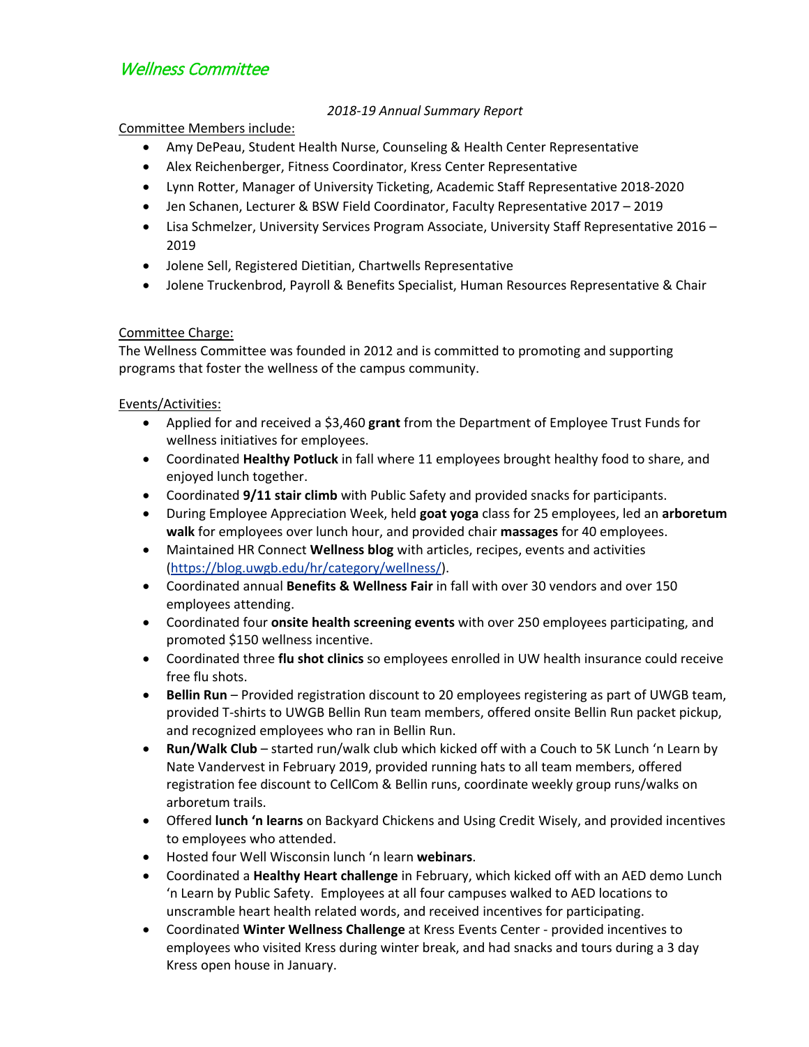# *Wellness Committee*

*2018-19 Annual Summary Report*

Committee Members include:

- Amy DePeau, Student Health Nurse, Counseling & Health Center Representative
- Alex Reichenberger, Fitness Coordinator, Kress Center Representative
- Lynn Rotter, Manager of University Ticketing, Academic Staff Representative 2018-2020
- Jen Schanen, Lecturer & BSW Field Coordinator, Faculty Representative 2017 – 2019
- Lisa Schmelzer, University Services Program Associate, University Staff Representative 2016 – 2019
- Jolene Sell, Registered Dietitian, Chartwells Representative
- Jolene Truckenbrod, Payroll & Benefits Specialist, Human Resources Representative & Chair

Committee Charge:

The Wellness Committee was founded in 2012 and is committed to promoting and supporting programs that foster the wellness of the campus community.

Events/Activities:

- Applied for and received a $3,460 **grant** from the Department of Employee Trust Funds for wellness initiatives for employees.
- Coordinated **Healthy Potluck** in fall where 11 employees brought healthy food to share, and enjoyed lunch together.
- Coordinated **9/11 stair climb** with Public Safety and provided snacks for participants.
- During Employee Appreciation Week, held **goat yoga** class for 25 employees, led an **arboretum walk** for employees over lunch hour, and provided chair **massages** for 40 employees.
- Maintained HR Connect **Wellness blog** with articles, recipes, events and activities (https://blog.uwgb.edu/hr/category/wellness/).
- Coordinated annual **Benefits & Wellness Fair** in fall with over 30 vendors and over 150 employees attending.
- Coordinated four **onsite health screening events** with over 250 employees participating, and promoted $150 wellness incentive.
- Coordinated three **flu shot clinics** so employees enrolled in UW health insurance could receive free flu shots.
- **Bellin Run** – Provided registration discount to 20 employees registering as part of UWGB team, provided T-shirts to UWGB Bellin Run team members, offered onsite Bellin Run packet pickup, and recognized employees who ran in Bellin Run.
- **Run/Walk Club** – started run/walk club which kicked off with a Couch to 5K Lunch 'n Learn by Nate Vandervest in February 2019, provided running hats to all team members, offered registration fee discount to CellCom & Bellin runs, coordinate weekly group runs/walks on arboretum trails.
- Offered **lunch 'n learns** on Backyard Chickens and Using Credit Wisely, and provided incentives to employees who attended.
- Hosted four Well Wisconsin lunch 'n learn **webinars**.
- Coordinated a **Healthy Heart challenge** in February, which kicked off with an AED demo Lunch 'n Learn by Public Safety. Employees at all four campuses walked to AED locations to unscramble heart health related words, and received incentives for participating.
- Coordinated **Winter Wellness Challenge** at Kress Events Center - provided incentives to employees who visited Kress during winter break, and had snacks and tours during a 3 day Kress open house in January.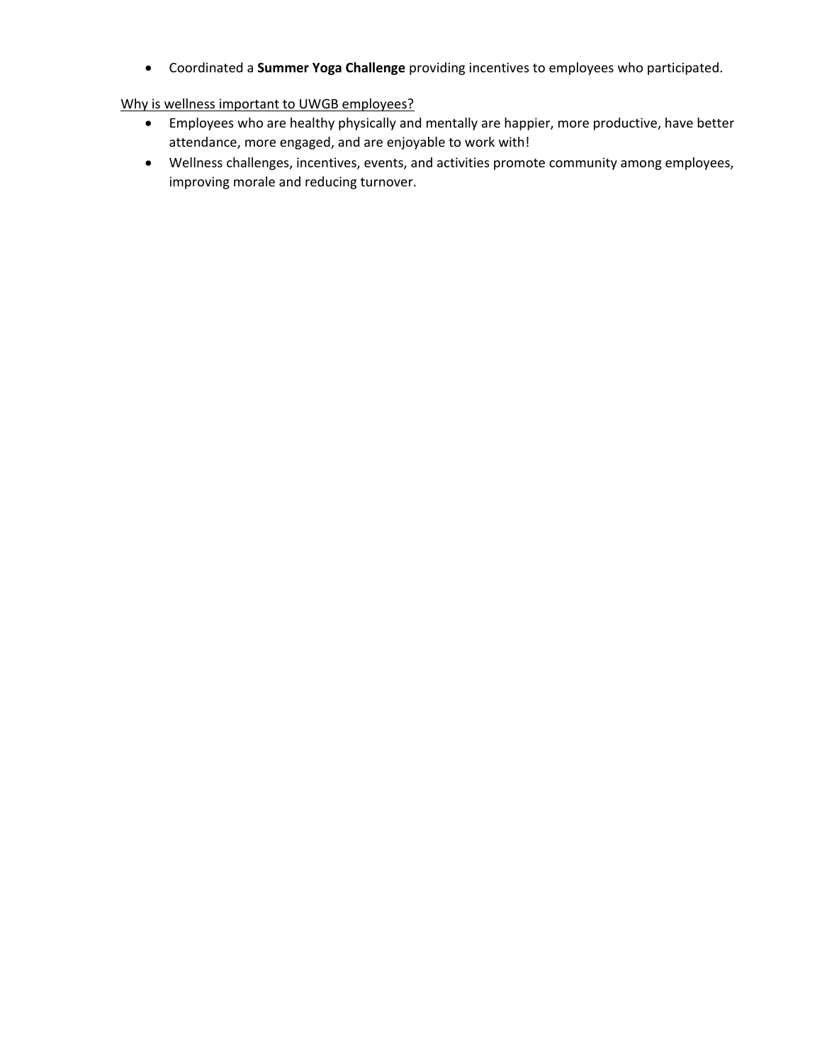- Coordinated a **Summer Yoga Challenge** providing incentives to employees who participated.

<u>Why is wellness important to UWGB employees?</u>

- Employees who are healthy physically and mentally are happier, more productive, have better attendance, more engaged, and are enjoyable to work with!
- Wellness challenges, incentives, events, and activities promote community among employees, improving morale and reducing turnover.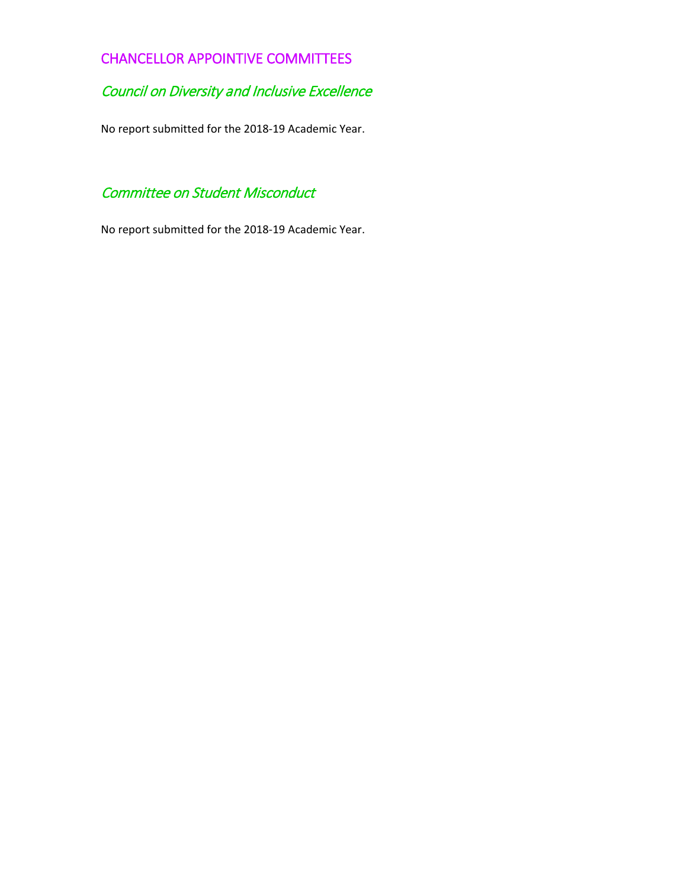## CHANCELLOR APPOINTIVE COMMITTEES

### *Council on Diversity and Inclusive Excellence*

No report submitted for the 2018-19 Academic Year.

### *Committee on Student Misconduct*

No report submitted for the 2018-19 Academic Year.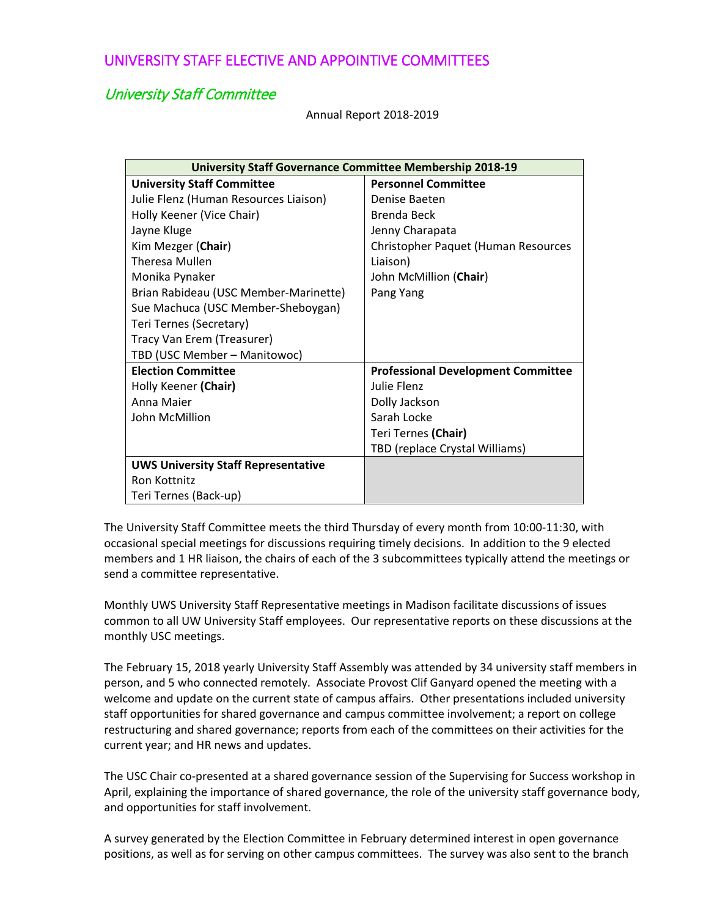# UNIVERSITY STAFF ELECTIVE AND APPOINTIVE COMMITTEES

## *University Staff Committee*

Annual Report 2018-2019

| University Staff Governance Committee Membership 2018-19 | |
|---|---|
| **University Staff Committee**<br>Julie Flenz (Human Resources Liaison)<br>Holly Keener (Vice Chair)<br>Jayne Kluge<br>Kim Mezger (**Chair**)<br>Theresa Mullen<br>Monika Pynaker<br>Brian Rabideau (USC Member-Marinette)<br>Sue Machuca (USC Member-Sheboygan)<br>Teri Ternes (Secretary)<br>Tracy Van Erem (Treasurer)<br>TBD (USC Member – Manitowoc) | **Personnel Committee**<br>Denise Baeten<br>Brenda Beck<br>Jenny Charapata<br>Christopher Paquet (Human Resources Liaison)<br>John McMillion (**Chair**)<br>Pang Yang |
| **Election Committee**<br>Holly Keener **(Chair)**<br>Anna Maier<br>John McMillion | **Professional Development Committee**<br>Julie Flenz<br>Dolly Jackson<br>Sarah Locke<br>Teri Ternes **(Chair)**<br>TBD (replace Crystal Williams) |
| **UWS University Staff Representative**<br>Ron Kottnitz<br>Teri Ternes (Back-up) | |

The University Staff Committee meets the third Thursday of every month from 10:00-11:30, with occasional special meetings for discussions requiring timely decisions. In addition to the 9 elected members and 1 HR liaison, the chairs of each of the 3 subcommittees typically attend the meetings or send a committee representative.

Monthly UWS University Staff Representative meetings in Madison facilitate discussions of issues common to all UW University Staff employees. Our representative reports on these discussions at the monthly USC meetings.

The February 15, 2018 yearly University Staff Assembly was attended by 34 university staff members in person, and 5 who connected remotely. Associate Provost Clif Ganyard opened the meeting with a welcome and update on the current state of campus affairs. Other presentations included university staff opportunities for shared governance and campus committee involvement; a report on college restructuring and shared governance; reports from each of the committees on their activities for the current year; and HR news and updates.

The USC Chair co-presented at a shared governance session of the Supervising for Success workshop in April, explaining the importance of shared governance, the role of the university staff governance body, and opportunities for staff involvement.

A survey generated by the Election Committee in February determined interest in open governance positions, as well as for serving on other campus committees. The survey was also sent to the branch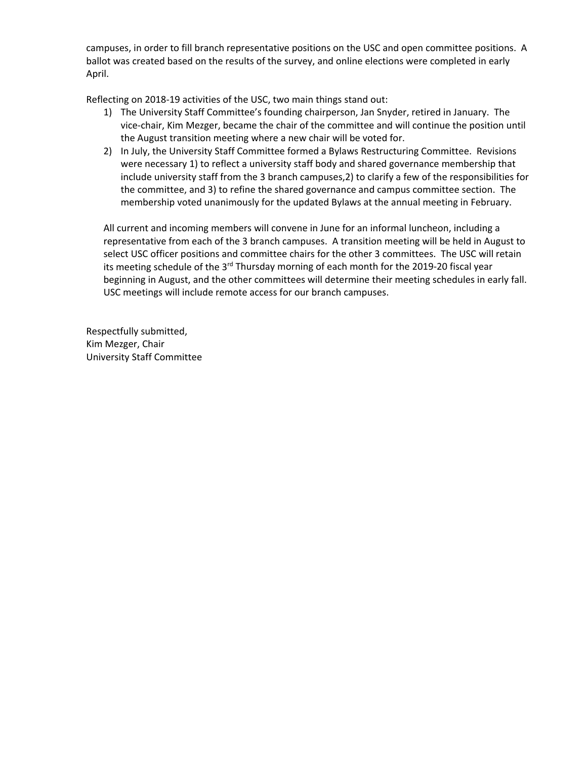campuses, in order to fill branch representative positions on the USC and open committee positions. A ballot was created based on the results of the survey, and online elections were completed in early April.

Reflecting on 2018-19 activities of the USC, two main things stand out:

1) The University Staff Committee's founding chairperson, Jan Snyder, retired in January. The vice-chair, Kim Mezger, became the chair of the committee and will continue the position until the August transition meeting where a new chair will be voted for.
2) In July, the University Staff Committee formed a Bylaws Restructuring Committee. Revisions were necessary 1) to reflect a university staff body and shared governance membership that include university staff from the 3 branch campuses,2) to clarify a few of the responsibilities for the committee, and 3) to refine the shared governance and campus committee section. The membership voted unanimously for the updated Bylaws at the annual meeting in February.

All current and incoming members will convene in June for an informal luncheon, including a representative from each of the 3 branch campuses. A transition meeting will be held in August to select USC officer positions and committee chairs for the other 3 committees. The USC will retain its meeting schedule of the 3rd Thursday morning of each month for the 2019-20 fiscal year beginning in August, and the other committees will determine their meeting schedules in early fall. USC meetings will include remote access for our branch campuses.

Respectfully submitted,
Kim Mezger, Chair
University Staff Committee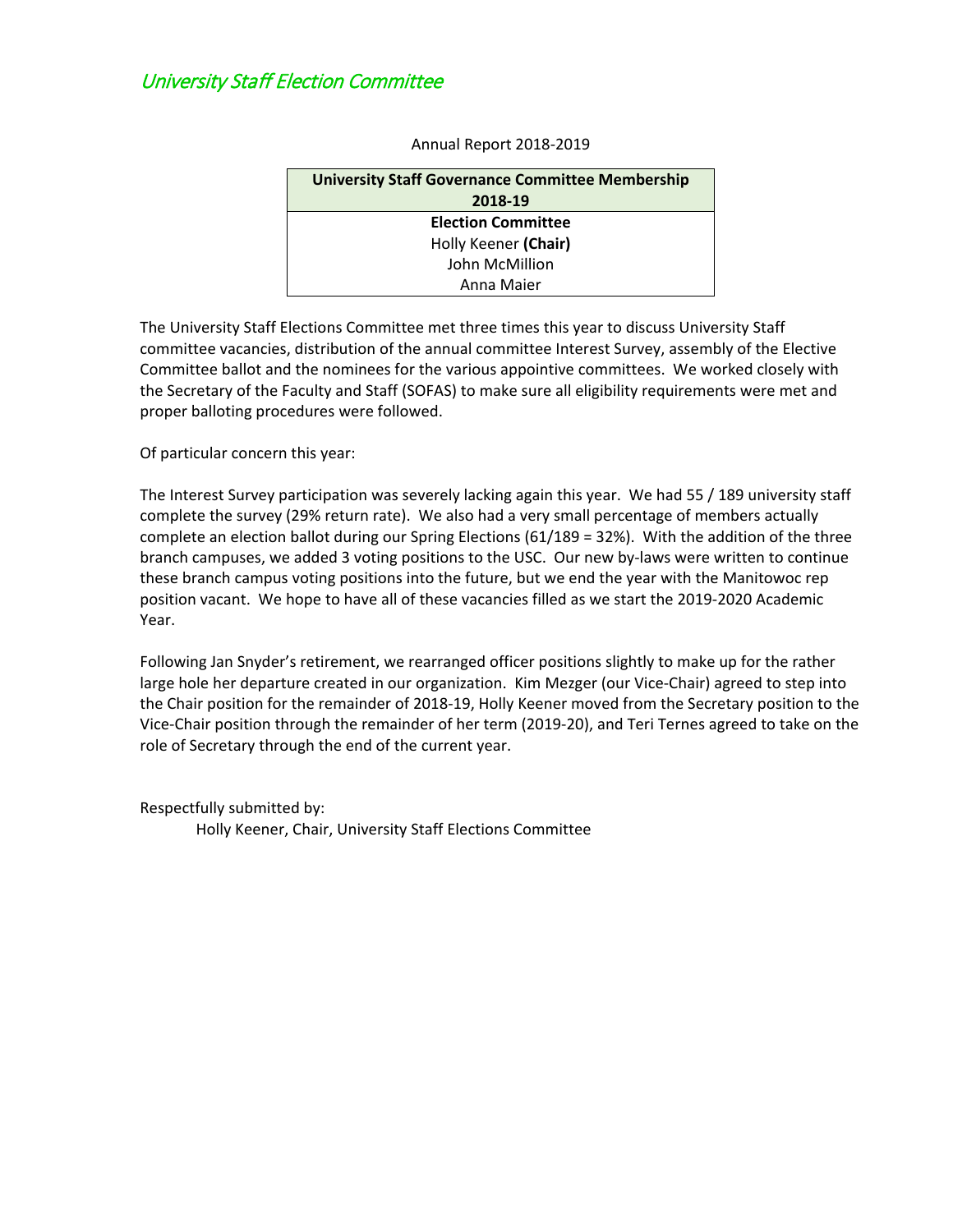## *University Staff Election Committee*

Annual Report 2018-2019

| University Staff Governance Committee Membership 2018-19 |
|---|
| **Election Committee** |
| Holly Keener **(Chair)** |
| John McMillion |
| Anna Maier |

The University Staff Elections Committee met three times this year to discuss University Staff committee vacancies, distribution of the annual committee Interest Survey, assembly of the Elective Committee ballot and the nominees for the various appointive committees. We worked closely with the Secretary of the Faculty and Staff (SOFAS) to make sure all eligibility requirements were met and proper balloting procedures were followed.

Of particular concern this year:

The Interest Survey participation was severely lacking again this year. We had 55 / 189 university staff complete the survey (29% return rate). We also had a very small percentage of members actually complete an election ballot during our Spring Elections (61/189 = 32%). With the addition of the three branch campuses, we added 3 voting positions to the USC. Our new by-laws were written to continue these branch campus voting positions into the future, but we end the year with the Manitowoc rep position vacant. We hope to have all of these vacancies filled as we start the 2019-2020 Academic Year.

Following Jan Snyder's retirement, we rearranged officer positions slightly to make up for the rather large hole her departure created in our organization. Kim Mezger (our Vice-Chair) agreed to step into the Chair position for the remainder of 2018-19, Holly Keener moved from the Secretary position to the Vice-Chair position through the remainder of her term (2019-20), and Teri Ternes agreed to take on the role of Secretary through the end of the current year.

Respectfully submitted by:

Holly Keener, Chair, University Staff Elections Committee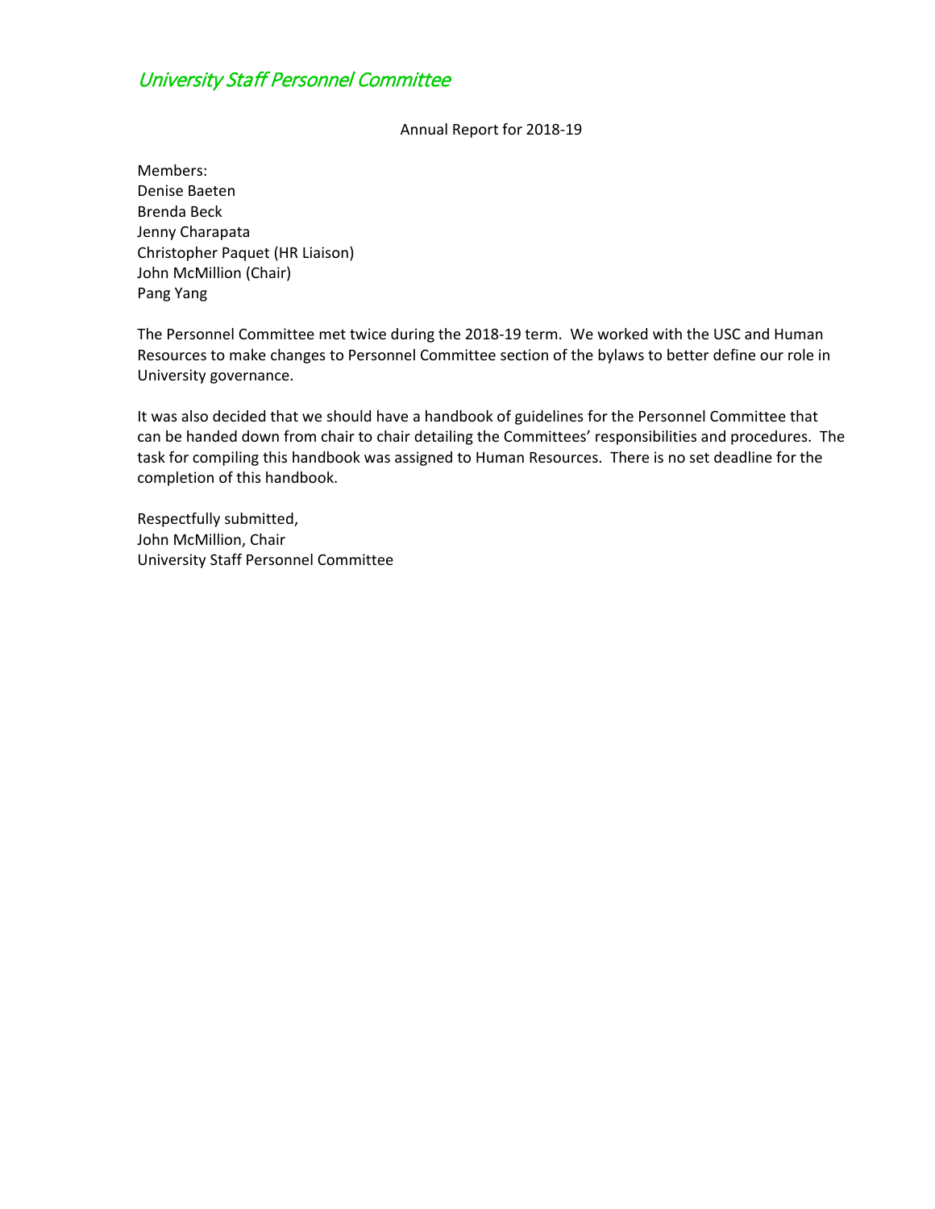## *University Staff Personnel Committee*

Annual Report for 2018-19

Members:
Denise Baeten
Brenda Beck
Jenny Charapata
Christopher Paquet (HR Liaison)
John McMillion (Chair)
Pang Yang

The Personnel Committee met twice during the 2018-19 term. We worked with the USC and Human Resources to make changes to Personnel Committee section of the bylaws to better define our role in University governance.

It was also decided that we should have a handbook of guidelines for the Personnel Committee that can be handed down from chair to chair detailing the Committees' responsibilities and procedures. The task for compiling this handbook was assigned to Human Resources. There is no set deadline for the completion of this handbook.

Respectfully submitted,
John McMillion, Chair
University Staff Personnel Committee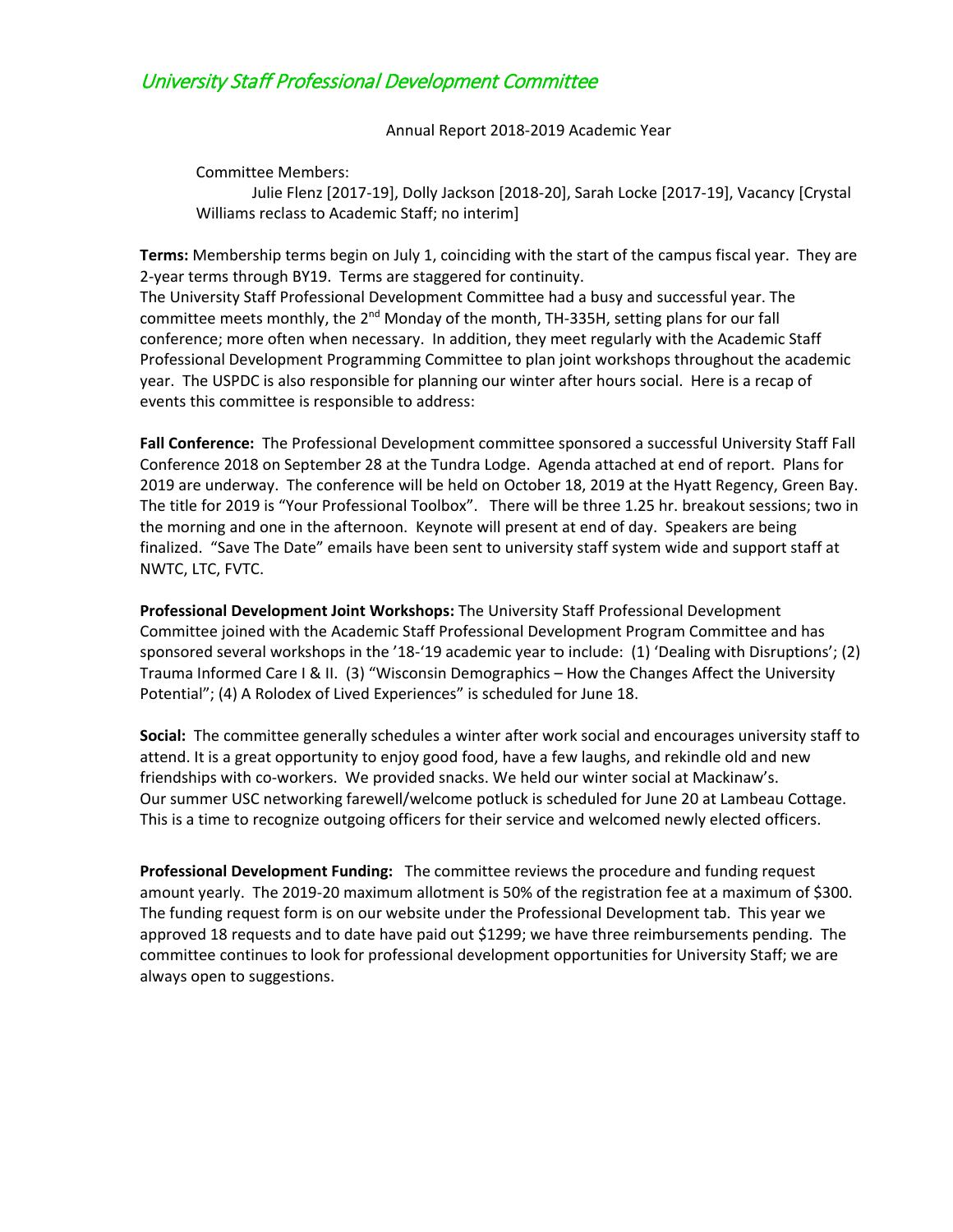# *University Staff Professional Development Committee*

Annual Report 2018-2019 Academic Year

Committee Members:
Julie Flenz [2017-19], Dolly Jackson [2018-20], Sarah Locke [2017-19], Vacancy [Crystal Williams reclass to Academic Staff; no interim]

**Terms:** Membership terms begin on July 1, coinciding with the start of the campus fiscal year. They are 2-year terms through BY19. Terms are staggered for continuity.
The University Staff Professional Development Committee had a busy and successful year. The committee meets monthly, the 2nd Monday of the month, TH-335H, setting plans for our fall conference; more often when necessary. In addition, they meet regularly with the Academic Staff Professional Development Programming Committee to plan joint workshops throughout the academic year. The USPDC is also responsible for planning our winter after hours social. Here is a recap of events this committee is responsible to address:

**Fall Conference:** The Professional Development committee sponsored a successful University Staff Fall Conference 2018 on September 28 at the Tundra Lodge. Agenda attached at end of report. Plans for 2019 are underway. The conference will be held on October 18, 2019 at the Hyatt Regency, Green Bay. The title for 2019 is "Your Professional Toolbox". There will be three 1.25 hr. breakout sessions; two in the morning and one in the afternoon. Keynote will present at end of day. Speakers are being finalized. "Save The Date" emails have been sent to university staff system wide and support staff at NWTC, LTC, FVTC.

**Professional Development Joint Workshops:** The University Staff Professional Development Committee joined with the Academic Staff Professional Development Program Committee and has sponsored several workshops in the '18-'19 academic year to include: (1) 'Dealing with Disruptions'; (2) Trauma Informed Care I & II. (3) "Wisconsin Demographics – How the Changes Affect the University Potential"; (4) A Rolodex of Lived Experiences" is scheduled for June 18.

**Social:** The committee generally schedules a winter after work social and encourages university staff to attend. It is a great opportunity to enjoy good food, have a few laughs, and rekindle old and new friendships with co-workers. We provided snacks. We held our winter social at Mackinaw's.
Our summer USC networking farewell/welcome potluck is scheduled for June 20 at Lambeau Cottage. This is a time to recognize outgoing officers for their service and welcomed newly elected officers.

**Professional Development Funding:** The committee reviews the procedure and funding request amount yearly. The 2019-20 maximum allotment is 50% of the registration fee at a maximum of $300. The funding request form is on our website under the Professional Development tab. This year we approved 18 requests and to date have paid out $1299; we have three reimbursements pending. The committee continues to look for professional development opportunities for University Staff; we are always open to suggestions.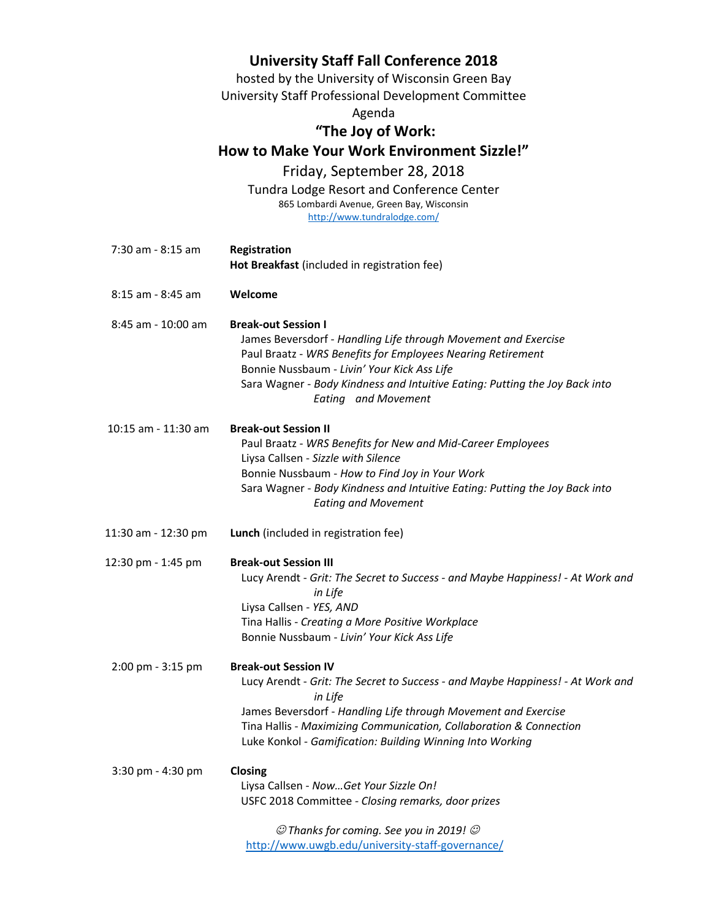# University Staff Fall Conference 2018

hosted by the University of Wisconsin Green Bay
University Staff Professional Development Committee
Agenda

## "The Joy of Work: How to Make Your Work Environment Sizzle!"

Friday, September 28, 2018
Tundra Lodge Resort and Conference Center
865 Lombardi Avenue, Green Bay, Wisconsin
http://www.tundralodge.com/

| | |
|---|---|
| 7:30 am - 8:15 am | **Registration**<br>**Hot Breakfast** (included in registration fee) |
| 8:15 am - 8:45 am | **Welcome** |
| 8:45 am - 10:00 am | **Break-out Session I**<br>James Beversdorf - *Handling Life through Movement and Exercise*<br>Paul Braatz - *WRS Benefits for Employees Nearing Retirement*<br>Bonnie Nussbaum - *Livin' Your Kick Ass Life*<br>Sara Wagner - *Body Kindness and Intuitive Eating: Putting the Joy Back into Eating and Movement* |
| 10:15 am - 11:30 am | **Break-out Session II**<br>Paul Braatz - *WRS Benefits for New and Mid-Career Employees*<br>Liysa Callsen - *Sizzle with Silence*<br>Bonnie Nussbaum - *How to Find Joy in Your Work*<br>Sara Wagner - *Body Kindness and Intuitive Eating: Putting the Joy Back into Eating and Movement* |
| 11:30 am - 12:30 pm | **Lunch** (included in registration fee) |
| 12:30 pm - 1:45 pm | **Break-out Session III**<br>Lucy Arendt - *Grit: The Secret to Success - and Maybe Happiness! - At Work and in Life*<br>Liysa Callsen - *YES, AND*<br>Tina Hallis - *Creating a More Positive Workplace*<br>Bonnie Nussbaum - *Livin' Your Kick Ass Life* |
| 2:00 pm - 3:15 pm | **Break-out Session IV**<br>Lucy Arendt - *Grit: The Secret to Success - and Maybe Happiness! - At Work and in Life*<br>James Beversdorf - *Handling Life through Movement and Exercise*<br>Tina Hallis - *Maximizing Communication, Collaboration & Connection*<br>Luke Konkol - *Gamification: Building Winning Into Working* |
| 3:30 pm - 4:30 pm | **Closing**<br>Liysa Callsen - *Now…Get Your Sizzle On!*<br>USFC 2018 Committee - *Closing remarks, door prizes* |

☺ *Thanks for coming. See you in 2019!* ☺
http://www.uwgb.edu/university-staff-governance/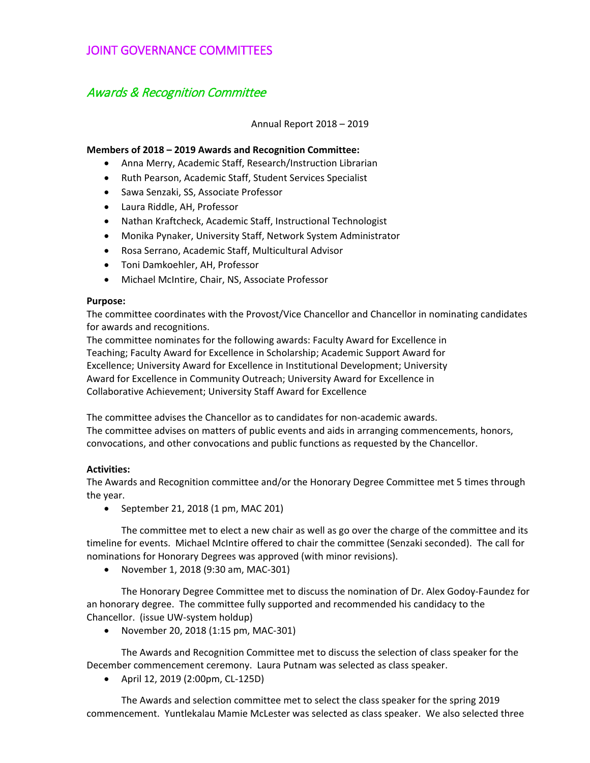# JOINT GOVERNANCE COMMITTEES

## *Awards & Recognition Committee*

Annual Report 2018 – 2019

**Members of 2018 – 2019 Awards and Recognition Committee:**

- Anna Merry, Academic Staff, Research/Instruction Librarian
- Ruth Pearson, Academic Staff, Student Services Specialist
- Sawa Senzaki, SS, Associate Professor
- Laura Riddle, AH, Professor
- Nathan Kraftcheck, Academic Staff, Instructional Technologist
- Monika Pynaker, University Staff, Network System Administrator
- Rosa Serrano, Academic Staff, Multicultural Advisor
- Toni Damkoehler, AH, Professor
- Michael McIntire, Chair, NS, Associate Professor

**Purpose:**

The committee coordinates with the Provost/Vice Chancellor and Chancellor in nominating candidates for awards and recognitions.

The committee nominates for the following awards: Faculty Award for Excellence in Teaching; Faculty Award for Excellence in Scholarship; Academic Support Award for Excellence; University Award for Excellence in Institutional Development; University Award for Excellence in Community Outreach; University Award for Excellence in Collaborative Achievement; University Staff Award for Excellence

The committee advises the Chancellor as to candidates for non-academic awards.

The committee advises on matters of public events and aids in arranging commencements, honors, convocations, and other convocations and public functions as requested by the Chancellor.

**Activities:**

The Awards and Recognition committee and/or the Honorary Degree Committee met 5 times through the year.

- September 21, 2018 (1 pm, MAC 201)

The committee met to elect a new chair as well as go over the charge of the committee and its timeline for events. Michael McIntire offered to chair the committee (Senzaki seconded). The call for nominations for Honorary Degrees was approved (with minor revisions).

- November 1, 2018 (9:30 am, MAC-301)

The Honorary Degree Committee met to discuss the nomination of Dr. Alex Godoy-Faundez for an honorary degree. The committee fully supported and recommended his candidacy to the Chancellor. (issue UW-system holdup)

- November 20, 2018 (1:15 pm, MAC-301)

The Awards and Recognition Committee met to discuss the selection of class speaker for the December commencement ceremony. Laura Putnam was selected as class speaker.

- April 12, 2019 (2:00pm, CL-125D)

The Awards and selection committee met to select the class speaker for the spring 2019 commencement. Yuntlekalau Mamie McLester was selected as class speaker. We also selected three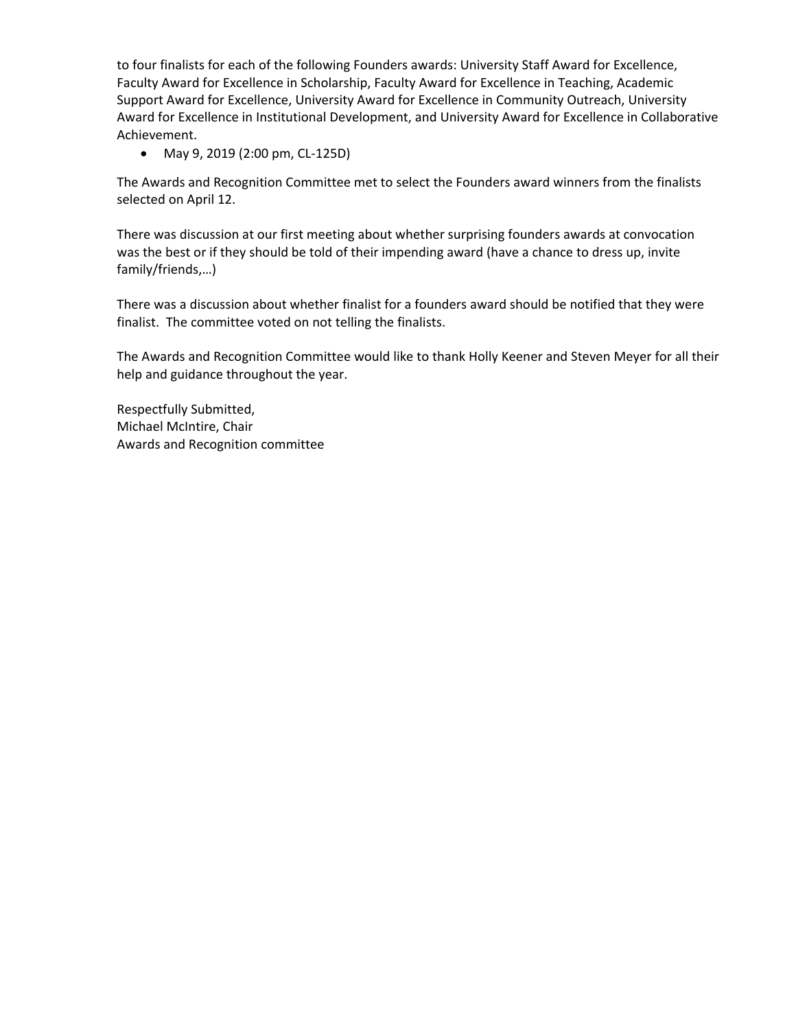to four finalists for each of the following Founders awards: University Staff Award for Excellence, Faculty Award for Excellence in Scholarship, Faculty Award for Excellence in Teaching, Academic Support Award for Excellence, University Award for Excellence in Community Outreach, University Award for Excellence in Institutional Development, and University Award for Excellence in Collaborative Achievement.

- May 9, 2019 (2:00 pm, CL-125D)

The Awards and Recognition Committee met to select the Founders award winners from the finalists selected on April 12.

There was discussion at our first meeting about whether surprising founders awards at convocation was the best or if they should be told of their impending award (have a chance to dress up, invite family/friends,…)

There was a discussion about whether finalist for a founders award should be notified that they were finalist. The committee voted on not telling the finalists.

The Awards and Recognition Committee would like to thank Holly Keener and Steven Meyer for all their help and guidance throughout the year.

Respectfully Submitted,
Michael McIntire, Chair
Awards and Recognition committee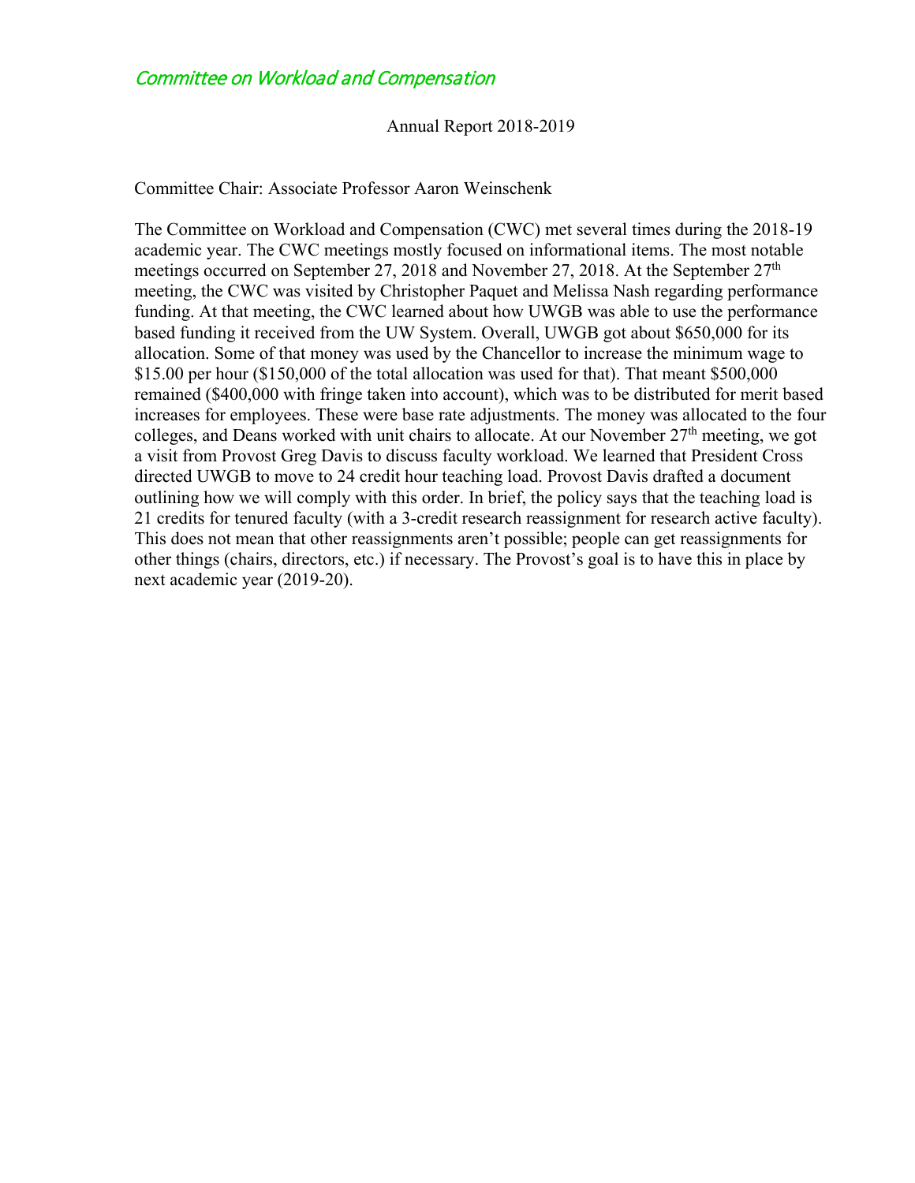## Committee on Workload and Compensation

Annual Report 2018-2019

Committee Chair: Associate Professor Aaron Weinschenk

The Committee on Workload and Compensation (CWC) met several times during the 2018-19 academic year. The CWC meetings mostly focused on informational items. The most notable meetings occurred on September 27, 2018 and November 27, 2018. At the September 27th meeting, the CWC was visited by Christopher Paquet and Melissa Nash regarding performance funding. At that meeting, the CWC learned about how UWGB was able to use the performance based funding it received from the UW System. Overall, UWGB got about $650,000 for its allocation. Some of that money was used by the Chancellor to increase the minimum wage to $15.00 per hour ($150,000 of the total allocation was used for that). That meant $500,000 remained ($400,000 with fringe taken into account), which was to be distributed for merit based increases for employees. These were base rate adjustments. The money was allocated to the four colleges, and Deans worked with unit chairs to allocate. At our November 27th meeting, we got a visit from Provost Greg Davis to discuss faculty workload. We learned that President Cross directed UWGB to move to 24 credit hour teaching load. Provost Davis drafted a document outlining how we will comply with this order. In brief, the policy says that the teaching load is 21 credits for tenured faculty (with a 3-credit research reassignment for research active faculty). This does not mean that other reassignments aren't possible; people can get reassignments for other things (chairs, directors, etc.) if necessary. The Provost's goal is to have this in place by next academic year (2019-20).